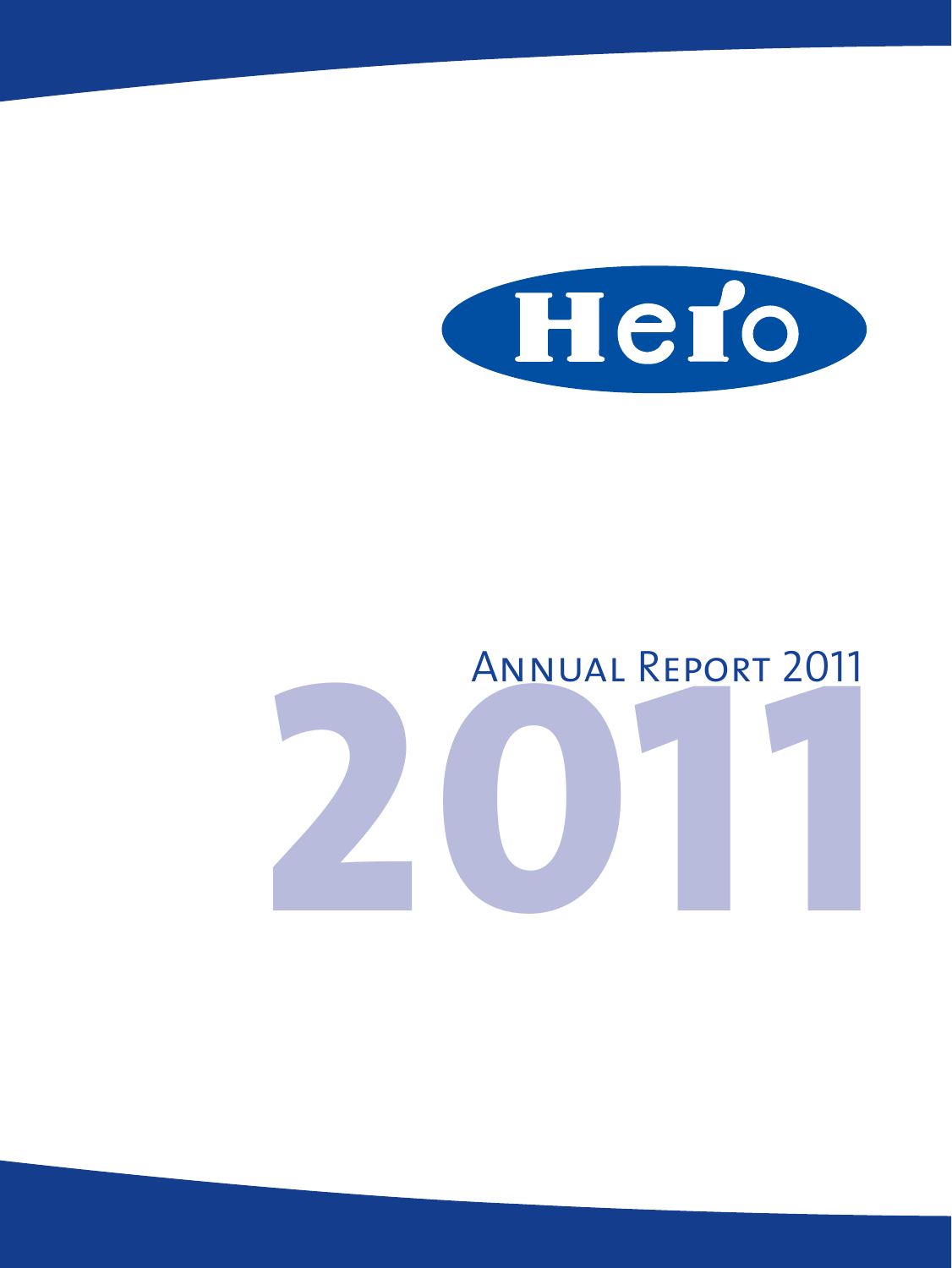Hero

# Annual Report 2011

2011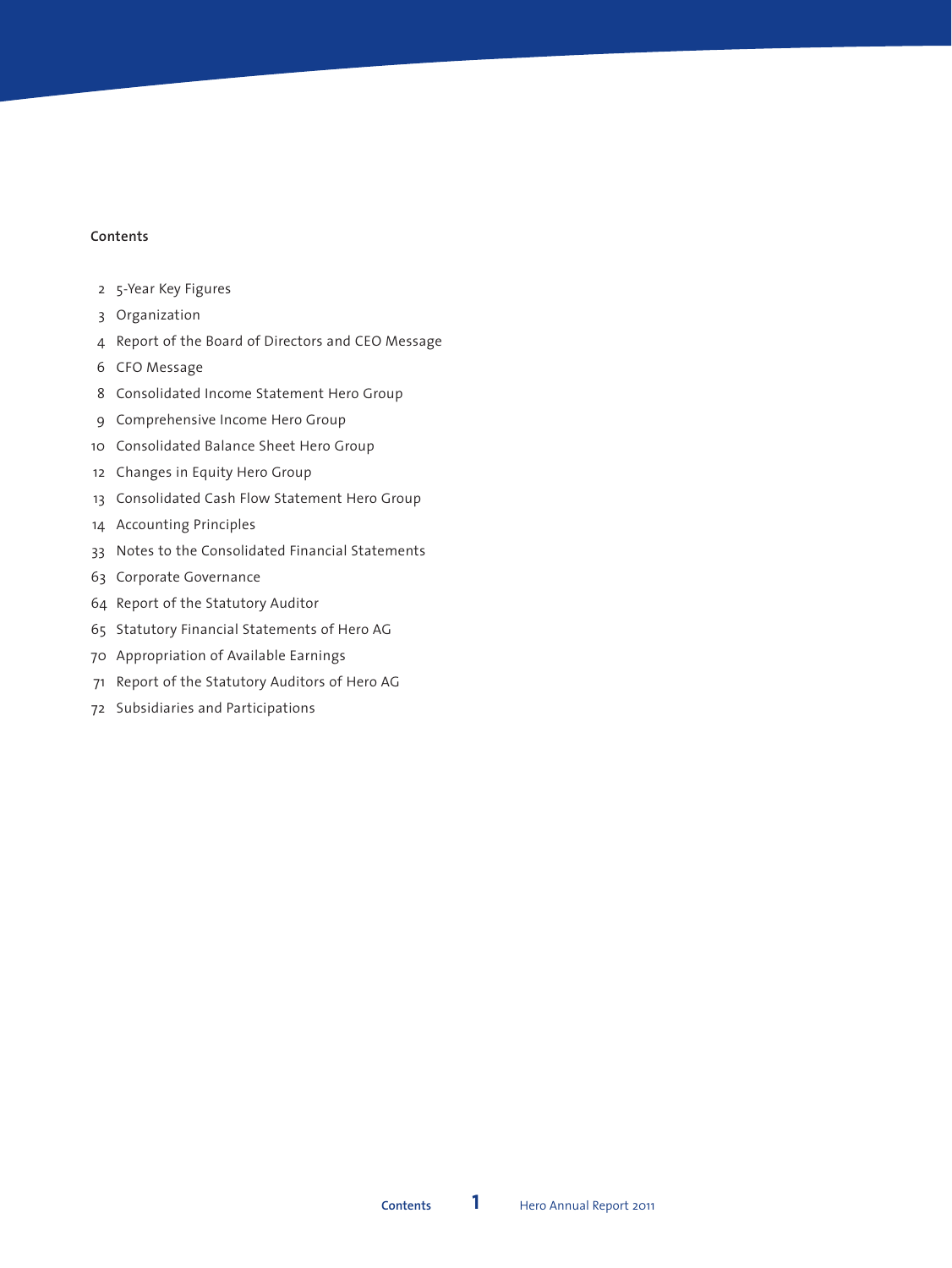## Contents

| | |
|---|---|
| 2 | 5-Year Key Figures |
| 3 | Organization |
| 4 | Report of the Board of Directors and CEO Message |
| 6 | CFO Message |
| 8 | Consolidated Income Statement Hero Group |
| 9 | Comprehensive Income Hero Group |
| 10 | Consolidated Balance Sheet Hero Group |
| 12 | Changes in Equity Hero Group |
| 13 | Consolidated Cash Flow Statement Hero Group |
| 14 | Accounting Principles |
| 33 | Notes to the Consolidated Financial Statements |
| 63 | Corporate Governance |
| 64 | Report of the Statutory Auditor |
| 65 | Statutory Financial Statements of Hero AG |
| 70 | Appropriation of Available Earnings |
| 71 | Report of the Statutory Auditors of Hero AG |
| 72 | Subsidiaries and Participations |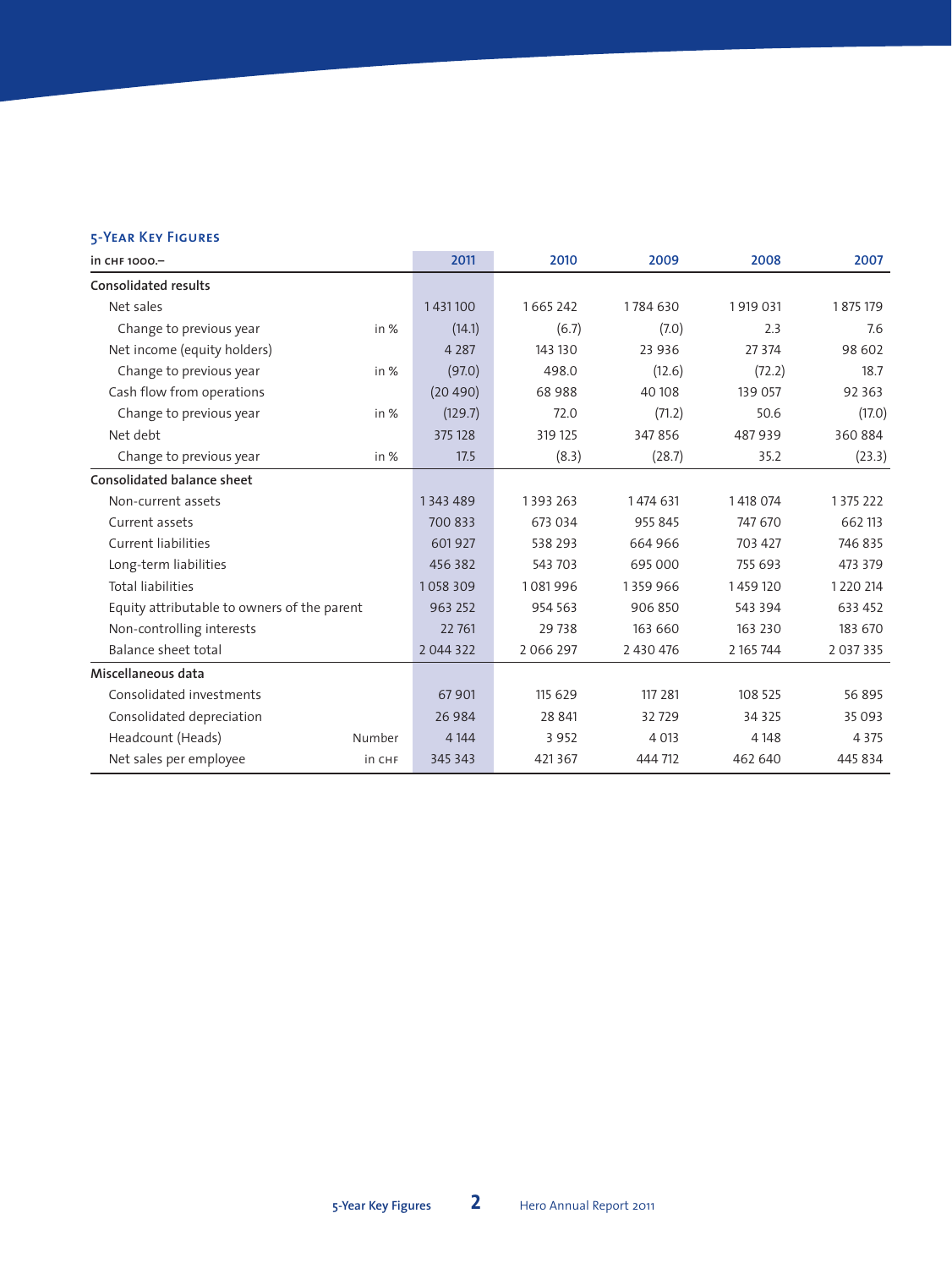## 5-Year Key Figures

| in CHF 1000.– | | 2011 | 2010 | 2009 | 2008 | 2007 |
|---|---|---|---|---|---|---|
| **Consolidated results** | | | | | | |
| Net sales | | 1 431 100 | 1 665 242 | 1 784 630 | 1 919 031 | 1 875 179 |
| Change to previous year | in % | (14.1) | (6.7) | (7.0) | 2.3 | 7.6 |
| Net income (equity holders) | | 4 287 | 143 130 | 23 936 | 27 374 | 98 602 |
| Change to previous year | in % | (97.0) | 498.0 | (12.6) | (72.2) | 18.7 |
| Cash flow from operations | | (20 490) | 68 988 | 40 108 | 139 057 | 92 363 |
| Change to previous year | in % | (129.7) | 72.0 | (71.2) | 50.6 | (17.0) |
| Net debt | | 375 128 | 319 125 | 347 856 | 487 939 | 360 884 |
| Change to previous year | in % | 17.5 | (8.3) | (28.7) | 35.2 | (23.3) |
| **Consolidated balance sheet** | | | | | | |
| Non-current assets | | 1 343 489 | 1 393 263 | 1 474 631 | 1 418 074 | 1 375 222 |
| Current assets | | 700 833 | 673 034 | 955 845 | 747 670 | 662 113 |
| Current liabilities | | 601 927 | 538 293 | 664 966 | 703 427 | 746 835 |
| Long-term liabilities | | 456 382 | 543 703 | 695 000 | 755 693 | 473 379 |
| Total liabilities | | 1 058 309 | 1 081 996 | 1 359 966 | 1 459 120 | 1 220 214 |
| Equity attributable to owners of the parent | | 963 252 | 954 563 | 906 850 | 543 394 | 633 452 |
| Non-controlling interests | | 22 761 | 29 738 | 163 660 | 163 230 | 183 670 |
| Balance sheet total | | 2 044 322 | 2 066 297 | 2 430 476 | 2 165 744 | 2 037 335 |
| **Miscellaneous data** | | | | | | |
| Consolidated investments | | 67 901 | 115 629 | 117 281 | 108 525 | 56 895 |
| Consolidated depreciation | | 26 984 | 28 841 | 32 729 | 34 325 | 35 093 |
| Headcount (Heads) | Number | 4 144 | 3 952 | 4 013 | 4 148 | 4 375 |
| Net sales per employee | in CHF | 345 343 | 421 367 | 444 712 | 462 640 | 445 834 |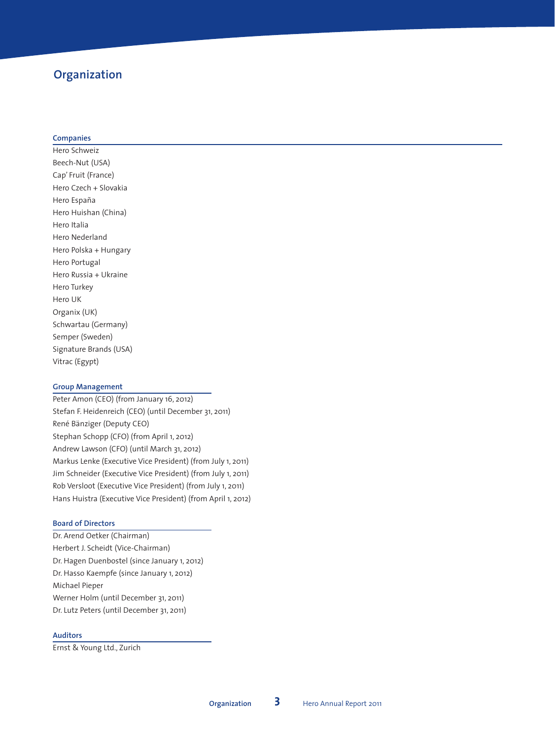# Organization

## Companies

Hero Schweiz
Beech-Nut (USA)
Cap' Fruit (France)
Hero Czech + Slovakia
Hero España
Hero Huishan (China)
Hero Italia
Hero Nederland
Hero Polska + Hungary
Hero Portugal
Hero Russia + Ukraine
Hero Turkey
Hero UK
Organix (UK)
Schwartau (Germany)
Semper (Sweden)
Signature Brands (USA)
Vitrac (Egypt)

## Group Management

Peter Amon (CEO) (from January 16, 2012)
Stefan F. Heidenreich (CEO) (until December 31, 2011)
René Bänziger (Deputy CEO)
Stephan Schopp (CFO) (from April 1, 2012)
Andrew Lawson (CFO) (until March 31, 2012)
Markus Lenke (Executive Vice President) (from July 1, 2011)
Jim Schneider (Executive Vice President) (from July 1, 2011)
Rob Versloot (Executive Vice President) (from July 1, 2011)
Hans Huistra (Executive Vice President) (from April 1, 2012)

## Board of Directors

Dr. Arend Oetker (Chairman)
Herbert J. Scheidt (Vice-Chairman)
Dr. Hagen Duenbostel (since January 1, 2012)
Dr. Hasso Kaempfe (since January 1, 2012)
Michael Pieper
Werner Holm (until December 31, 2011)
Dr. Lutz Peters (until December 31, 2011)

## Auditors

Ernst & Young Ltd., Zurich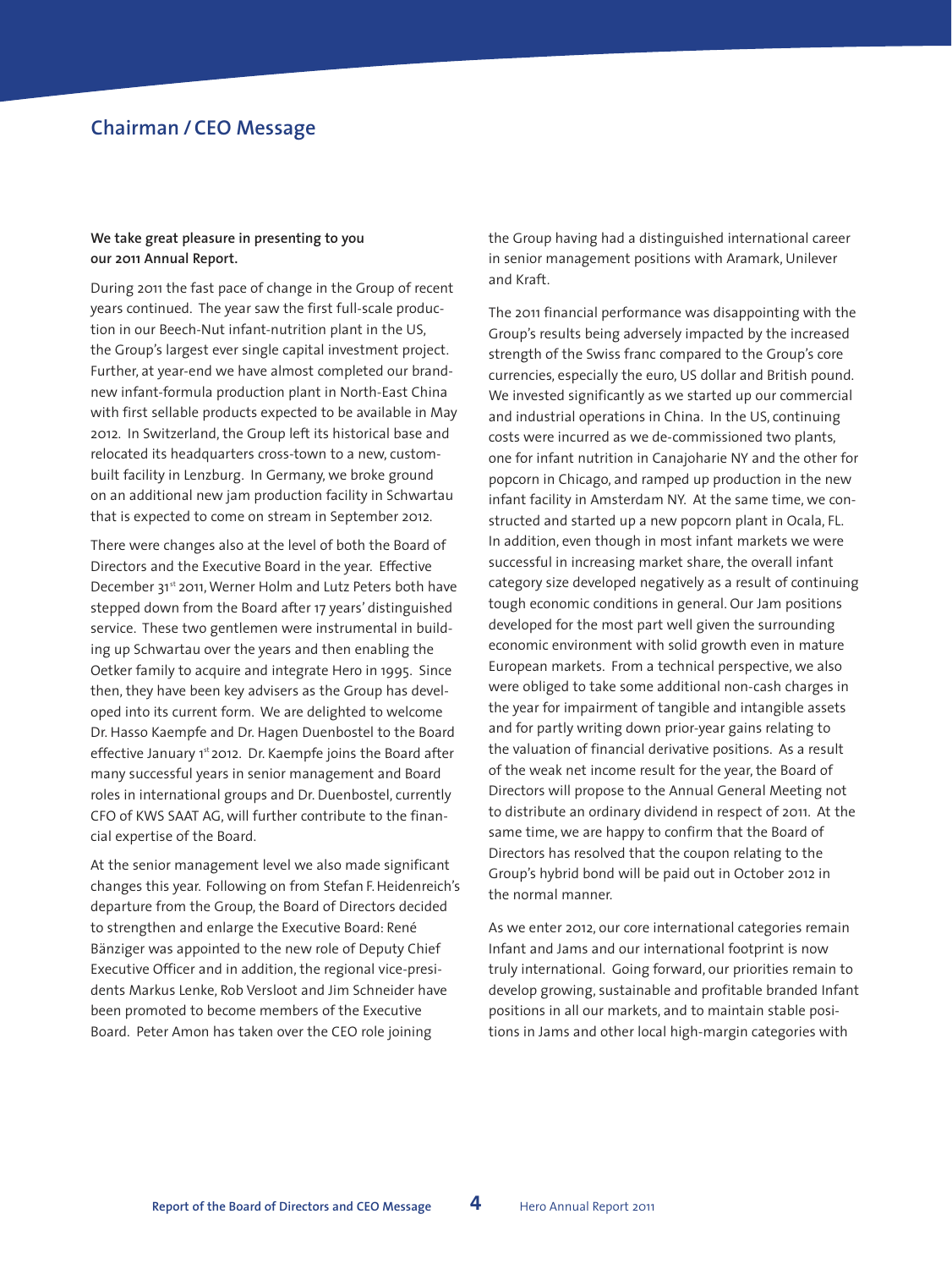## Chairman / CEO Message

**We take great pleasure in presenting to you our 2011 Annual Report.**

During 2011 the fast pace of change in the Group of recent years continued. The year saw the first full-scale production in our Beech-Nut infant-nutrition plant in the US, the Group's largest ever single capital investment project. Further, at year-end we have almost completed our brand-new infant-formula production plant in North-East China with first sellable products expected to be available in May 2012. In Switzerland, the Group left its historical base and relocated its headquarters cross-town to a new, custom-built facility in Lenzburg. In Germany, we broke ground on an additional new jam production facility in Schwartau that is expected to come on stream in September 2012.

There were changes also at the level of both the Board of Directors and the Executive Board in the year. Effective December 31st 2011, Werner Holm and Lutz Peters both have stepped down from the Board after 17 years' distinguished service. These two gentlemen were instrumental in building up Schwartau over the years and then enabling the Oetker family to acquire and integrate Hero in 1995. Since then, they have been key advisers as the Group has developed into its current form. We are delighted to welcome Dr. Hasso Kaempfe and Dr. Hagen Duenbostel to the Board effective January 1st 2012. Dr. Kaempfe joins the Board after many successful years in senior management and Board roles in international groups and Dr. Duenbostel, currently CFO of KWS SAAT AG, will further contribute to the financial expertise of the Board.

At the senior management level we also made significant changes this year. Following on from Stefan F. Heidenreich's departure from the Group, the Board of Directors decided to strengthen and enlarge the Executive Board: René Bänziger was appointed to the new role of Deputy Chief Executive Officer and in addition, the regional vice-presidents Markus Lenke, Rob Versloot and Jim Schneider have been promoted to become members of the Executive Board. Peter Amon has taken over the CEO role joining the Group having had a distinguished international career in senior management positions with Aramark, Unilever and Kraft.

The 2011 financial performance was disappointing with the Group's results being adversely impacted by the increased strength of the Swiss franc compared to the Group's core currencies, especially the euro, US dollar and British pound. We invested significantly as we started up our commercial and industrial operations in China. In the US, continuing costs were incurred as we de-commissioned two plants, one for infant nutrition in Canajoharie NY and the other for popcorn in Chicago, and ramped up production in the new infant facility in Amsterdam NY. At the same time, we constructed and started up a new popcorn plant in Ocala, FL. In addition, even though in most infant markets we were successful in increasing market share, the overall infant category size developed negatively as a result of continuing tough economic conditions in general. Our Jam positions developed for the most part well given the surrounding economic environment with solid growth even in mature European markets. From a technical perspective, we also were obliged to take some additional non-cash charges in the year for impairment of tangible and intangible assets and for partly writing down prior-year gains relating to the valuation of financial derivative positions. As a result of the weak net income result for the year, the Board of Directors will propose to the Annual General Meeting not to distribute an ordinary dividend in respect of 2011. At the same time, we are happy to confirm that the Board of Directors has resolved that the coupon relating to the Group's hybrid bond will be paid out in October 2012 in the normal manner.

As we enter 2012, our core international categories remain Infant and Jams and our international footprint is now truly international. Going forward, our priorities remain to develop growing, sustainable and profitable branded Infant positions in all our markets, and to maintain stable positions in Jams and other local high-margin categories with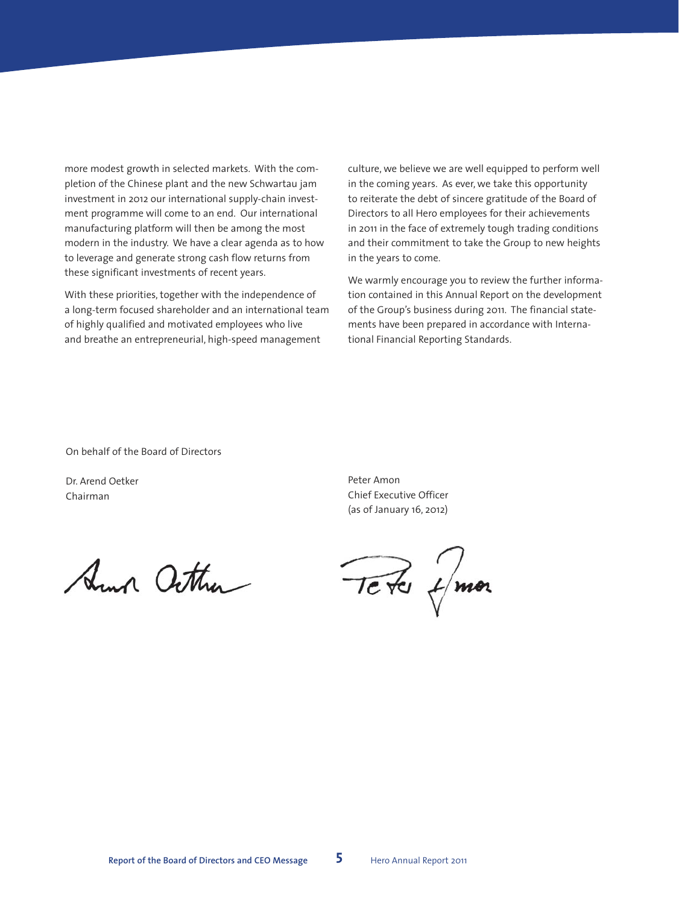more modest growth in selected markets. With the completion of the Chinese plant and the new Schwartau jam investment in 2012 our international supply-chain investment programme will come to an end. Our international manufacturing platform will then be among the most modern in the industry. We have a clear agenda as to how to leverage and generate strong cash flow returns from these significant investments of recent years.

With these priorities, together with the independence of a long-term focused shareholder and an international team of highly qualified and motivated employees who live and breathe an entrepreneurial, high-speed management culture, we believe we are well equipped to perform well in the coming years. As ever, we take this opportunity to reiterate the debt of sincere gratitude of the Board of Directors to all Hero employees for their achievements in 2011 in the face of extremely tough trading conditions and their commitment to take the Group to new heights in the years to come.

We warmly encourage you to review the further information contained in this Annual Report on the development of the Group's business during 2011. The financial statements have been prepared in accordance with International Financial Reporting Standards.

On behalf of the Board of Directors

Dr. Arend Oetker
Chairman

Peter Amon
Chief Executive Officer
(as of January 16, 2012)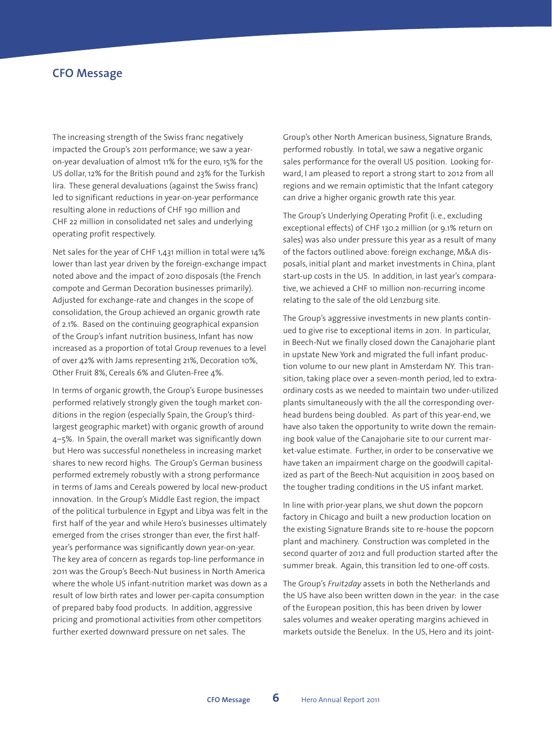## CFO Message

The increasing strength of the Swiss franc negatively impacted the Group's 2011 performance; we saw a year-on-year devaluation of almost 11% for the euro, 15% for the US dollar, 12% for the British pound and 23% for the Turkish lira. These general devaluations (against the Swiss franc) led to significant reductions in year-on-year performance resulting alone in reductions of CHF 190 million and CHF 22 million in consolidated net sales and underlying operating profit respectively.

Net sales for the year of CHF 1,431 million in total were 14% lower than last year driven by the foreign-exchange impact noted above and the impact of 2010 disposals (the French compote and German Decoration businesses primarily). Adjusted for exchange-rate and changes in the scope of consolidation, the Group achieved an organic growth rate of 2.1%. Based on the continuing geographical expansion of the Group's infant nutrition business, Infant has now increased as a proportion of total Group revenues to a level of over 42% with Jams representing 21%, Decoration 10%, Other Fruit 8%, Cereals 6% and Gluten-Free 4%.

In terms of organic growth, the Group's Europe businesses performed relatively strongly given the tough market conditions in the region (especially Spain, the Group's third-largest geographic market) with organic growth of around 4–5%. In Spain, the overall market was significantly down but Hero was successful nonetheless in increasing market shares to new record highs. The Group's German business performed extremely robustly with a strong performance in terms of Jams and Cereals powered by local new-product innovation. In the Group's Middle East region, the impact of the political turbulence in Egypt and Libya was felt in the first half of the year and while Hero's businesses ultimately emerged from the crises stronger than ever, the first half-year's performance was significantly down year-on-year. The key area of concern as regards top-line performance in 2011 was the Group's Beech-Nut business in North America where the whole US infant-nutrition market was down as a result of low birth rates and lower per-capita consumption of prepared baby food products. In addition, aggressive pricing and promotional activities from other competitors further exerted downward pressure on net sales. The Group's other North American business, Signature Brands, performed robustly. In total, we saw a negative organic sales performance for the overall US position. Looking forward, I am pleased to report a strong start to 2012 from all regions and we remain optimistic that the Infant category can drive a higher organic growth rate this year.

The Group's Underlying Operating Profit (i.e., excluding exceptional effects) of CHF 130.2 million (or 9.1% return on sales) was also under pressure this year as a result of many of the factors outlined above: foreign exchange, M&A disposals, initial plant and market investments in China, plant start-up costs in the US. In addition, in last year's comparative, we achieved a CHF 10 million non-recurring income relating to the sale of the old Lenzburg site.

The Group's aggressive investments in new plants continued to give rise to exceptional items in 2011. In particular, in Beech-Nut we finally closed down the Canajoharie plant in upstate New York and migrated the full infant production volume to our new plant in Amsterdam NY. This transition, taking place over a seven-month period, led to extraordinary costs as we needed to maintain two under-utilized plants simultaneously with the all the corresponding overhead burdens being doubled. As part of this year-end, we have also taken the opportunity to write down the remaining book value of the Canajoharie site to our current market-value estimate. Further, in order to be conservative we have taken an impairment charge on the goodwill capitalized as part of the Beech-Nut acquisition in 2005 based on the tougher trading conditions in the US infant market.

In line with prior-year plans, we shut down the popcorn factory in Chicago and built a new production location on the existing Signature Brands site to re-house the popcorn plant and machinery. Construction was completed in the second quarter of 2012 and full production started after the summer break. Again, this transition led to one-off costs.

The Group's *Fruit2day* assets in both the Netherlands and the US have also been written down in the year: in the case of the European position, this has been driven by lower sales volumes and weaker operating margins achieved in markets outside the Benelux. In the US, Hero and its joint-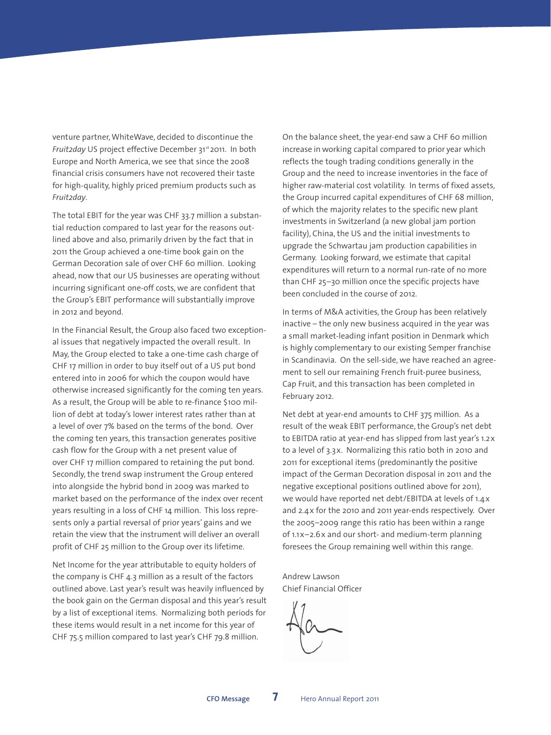venture partner, WhiteWave, decided to discontinue the *Fruit2day* US project effective December 31st 2011. In both Europe and North America, we see that since the 2008 financial crisis consumers have not recovered their taste for high-quality, highly priced premium products such as *Fruit2day*.

The total EBIT for the year was CHF 33.7 million a substantial reduction compared to last year for the reasons outlined above and also, primarily driven by the fact that in 2011 the Group achieved a one-time book gain on the German Decoration sale of over CHF 60 million. Looking ahead, now that our US businesses are operating without incurring significant one-off costs, we are confident that the Group's EBIT performance will substantially improve in 2012 and beyond.

In the Financial Result, the Group also faced two exceptional issues that negatively impacted the overall result. In May, the Group elected to take a one-time cash charge of CHF 17 million in order to buy itself out of a US put bond entered into in 2006 for which the coupon would have otherwise increased significantly for the coming ten years. As a result, the Group will be able to re-finance $100 million of debt at today's lower interest rates rather than at a level of over 7% based on the terms of the bond. Over the coming ten years, this transaction generates positive cash flow for the Group with a net present value of over CHF 17 million compared to retaining the put bond. Secondly, the trend swap instrument the Group entered into alongside the hybrid bond in 2009 was marked to market based on the performance of the index over recent years resulting in a loss of CHF 14 million. This loss represents only a partial reversal of prior years' gains and we retain the view that the instrument will deliver an overall profit of CHF 25 million to the Group over its lifetime.

Net Income for the year attributable to equity holders of the company is CHF 4.3 million as a result of the factors outlined above. Last year's result was heavily influenced by the book gain on the German disposal and this year's result by a list of exceptional items. Normalizing both periods for these items would result in a net income for this year of CHF 75.5 million compared to last year's CHF 79.8 million.

On the balance sheet, the year-end saw a CHF 60 million increase in working capital compared to prior year which reflects the tough trading conditions generally in the Group and the need to increase inventories in the face of higher raw-material cost volatility. In terms of fixed assets, the Group incurred capital expenditures of CHF 68 million, of which the majority relates to the specific new plant investments in Switzerland (a new global jam portion facility), China, the US and the initial investments to upgrade the Schwartau jam production capabilities in Germany. Looking forward, we estimate that capital expenditures will return to a normal run-rate of no more than CHF 25–30 million once the specific projects have been concluded in the course of 2012.

In terms of M&A activities, the Group has been relatively inactive – the only new business acquired in the year was a small market-leading infant position in Denmark which is highly complementary to our existing Semper franchise in Scandinavia. On the sell-side, we have reached an agreement to sell our remaining French fruit-puree business, Cap Fruit, and this transaction has been completed in February 2012.

Net debt at year-end amounts to CHF 375 million. As a result of the weak EBIT performance, the Group's net debt to EBITDA ratio at year-end has slipped from last year's 1.2x to a level of 3.3x. Normalizing this ratio both in 2010 and 2011 for exceptional items (predominantly the positive impact of the German Decoration disposal in 2011 and the negative exceptional positions outlined above for 2011), we would have reported net debt/EBITDA at levels of 1.4x and 2.4x for the 2010 and 2011 year-ends respectively. Over the 2005–2009 range this ratio has been within a range of 1.1x–2.6x and our short- and medium-term planning foresees the Group remaining well within this range.

Andrew Lawson
Chief Financial Officer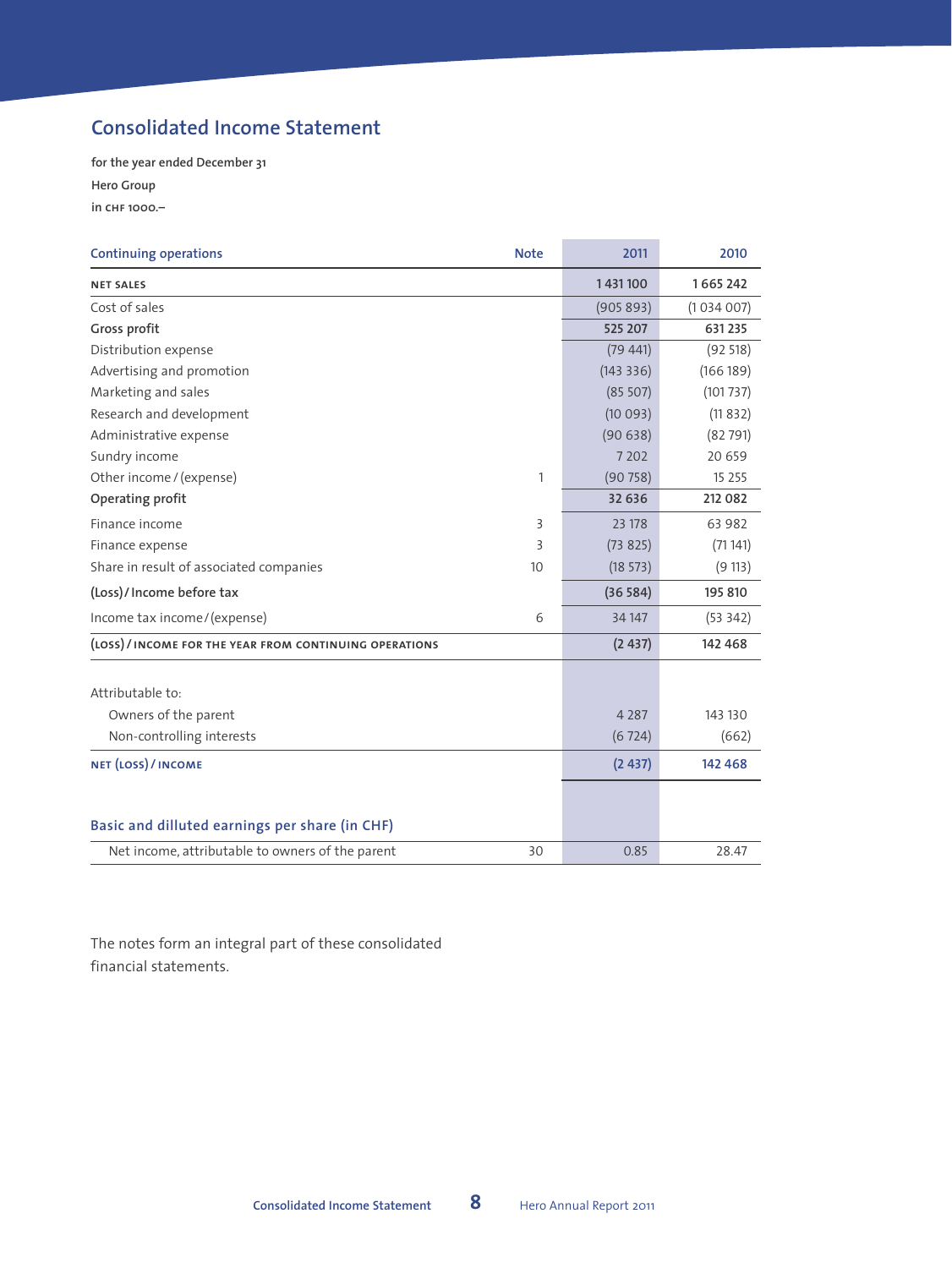# Consolidated Income Statement

**for the year ended December 31**

**Hero Group**

**in CHF 1000.–**

| Continuing operations | Note | 2011 | 2010 |
|---|---|---|---|
| **NET SALES** | | **1 431 100** | **1 665 242** |
| Cost of sales | | (905 893) | (1 034 007) |
| **Gross profit** | | **525 207** | **631 235** |
| Distribution expense | | (79 441) | (92 518) |
| Advertising and promotion | | (143 336) | (166 189) |
| Marketing and sales | | (85 507) | (101 737) |
| Research and development | | (10 093) | (11 832) |
| Administrative expense | | (90 638) | (82 791) |
| Sundry income | | 7 202 | 20 659 |
| Other income / (expense) | 1 | (90 758) | 15 255 |
| **Operating profit** | | **32 636** | **212 082** |
| Finance income | 3 | 23 178 | 63 982 |
| Finance expense | 3 | (73 825) | (71 141) |
| Share in result of associated companies | 10 | (18 573) | (9 113) |
| **(Loss) / Income before tax** | | **(36 584)** | **195 810** |
| Income tax income / (expense) | 6 | 34 147 | (53 342) |
| **(LOSS) / INCOME FOR THE YEAR FROM CONTINUING OPERATIONS** | | **(2 437)** | **142 468** |
| Attributable to: | | | |
| Owners of the parent | | 4 287 | 143 130 |
| Non-controlling interests | | (6 724) | (662) |
| **NET (LOSS) / INCOME** | | **(2 437)** | **142 468** |
| **Basic and dilluted earnings per share (in CHF)** | | | |
| Net income, attributable to owners of the parent | 30 | 0.85 | 28.47 |

The notes form an integral part of these consolidated financial statements.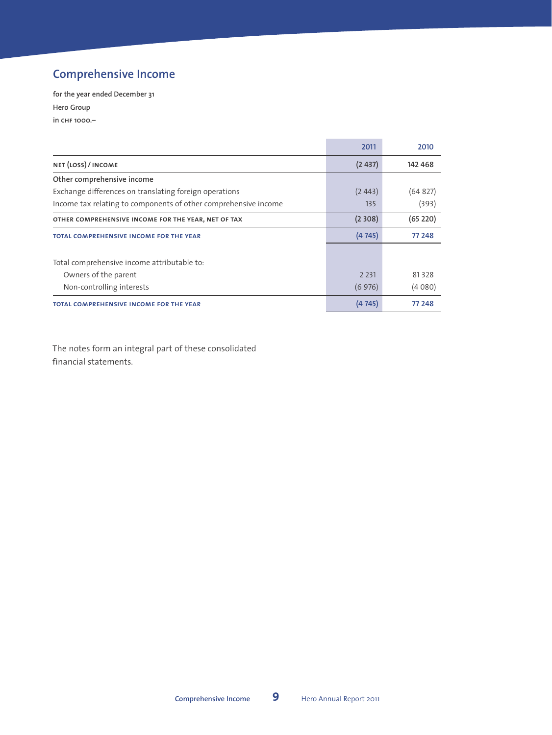# Comprehensive Income

**for the year ended December 31**

**Hero Group**

**in CHF 1000.–**

| | 2011 | 2010 |
|---|---|---|
| **NET (LOSS) / INCOME** | **(2 437)** | **142 468** |
| Other comprehensive income | | |
| Exchange differences on translating foreign operations | (2 443) | (64 827) |
| Income tax relating to components of other comprehensive income | 135 | (393) |
| **OTHER COMPREHENSIVE INCOME FOR THE YEAR, NET OF TAX** | **(2 308)** | **(65 220)** |
| **TOTAL COMPREHENSIVE INCOME FOR THE YEAR** | **(4 745)** | **77 248** |
| | | |
| Total comprehensive income attributable to: | | |
| Owners of the parent | 2 231 | 81 328 |
| Non-controlling interests | (6 976) | (4 080) |
| **TOTAL COMPREHENSIVE INCOME FOR THE YEAR** | **(4 745)** | **77 248** |

The notes form an integral part of these consolidated financial statements.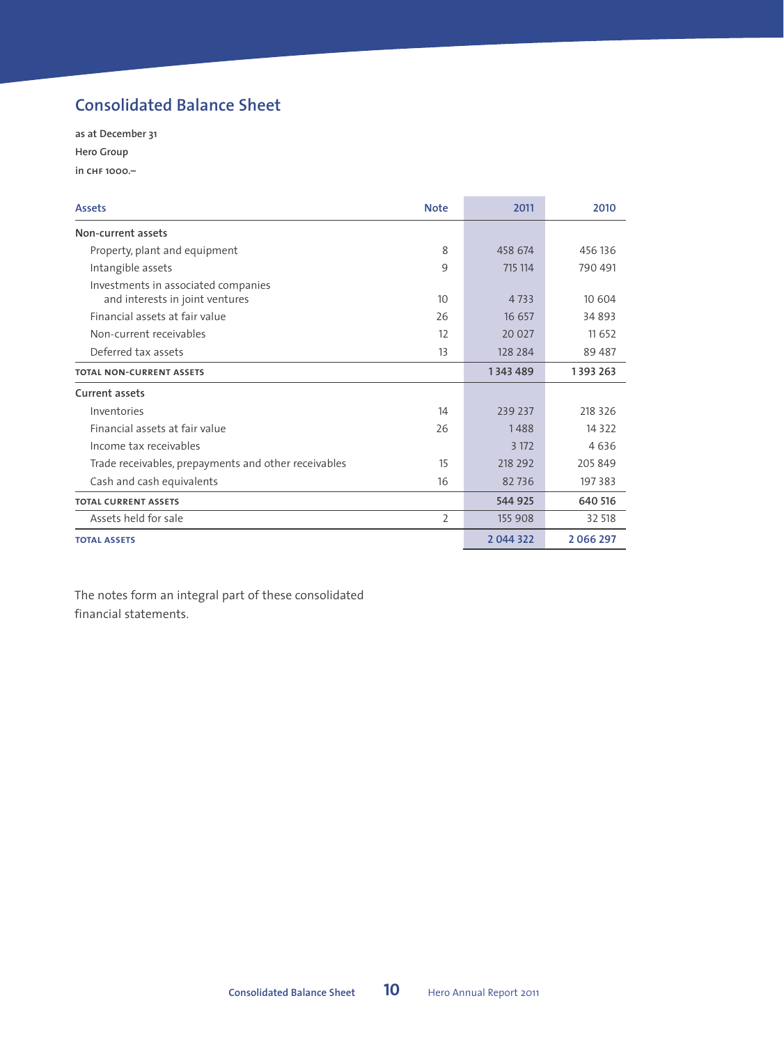# Consolidated Balance Sheet

as at December 31

Hero Group

in CHF 1000.–

| Assets | Note | 2011 | 2010 |
|---|---|---|---|
| **Non-current assets** | | | |
| Property, plant and equipment | 8 | 458 674 | 456 136 |
| Intangible assets | 9 | 715 114 | 790 491 |
| Investments in associated companies and interests in joint ventures | 10 | 4 733 | 10 604 |
| Financial assets at fair value | 26 | 16 657 | 34 893 |
| Non-current receivables | 12 | 20 027 | 11 652 |
| Deferred tax assets | 13 | 128 284 | 89 487 |
| **TOTAL NON-CURRENT ASSETS** | | **1 343 489** | **1 393 263** |
| **Current assets** | | | |
| Inventories | 14 | 239 237 | 218 326 |
| Financial assets at fair value | 26 | 1 488 | 14 322 |
| Income tax receivables | | 3 172 | 4 636 |
| Trade receivables, prepayments and other receivables | 15 | 218 292 | 205 849 |
| Cash and cash equivalents | 16 | 82 736 | 197 383 |
| **TOTAL CURRENT ASSETS** | | **544 925** | **640 516** |
| Assets held for sale | 2 | 155 908 | 32 518 |
| **TOTAL ASSETS** | | **2 044 322** | **2 066 297** |

The notes form an integral part of these consolidated financial statements.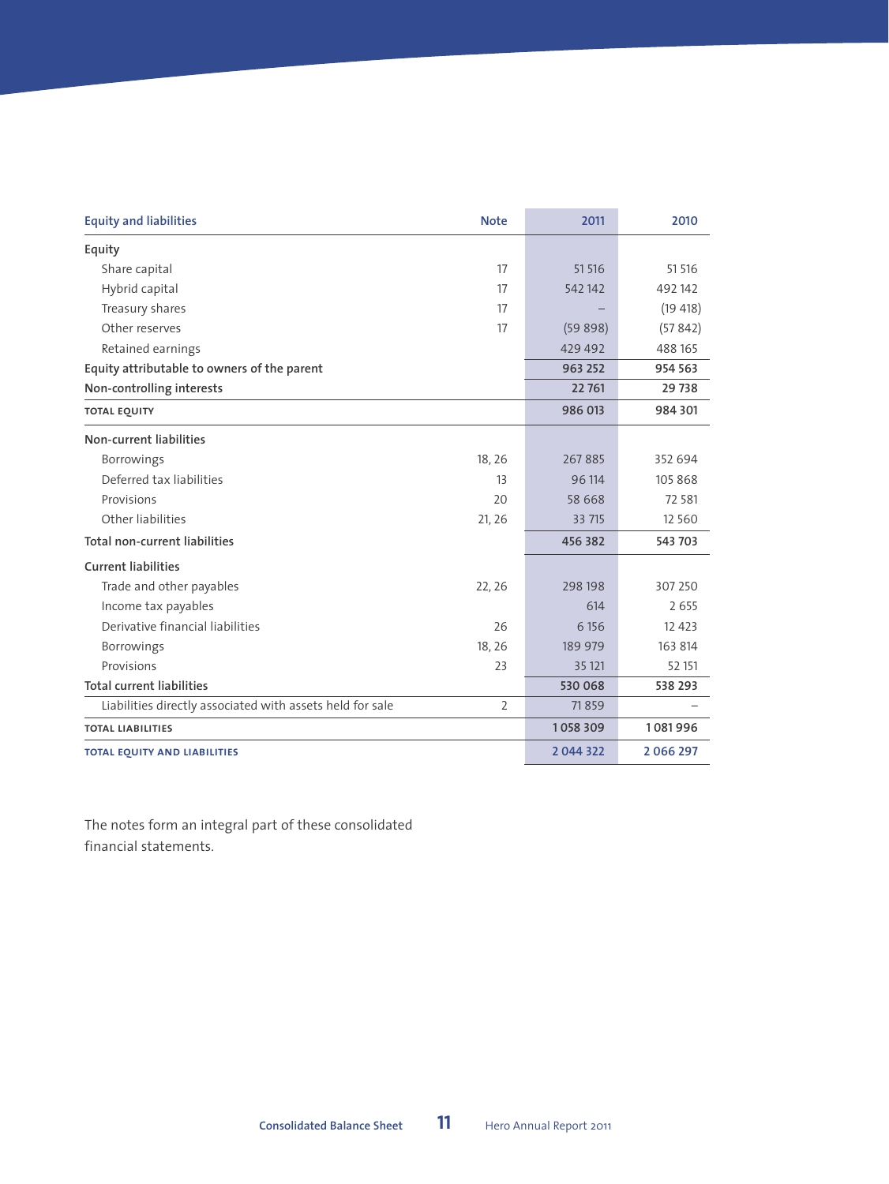| Equity and liabilities | Note | 2011 | 2010 |
|---|---|---|---|
| **Equity** | | | |
| Share capital | 17 | 51 516 | 51 516 |
| Hybrid capital | 17 | 542 142 | 492 142 |
| Treasury shares | 17 | – | (19 418) |
| Other reserves | 17 | (59 898) | (57 842) |
| Retained earnings | | 429 492 | 488 165 |
| **Equity attributable to owners of the parent** | | **963 252** | **954 563** |
| **Non-controlling interests** | | **22 761** | **29 738** |
| **TOTAL EQUITY** | | **986 013** | **984 301** |
| **Non-current liabilities** | | | |
| Borrowings | 18, 26 | 267 885 | 352 694 |
| Deferred tax liabilities | 13 | 96 114 | 105 868 |
| Provisions | 20 | 58 668 | 72 581 |
| Other liabilities | 21, 26 | 33 715 | 12 560 |
| **Total non-current liabilities** | | **456 382** | **543 703** |
| **Current liabilities** | | | |
| Trade and other payables | 22, 26 | 298 198 | 307 250 |
| Income tax payables | | 614 | 2 655 |
| Derivative financial liabilities | 26 | 6 156 | 12 423 |
| Borrowings | 18, 26 | 189 979 | 163 814 |
| Provisions | 23 | 35 121 | 52 151 |
| **Total current liabilities** | | **530 068** | **538 293** |
| Liabilities directly associated with assets held for sale | 2 | 71 859 | – |
| **TOTAL LIABILITIES** | | **1 058 309** | **1 081 996** |
| **TOTAL EQUITY AND LIABILITIES** | | **2 044 322** | **2 066 297** |

The notes form an integral part of these consolidated financial statements.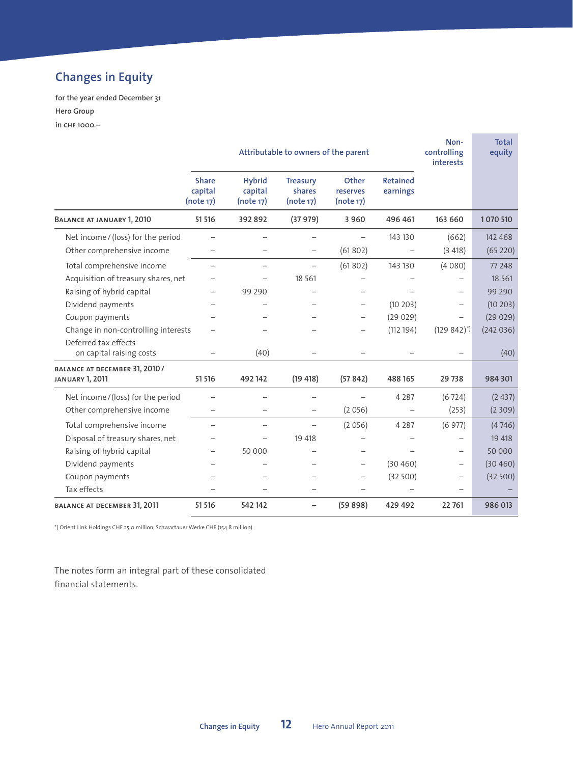## Changes in Equity

**for the year ended December 31**
**Hero Group**
**in CHF 1000.–**

| | Attributable to owners of the parent | | | | | Non-controlling interests | Total equity |
|---|---|---|---|---|---|---|---|
| | Share capital (note 17) | Hybrid capital (note 17) | Treasury shares (note 17) | Other reserves (note 17) | Retained earnings | | |
| **BALANCE AT JANUARY 1, 2010** | **51 516** | **392 892** | **(37 979)** | **3 960** | **496 461** | **163 660** | **1 070 510** |
| Net income / (loss) for the period | – | – | – | – | 143 130 | (662) | 142 468 |
| Other comprehensive income | – | – | – | (61 802) | – | (3 418) | (65 220) |
| Total comprehensive income | – | – | – | (61 802) | 143 130 | (4 080) | 77 248 |
| Acquisition of treasury shares, net | – | – | 18 561 | – | – | – | 18 561 |
| Raising of hybrid capital | – | 99 290 | – | – | – | – | 99 290 |
| Dividend payments | – | – | – | – | (10 203) | – | (10 203) |
| Coupon payments | – | – | – | – | (29 029) | – | (29 029) |
| Change in non-controlling interests | – | – | – | – | (112 194) | (129 842)*) | (242 036) |
| Deferred tax effects on capital raising costs | – | (40) | – | – | – | – | (40) |
| **BALANCE AT DECEMBER 31, 2010 / JANUARY 1, 2011** | **51 516** | **492 142** | **(19 418)** | **(57 842)** | **488 165** | **29 738** | **984 301** |
| Net income / (loss) for the period | – | – | – | – | 4 287 | (6 724) | (2 437) |
| Other comprehensive income | – | – | – | (2 056) | – | (253) | (2 309) |
| Total comprehensive income | – | – | – | (2 056) | 4 287 | (6 977) | (4 746) |
| Disposal of treasury shares, net | – | – | 19 418 | – | – | – | 19 418 |
| Raising of hybrid capital | – | 50 000 | – | – | – | – | 50 000 |
| Dividend payments | – | – | – | – | (30 460) | – | (30 460) |
| Coupon payments | – | – | – | – | (32 500) | – | (32 500) |
| Tax effects | – | – | – | – | – | – | – |
| **BALANCE AT DECEMBER 31, 2011** | **51 516** | **542 142** | **–** | **(59 898)** | **429 492** | **22 761** | **986 013** |

*) Orient Link Holdings CHF 25.0 million; Schwartauer Werke CHF (154.8 million).

The notes form an integral part of these consolidated financial statements.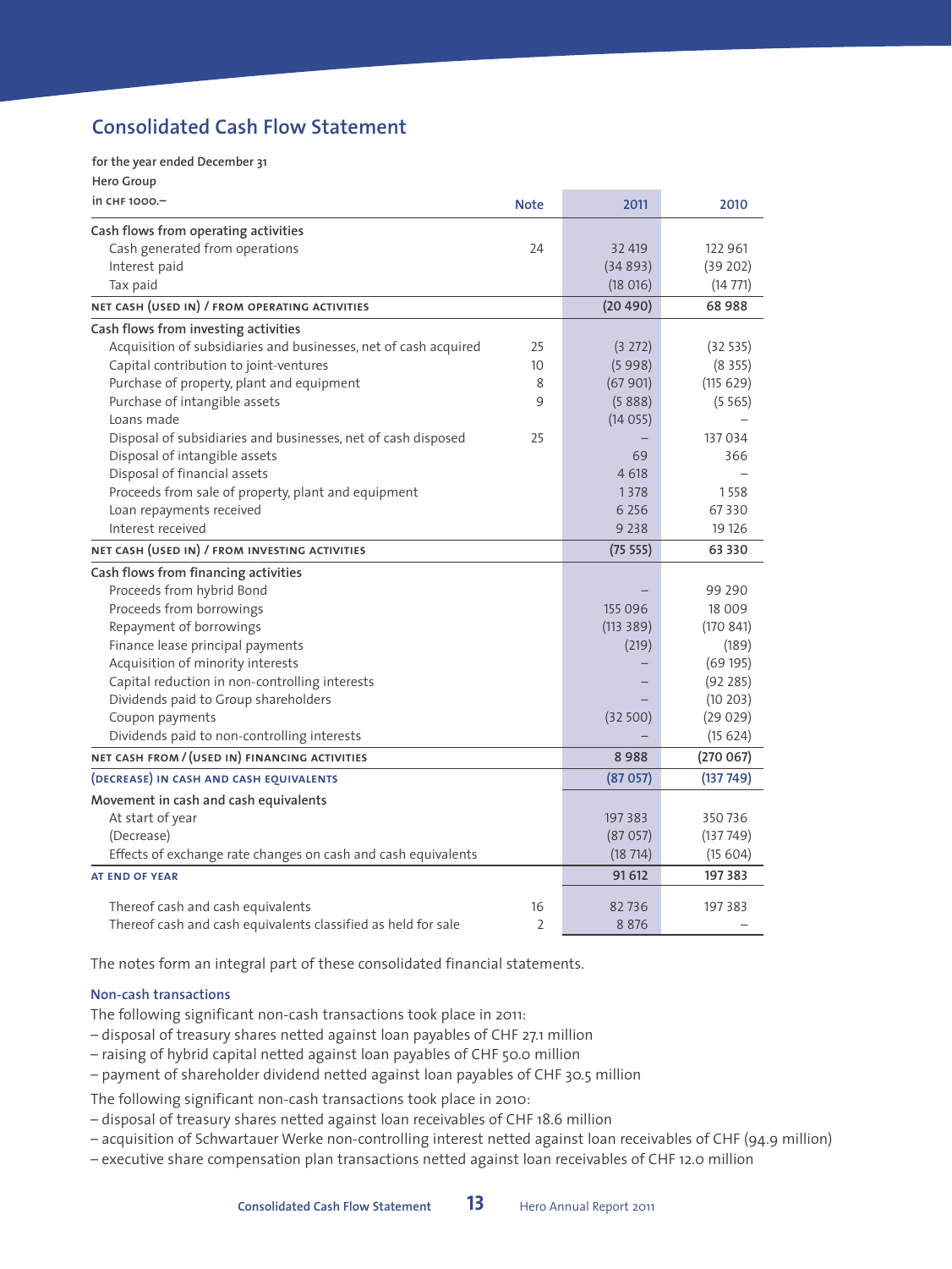## Consolidated Cash Flow Statement

**for the year ended December 31**
**Hero Group**

| in CHF 1000.– | Note | 2011 | 2010 |
|---|---|---|---|
| **Cash flows from operating activities** | | | |
| Cash generated from operations | 24 | 32 419 | 122 961 |
| Interest paid | | (34 893) | (39 202) |
| Tax paid | | (18 016) | (14 771) |
| **NET CASH (USED IN) / FROM OPERATING ACTIVITIES** | | **(20 490)** | **68 988** |
| **Cash flows from investing activities** | | | |
| Acquisition of subsidiaries and businesses, net of cash acquired | 25 | (3 272) | (32 535) |
| Capital contribution to joint-ventures | 10 | (5 998) | (8 355) |
| Purchase of property, plant and equipment | 8 | (67 901) | (115 629) |
| Purchase of intangible assets | 9 | (5 888) | (5 565) |
| Loans made | | (14 055) | – |
| Disposal of subsidiaries and businesses, net of cash disposed | 25 | – | 137 034 |
| Disposal of intangible assets | | 69 | 366 |
| Disposal of financial assets | | 4 618 | – |
| Proceeds from sale of property, plant and equipment | | 1 378 | 1 558 |
| Loan repayments received | | 6 256 | 67 330 |
| Interest received | | 9 238 | 19 126 |
| **NET CASH (USED IN) / FROM INVESTING ACTIVITIES** | | **(75 555)** | **63 330** |
| **Cash flows from financing activities** | | | |
| Proceeds from hybrid Bond | | – | 99 290 |
| Proceeds from borrowings | | 155 096 | 18 009 |
| Repayment of borrowings | | (113 389) | (170 841) |
| Finance lease principal payments | | (219) | (189) |
| Acquisition of minority interests | | – | (69 195) |
| Capital reduction in non-controlling interests | | – | (92 285) |
| Dividends paid to Group shareholders | | – | (10 203) |
| Coupon payments | | (32 500) | (29 029) |
| Dividends paid to non-controlling interests | | – | (15 624) |
| **NET CASH FROM / (USED IN) FINANCING ACTIVITIES** | | **8 988** | **(270 067)** |
| **(DECREASE) IN CASH AND CASH EQUIVALENTS** | | **(87 057)** | **(137 749)** |
| **Movement in cash and cash equivalents** | | | |
| At start of year | | 197 383 | 350 736 |
| (Decrease) | | (87 057) | (137 749) |
| Effects of exchange rate changes on cash and cash equivalents | | (18 714) | (15 604) |
| **AT END OF YEAR** | | **91 612** | **197 383** |
| Thereof cash and cash equivalents | 16 | 82 736 | 197 383 |
| Thereof cash and cash equivalents classified as held for sale | 2 | 8 876 | – |

The notes form an integral part of these consolidated financial statements.

### Non-cash transactions

The following significant non-cash transactions took place in 2011:

– disposal of treasury shares netted against loan payables of CHF 27.1 million
– raising of hybrid capital netted against loan payables of CHF 50.0 million
– payment of shareholder dividend netted against loan payables of CHF 30.5 million

The following significant non-cash transactions took place in 2010:

– disposal of treasury shares netted against loan receivables of CHF 18.6 million
– acquisition of Schwartauer Werke non-controlling interest netted against loan receivables of CHF (94.9 million)
– executive share compensation plan transactions netted against loan receivables of CHF 12.0 million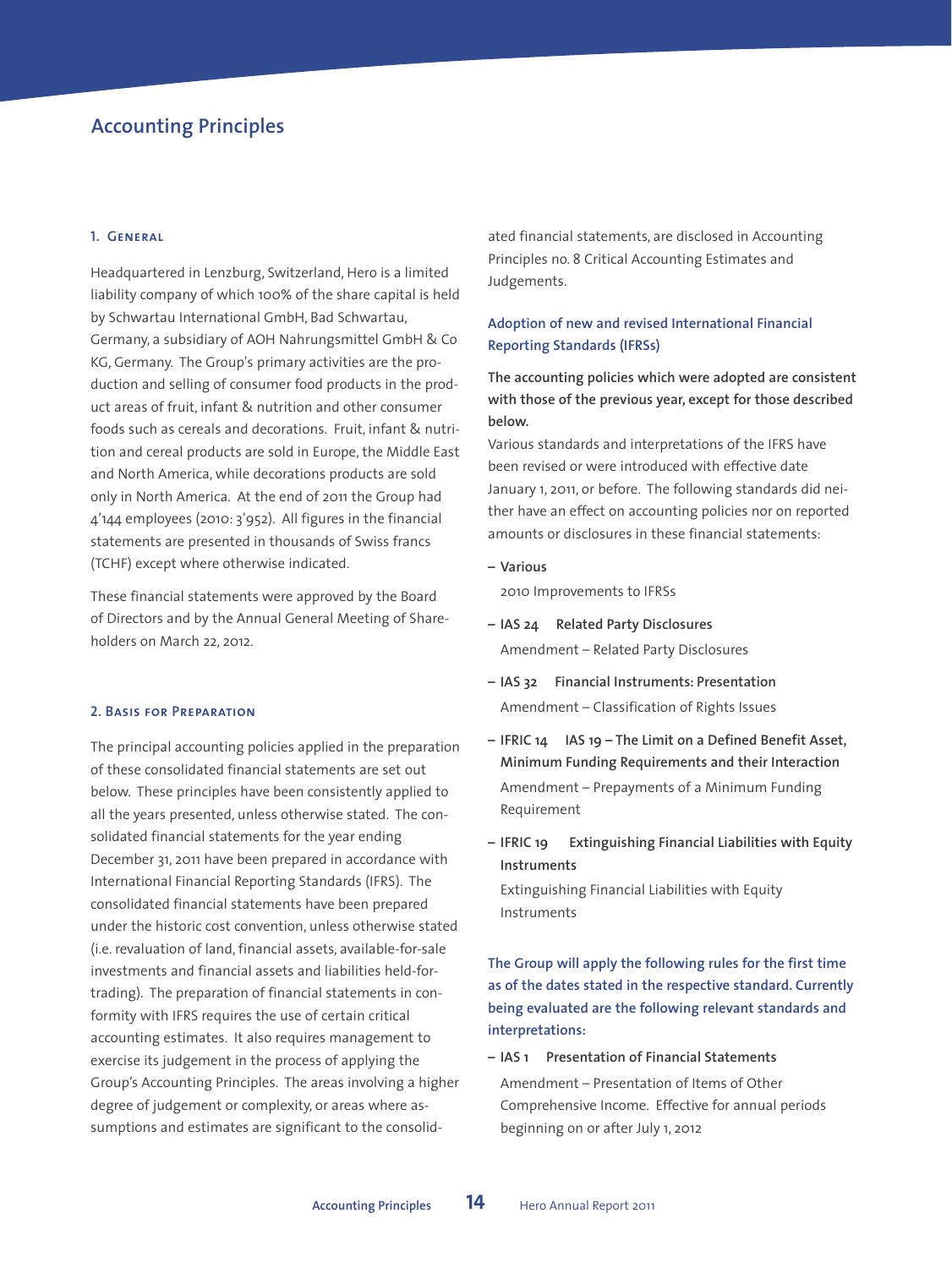# Accounting Principles

## 1. General

Headquartered in Lenzburg, Switzerland, Hero is a limited liability company of which 100% of the share capital is held by Schwartau International GmbH, Bad Schwartau, Germany, a subsidiary of AOH Nahrungsmittel GmbH & Co KG, Germany. The Group's primary activities are the production and selling of consumer food products in the product areas of fruit, infant & nutrition and other consumer foods such as cereals and decorations. Fruit, infant & nutrition and cereal products are sold in Europe, the Middle East and North America, while decorations products are sold only in North America. At the end of 2011 the Group had 4'144 employees (2010: 3'952). All figures in the financial statements are presented in thousands of Swiss francs (TCHF) except where otherwise indicated.

These financial statements were approved by the Board of Directors and by the Annual General Meeting of Shareholders on March 22, 2012.

## 2. Basis for Preparation

The principal accounting policies applied in the preparation of these consolidated financial statements are set out below. These principles have been consistently applied to all the years presented, unless otherwise stated. The consolidated financial statements for the year ending December 31, 2011 have been prepared in accordance with International Financial Reporting Standards (IFRS). The consolidated financial statements have been prepared under the historic cost convention, unless otherwise stated (i.e. revaluation of land, financial assets, available-for-sale investments and financial assets and liabilities held-for-trading). The preparation of financial statements in conformity with IFRS requires the use of certain critical accounting estimates. It also requires management to exercise its judgement in the process of applying the Group's Accounting Principles. The areas involving a higher degree of judgement or complexity, or areas where assumptions and estimates are significant to the consolidated financial statements, are disclosed in Accounting Principles no. 8 Critical Accounting Estimates and Judgements.

### Adoption of new and revised International Financial Reporting Standards (IFRSs)

**The accounting policies which were adopted are consistent with those of the previous year, except for those described below.**

Various standards and interpretations of the IFRS have been revised or were introduced with effective date January 1, 2011, or before. The following standards did neither have an effect on accounting policies nor on reported amounts or disclosures in these financial statements:

- **Various**
  2010 Improvements to IFRSs
- **IAS 24 Related Party Disclosures**
  Amendment – Related Party Disclosures
- **IAS 32 Financial Instruments: Presentation**
  Amendment – Classification of Rights Issues
- **IFRIC 14 IAS 19 – The Limit on a Defined Benefit Asset, Minimum Funding Requirements and their Interaction**
  Amendment – Prepayments of a Minimum Funding Requirement
- **IFRIC 19 Extinguishing Financial Liabilities with Equity Instruments**
  Extinguishing Financial Liabilities with Equity Instruments

**The Group will apply the following rules for the first time as of the dates stated in the respective standard. Currently being evaluated are the following relevant standards and interpretations:**

- **IAS 1 Presentation of Financial Statements**
  Amendment – Presentation of Items of Other Comprehensive Income. Effective for annual periods beginning on or after July 1, 2012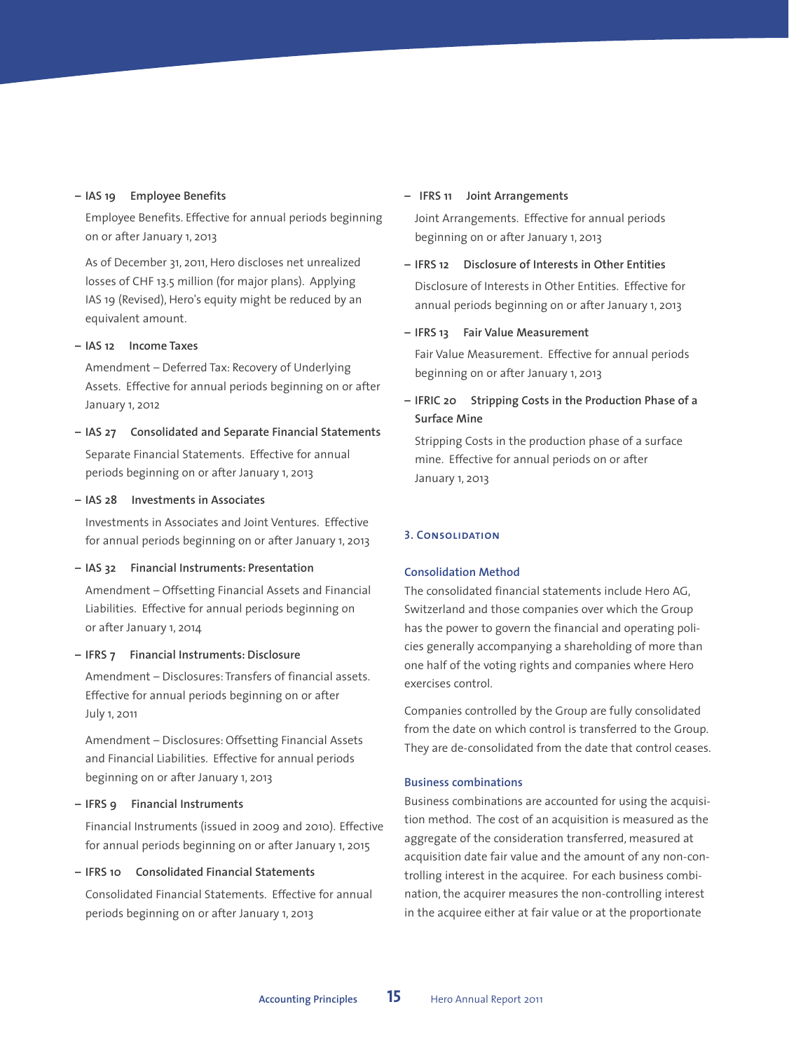- **IAS 19 Employee Benefits**

  Employee Benefits. Effective for annual periods beginning on or after January 1, 2013

  As of December 31, 2011, Hero discloses net unrealized losses of CHF 13.5 million (for major plans). Applying IAS 19 (Revised), Hero's equity might be reduced by an equivalent amount.

- **IAS 12 Income Taxes**

  Amendment – Deferred Tax: Recovery of Underlying Assets. Effective for annual periods beginning on or after January 1, 2012

- **IAS 27 Consolidated and Separate Financial Statements**

  Separate Financial Statements. Effective for annual periods beginning on or after January 1, 2013

- **IAS 28 Investments in Associates**

  Investments in Associates and Joint Ventures. Effective for annual periods beginning on or after January 1, 2013

- **IAS 32 Financial Instruments: Presentation**

  Amendment – Offsetting Financial Assets and Financial Liabilities. Effective for annual periods beginning on or after January 1, 2014

- **IFRS 7 Financial Instruments: Disclosure**

  Amendment – Disclosures: Transfers of financial assets. Effective for annual periods beginning on or after July 1, 2011

  Amendment – Disclosures: Offsetting Financial Assets and Financial Liabilities. Effective for annual periods beginning on or after January 1, 2013

- **IFRS 9 Financial Instruments**

  Financial Instruments (issued in 2009 and 2010). Effective for annual periods beginning on or after January 1, 2015

- **IFRS 10 Consolidated Financial Statements**

  Consolidated Financial Statements. Effective for annual periods beginning on or after January 1, 2013

- **IFRS 11 Joint Arrangements**

  Joint Arrangements. Effective for annual periods beginning on or after January 1, 2013

- **IFRS 12 Disclosure of Interests in Other Entities**

  Disclosure of Interests in Other Entities. Effective for annual periods beginning on or after January 1, 2013

- **IFRS 13 Fair Value Measurement**

  Fair Value Measurement. Effective for annual periods beginning on or after January 1, 2013

- **IFRIC 20 Stripping Costs in the Production Phase of a Surface Mine**

  Stripping Costs in the production phase of a surface mine. Effective for annual periods on or after January 1, 2013

## 3. Consolidation

### Consolidation Method

The consolidated financial statements include Hero AG, Switzerland and those companies over which the Group has the power to govern the financial and operating policies generally accompanying a shareholding of more than one half of the voting rights and companies where Hero exercises control.

Companies controlled by the Group are fully consolidated from the date on which control is transferred to the Group. They are de-consolidated from the date that control ceases.

### Business combinations

Business combinations are accounted for using the acquisition method. The cost of an acquisition is measured as the aggregate of the consideration transferred, measured at acquisition date fair value and the amount of any non-controlling interest in the acquiree. For each business combination, the acquirer measures the non-controlling interest in the acquiree either at fair value or at the proportionate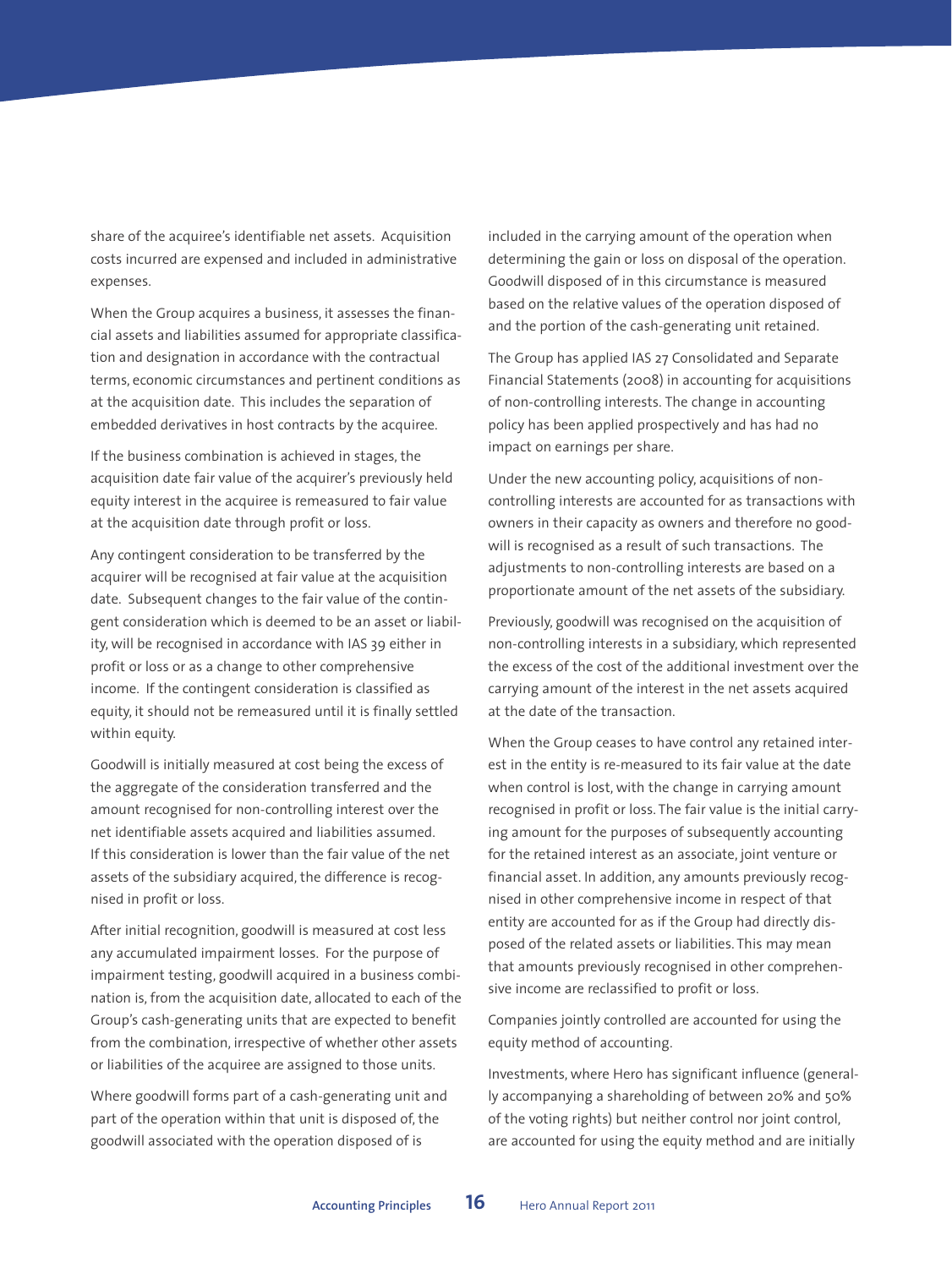share of the acquiree's identifiable net assets. Acquisition costs incurred are expensed and included in administrative expenses.

When the Group acquires a business, it assesses the financial assets and liabilities assumed for appropriate classification and designation in accordance with the contractual terms, economic circumstances and pertinent conditions as at the acquisition date. This includes the separation of embedded derivatives in host contracts by the acquiree.

If the business combination is achieved in stages, the acquisition date fair value of the acquirer's previously held equity interest in the acquiree is remeasured to fair value at the acquisition date through profit or loss.

Any contingent consideration to be transferred by the acquirer will be recognised at fair value at the acquisition date. Subsequent changes to the fair value of the contingent consideration which is deemed to be an asset or liability, will be recognised in accordance with IAS 39 either in profit or loss or as a change to other comprehensive income. If the contingent consideration is classified as equity, it should not be remeasured until it is finally settled within equity.

Goodwill is initially measured at cost being the excess of the aggregate of the consideration transferred and the amount recognised for non-controlling interest over the net identifiable assets acquired and liabilities assumed. If this consideration is lower than the fair value of the net assets of the subsidiary acquired, the difference is recognised in profit or loss.

After initial recognition, goodwill is measured at cost less any accumulated impairment losses. For the purpose of impairment testing, goodwill acquired in a business combination is, from the acquisition date, allocated to each of the Group's cash-generating units that are expected to benefit from the combination, irrespective of whether other assets or liabilities of the acquiree are assigned to those units.

Where goodwill forms part of a cash-generating unit and part of the operation within that unit is disposed of, the goodwill associated with the operation disposed of is included in the carrying amount of the operation when determining the gain or loss on disposal of the operation. Goodwill disposed of in this circumstance is measured based on the relative values of the operation disposed of and the portion of the cash-generating unit retained.

The Group has applied IAS 27 Consolidated and Separate Financial Statements (2008) in accounting for acquisitions of non-controlling interests. The change in accounting policy has been applied prospectively and has had no impact on earnings per share.

Under the new accounting policy, acquisitions of non-controlling interests are accounted for as transactions with owners in their capacity as owners and therefore no goodwill is recognised as a result of such transactions. The adjustments to non-controlling interests are based on a proportionate amount of the net assets of the subsidiary.

Previously, goodwill was recognised on the acquisition of non-controlling interests in a subsidiary, which represented the excess of the cost of the additional investment over the carrying amount of the interest in the net assets acquired at the date of the transaction.

When the Group ceases to have control any retained interest in the entity is re-measured to its fair value at the date when control is lost, with the change in carrying amount recognised in profit or loss. The fair value is the initial carrying amount for the purposes of subsequently accounting for the retained interest as an associate, joint venture or financial asset. In addition, any amounts previously recognised in other comprehensive income in respect of that entity are accounted for as if the Group had directly disposed of the related assets or liabilities. This may mean that amounts previously recognised in other comprehensive income are reclassified to profit or loss.

Companies jointly controlled are accounted for using the equity method of accounting.

Investments, where Hero has significant influence (generally accompanying a shareholding of between 20% and 50% of the voting rights) but neither control nor joint control, are accounted for using the equity method and are initially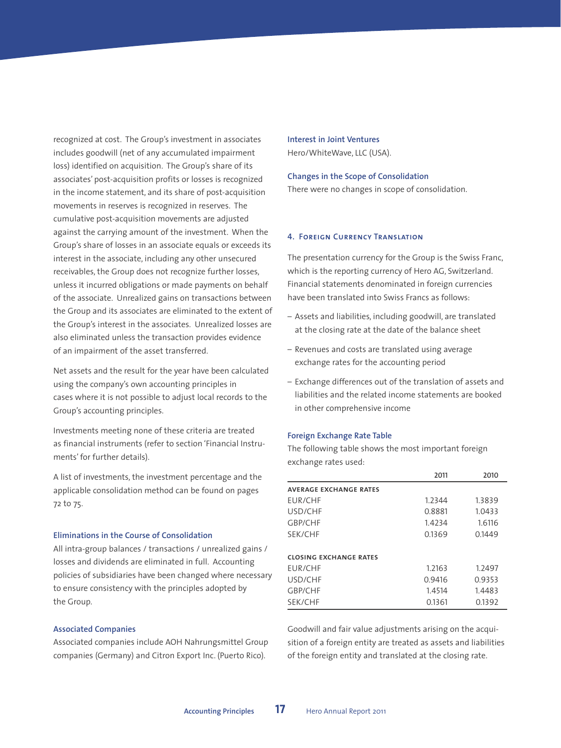recognized at cost. The Group's investment in associates includes goodwill (net of any accumulated impairment loss) identified on acquisition. The Group's share of its associates' post-acquisition profits or losses is recognized in the income statement, and its share of post-acquisition movements in reserves is recognized in reserves. The cumulative post-acquisition movements are adjusted against the carrying amount of the investment. When the Group's share of losses in an associate equals or exceeds its interest in the associate, including any other unsecured receivables, the Group does not recognize further losses, unless it incurred obligations or made payments on behalf of the associate. Unrealized gains on transactions between the Group and its associates are eliminated to the extent of the Group's interest in the associates. Unrealized losses are also eliminated unless the transaction provides evidence of an impairment of the asset transferred.

Net assets and the result for the year have been calculated using the company's own accounting principles in cases where it is not possible to adjust local records to the Group's accounting principles.

Investments meeting none of these criteria are treated as financial instruments (refer to section 'Financial Instruments' for further details).

A list of investments, the investment percentage and the applicable consolidation method can be found on pages 72 to 75.

### Eliminations in the Course of Consolidation

All intra-group balances / transactions / unrealized gains / losses and dividends are eliminated in full. Accounting policies of subsidiaries have been changed where necessary to ensure consistency with the principles adopted by the Group.

### Associated Companies

Associated companies include AOH Nahrungsmittel Group companies (Germany) and Citron Export Inc. (Puerto Rico).

### Interest in Joint Ventures

Hero/WhiteWave, LLC (USA).

### Changes in the Scope of Consolidation

There were no changes in scope of consolidation.

## 4. Foreign Currency Translation

The presentation currency for the Group is the Swiss Franc, which is the reporting currency of Hero AG, Switzerland. Financial statements denominated in foreign currencies have been translated into Swiss Francs as follows:

- Assets and liabilities, including goodwill, are translated at the closing rate at the date of the balance sheet
- Revenues and costs are translated using average exchange rates for the accounting period
- Exchange differences out of the translation of assets and liabilities and the related income statements are booked in other comprehensive income

### Foreign Exchange Rate Table

The following table shows the most important foreign exchange rates used:

| | 2011 | 2010 |
|---|---|---|
| **AVERAGE EXCHANGE RATES** | | |
| EUR/CHF | 1.2344 | 1.3839 |
| USD/CHF | 0.8881 | 1.0433 |
| GBP/CHF | 1.4234 | 1.6116 |
| SEK/CHF | 0.1369 | 0.1449 |
| **CLOSING EXCHANGE RATES** | | |
| EUR/CHF | 1.2163 | 1.2497 |
| USD/CHF | 0.9416 | 0.9353 |
| GBP/CHF | 1.4514 | 1.4483 |
| SEK/CHF | 0.1361 | 0.1392 |

Goodwill and fair value adjustments arising on the acquisition of a foreign entity are treated as assets and liabilities of the foreign entity and translated at the closing rate.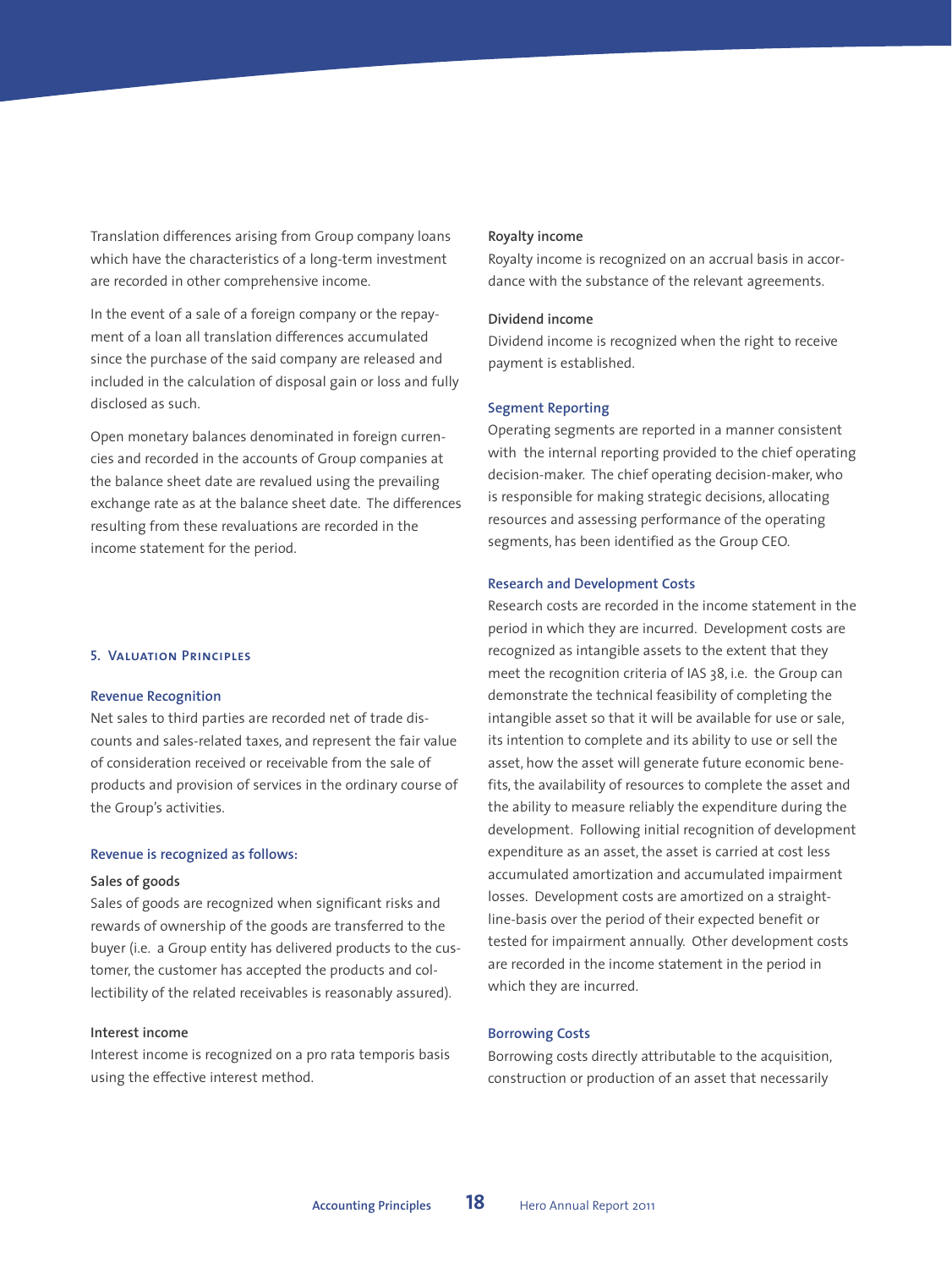Translation differences arising from Group company loans which have the characteristics of a long-term investment are recorded in other comprehensive income.

In the event of a sale of a foreign company or the repayment of a loan all translation differences accumulated since the purchase of the said company are released and included in the calculation of disposal gain or loss and fully disclosed as such.

Open monetary balances denominated in foreign currencies and recorded in the accounts of Group companies at the balance sheet date are revalued using the prevailing exchange rate as at the balance sheet date. The differences resulting from these revaluations are recorded in the income statement for the period.

## 5. Valuation Principles

### Revenue Recognition

Net sales to third parties are recorded net of trade discounts and sales-related taxes, and represent the fair value of consideration received or receivable from the sale of products and provision of services in the ordinary course of the Group's activities.

### Revenue is recognized as follows:

**Sales of goods**

Sales of goods are recognized when significant risks and rewards of ownership of the goods are transferred to the buyer (i.e. a Group entity has delivered products to the customer, the customer has accepted the products and collectibility of the related receivables is reasonably assured).

**Interest income**

Interest income is recognized on a pro rata temporis basis using the effective interest method.

**Royalty income**

Royalty income is recognized on an accrual basis in accordance with the substance of the relevant agreements.

**Dividend income**

Dividend income is recognized when the right to receive payment is established.

### Segment Reporting

Operating segments are reported in a manner consistent with the internal reporting provided to the chief operating decision-maker. The chief operating decision-maker, who is responsible for making strategic decisions, allocating resources and assessing performance of the operating segments, has been identified as the Group CEO.

### Research and Development Costs

Research costs are recorded in the income statement in the period in which they are incurred. Development costs are recognized as intangible assets to the extent that they meet the recognition criteria of IAS 38, i.e. the Group can demonstrate the technical feasibility of completing the intangible asset so that it will be available for use or sale, its intention to complete and its ability to use or sell the asset, how the asset will generate future economic benefits, the availability of resources to complete the asset and the ability to measure reliably the expenditure during the development. Following initial recognition of development expenditure as an asset, the asset is carried at cost less accumulated amortization and accumulated impairment losses. Development costs are amortized on a straight-line-basis over the period of their expected benefit or tested for impairment annually. Other development costs are recorded in the income statement in the period in which they are incurred.

### Borrowing Costs

Borrowing costs directly attributable to the acquisition, construction or production of an asset that necessarily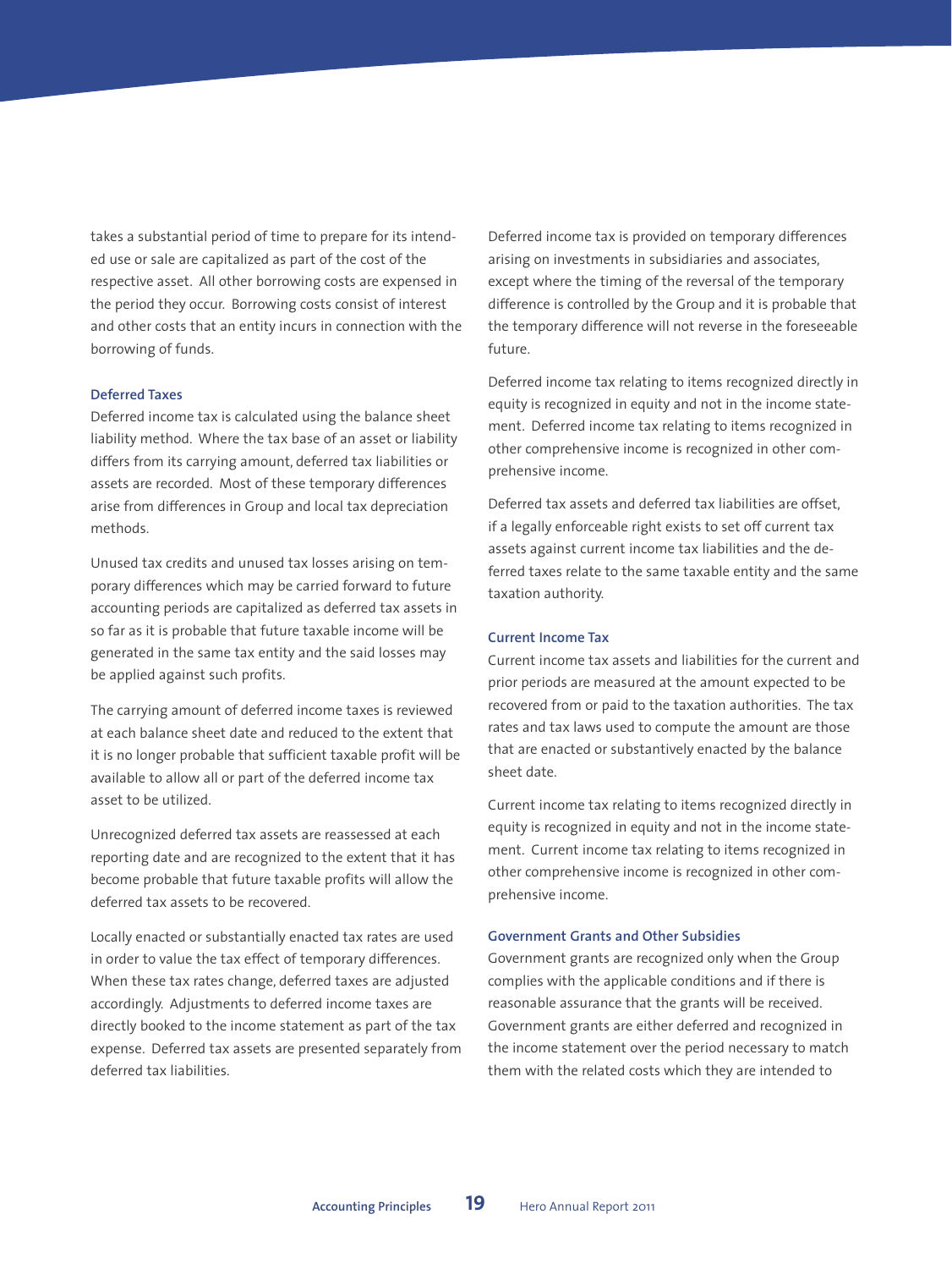takes a substantial period of time to prepare for its intended use or sale are capitalized as part of the cost of the respective asset. All other borrowing costs are expensed in the period they occur. Borrowing costs consist of interest and other costs that an entity incurs in connection with the borrowing of funds.

### Deferred Taxes

Deferred income tax is calculated using the balance sheet liability method. Where the tax base of an asset or liability differs from its carrying amount, deferred tax liabilities or assets are recorded. Most of these temporary differences arise from differences in Group and local tax depreciation methods.

Unused tax credits and unused tax losses arising on temporary differences which may be carried forward to future accounting periods are capitalized as deferred tax assets in so far as it is probable that future taxable income will be generated in the same tax entity and the said losses may be applied against such profits.

The carrying amount of deferred income taxes is reviewed at each balance sheet date and reduced to the extent that it is no longer probable that sufficient taxable profit will be available to allow all or part of the deferred income tax asset to be utilized.

Unrecognized deferred tax assets are reassessed at each reporting date and are recognized to the extent that it has become probable that future taxable profits will allow the deferred tax assets to be recovered.

Locally enacted or substantially enacted tax rates are used in order to value the tax effect of temporary differences. When these tax rates change, deferred taxes are adjusted accordingly. Adjustments to deferred income taxes are directly booked to the income statement as part of the tax expense. Deferred tax assets are presented separately from deferred tax liabilities.

Deferred income tax is provided on temporary differences arising on investments in subsidiaries and associates, except where the timing of the reversal of the temporary difference is controlled by the Group and it is probable that the temporary difference will not reverse in the foreseeable future.

Deferred income tax relating to items recognized directly in equity is recognized in equity and not in the income statement. Deferred income tax relating to items recognized in other comprehensive income is recognized in other comprehensive income.

Deferred tax assets and deferred tax liabilities are offset, if a legally enforceable right exists to set off current tax assets against current income tax liabilities and the deferred taxes relate to the same taxable entity and the same taxation authority.

### Current Income Tax

Current income tax assets and liabilities for the current and prior periods are measured at the amount expected to be recovered from or paid to the taxation authorities. The tax rates and tax laws used to compute the amount are those that are enacted or substantively enacted by the balance sheet date.

Current income tax relating to items recognized directly in equity is recognized in equity and not in the income statement. Current income tax relating to items recognized in other comprehensive income is recognized in other comprehensive income.

### Government Grants and Other Subsidies

Government grants are recognized only when the Group complies with the applicable conditions and if there is reasonable assurance that the grants will be received. Government grants are either deferred and recognized in the income statement over the period necessary to match them with the related costs which they are intended to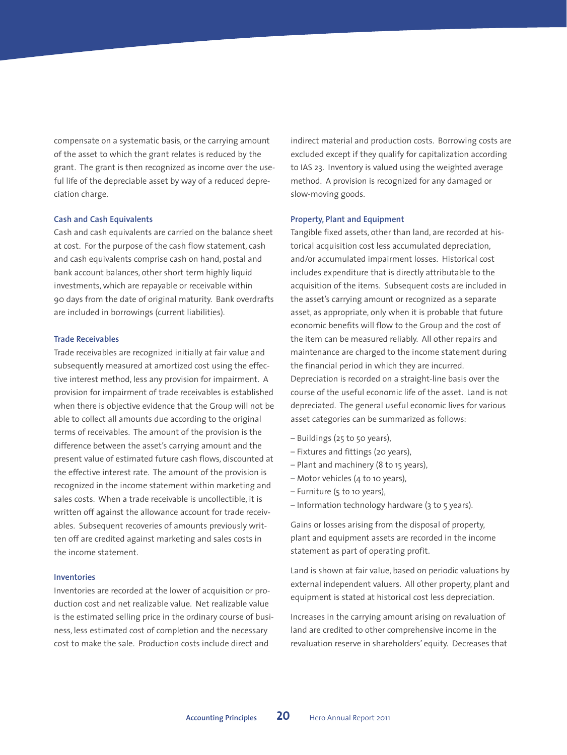compensate on a systematic basis, or the carrying amount of the asset to which the grant relates is reduced by the grant. The grant is then recognized as income over the useful life of the depreciable asset by way of a reduced depreciation charge.

### Cash and Cash Equivalents

Cash and cash equivalents are carried on the balance sheet at cost. For the purpose of the cash flow statement, cash and cash equivalents comprise cash on hand, postal and bank account balances, other short term highly liquid investments, which are repayable or receivable within 90 days from the date of original maturity. Bank overdrafts are included in borrowings (current liabilities).

### Trade Receivables

Trade receivables are recognized initially at fair value and subsequently measured at amortized cost using the effective interest method, less any provision for impairment. A provision for impairment of trade receivables is established when there is objective evidence that the Group will not be able to collect all amounts due according to the original terms of receivables. The amount of the provision is the difference between the asset's carrying amount and the present value of estimated future cash flows, discounted at the effective interest rate. The amount of the provision is recognized in the income statement within marketing and sales costs. When a trade receivable is uncollectible, it is written off against the allowance account for trade receivables. Subsequent recoveries of amounts previously written off are credited against marketing and sales costs in the income statement.

### Inventories

Inventories are recorded at the lower of acquisition or production cost and net realizable value. Net realizable value is the estimated selling price in the ordinary course of business, less estimated cost of completion and the necessary cost to make the sale. Production costs include direct and indirect material and production costs. Borrowing costs are excluded except if they qualify for capitalization according to IAS 23. Inventory is valued using the weighted average method. A provision is recognized for any damaged or slow-moving goods.

### Property, Plant and Equipment

Tangible fixed assets, other than land, are recorded at historical acquisition cost less accumulated depreciation, and/or accumulated impairment losses. Historical cost includes expenditure that is directly attributable to the acquisition of the items. Subsequent costs are included in the asset's carrying amount or recognized as a separate asset, as appropriate, only when it is probable that future economic benefits will flow to the Group and the cost of the item can be measured reliably. All other repairs and maintenance are charged to the income statement during the financial period in which they are incurred.
Depreciation is recorded on a straight-line basis over the course of the useful economic life of the asset. Land is not depreciated. The general useful economic lives for various asset categories can be summarized as follows:

- Buildings (25 to 50 years),
- Fixtures and fittings (20 years),
- Plant and machinery (8 to 15 years),
- Motor vehicles (4 to 10 years),
- Furniture (5 to 10 years),
- Information technology hardware (3 to 5 years).

Gains or losses arising from the disposal of property, plant and equipment assets are recorded in the income statement as part of operating profit.

Land is shown at fair value, based on periodic valuations by external independent valuers. All other property, plant and equipment is stated at historical cost less depreciation.

Increases in the carrying amount arising on revaluation of land are credited to other comprehensive income in the revaluation reserve in shareholders' equity. Decreases that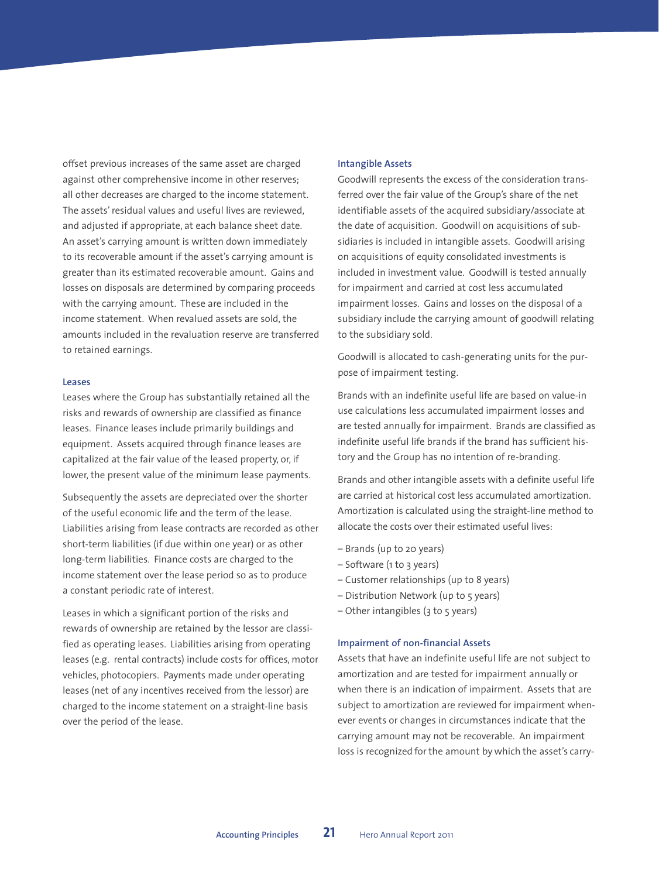offset previous increases of the same asset are charged against other comprehensive income in other reserves; all other decreases are charged to the income statement. The assets' residual values and useful lives are reviewed, and adjusted if appropriate, at each balance sheet date. An asset's carrying amount is written down immediately to its recoverable amount if the asset's carrying amount is greater than its estimated recoverable amount. Gains and losses on disposals are determined by comparing proceeds with the carrying amount. These are included in the income statement. When revalued assets are sold, the amounts included in the revaluation reserve are transferred to retained earnings.

### Leases

Leases where the Group has substantially retained all the risks and rewards of ownership are classified as finance leases. Finance leases include primarily buildings and equipment. Assets acquired through finance leases are capitalized at the fair value of the leased property, or, if lower, the present value of the minimum lease payments.

Subsequently the assets are depreciated over the shorter of the useful economic life and the term of the lease. Liabilities arising from lease contracts are recorded as other short-term liabilities (if due within one year) or as other long-term liabilities. Finance costs are charged to the income statement over the lease period so as to produce a constant periodic rate of interest.

Leases in which a significant portion of the risks and rewards of ownership are retained by the lessor are classified as operating leases. Liabilities arising from operating leases (e.g. rental contracts) include costs for offices, motor vehicles, photocopiers. Payments made under operating leases (net of any incentives received from the lessor) are charged to the income statement on a straight-line basis over the period of the lease.

### Intangible Assets

Goodwill represents the excess of the consideration transferred over the fair value of the Group's share of the net identifiable assets of the acquired subsidiary/associate at the date of acquisition. Goodwill on acquisitions of subsidiaries is included in intangible assets. Goodwill arising on acquisitions of equity consolidated investments is included in investment value. Goodwill is tested annually for impairment and carried at cost less accumulated impairment losses. Gains and losses on the disposal of a subsidiary include the carrying amount of goodwill relating to the subsidiary sold.

Goodwill is allocated to cash-generating units for the purpose of impairment testing.

Brands with an indefinite useful life are based on value-in use calculations less accumulated impairment losses and are tested annually for impairment. Brands are classified as indefinite useful life brands if the brand has sufficient history and the Group has no intention of re-branding.

Brands and other intangible assets with a definite useful life are carried at historical cost less accumulated amortization. Amortization is calculated using the straight-line method to allocate the costs over their estimated useful lives:

– Brands (up to 20 years)
– Software (1 to 3 years)
– Customer relationships (up to 8 years)
– Distribution Network (up to 5 years)
– Other intangibles (3 to 5 years)

### Impairment of non-financial Assets

Assets that have an indefinite useful life are not subject to amortization and are tested for impairment annually or when there is an indication of impairment. Assets that are subject to amortization are reviewed for impairment whenever events or changes in circumstances indicate that the carrying amount may not be recoverable. An impairment loss is recognized for the amount by which the asset's carry-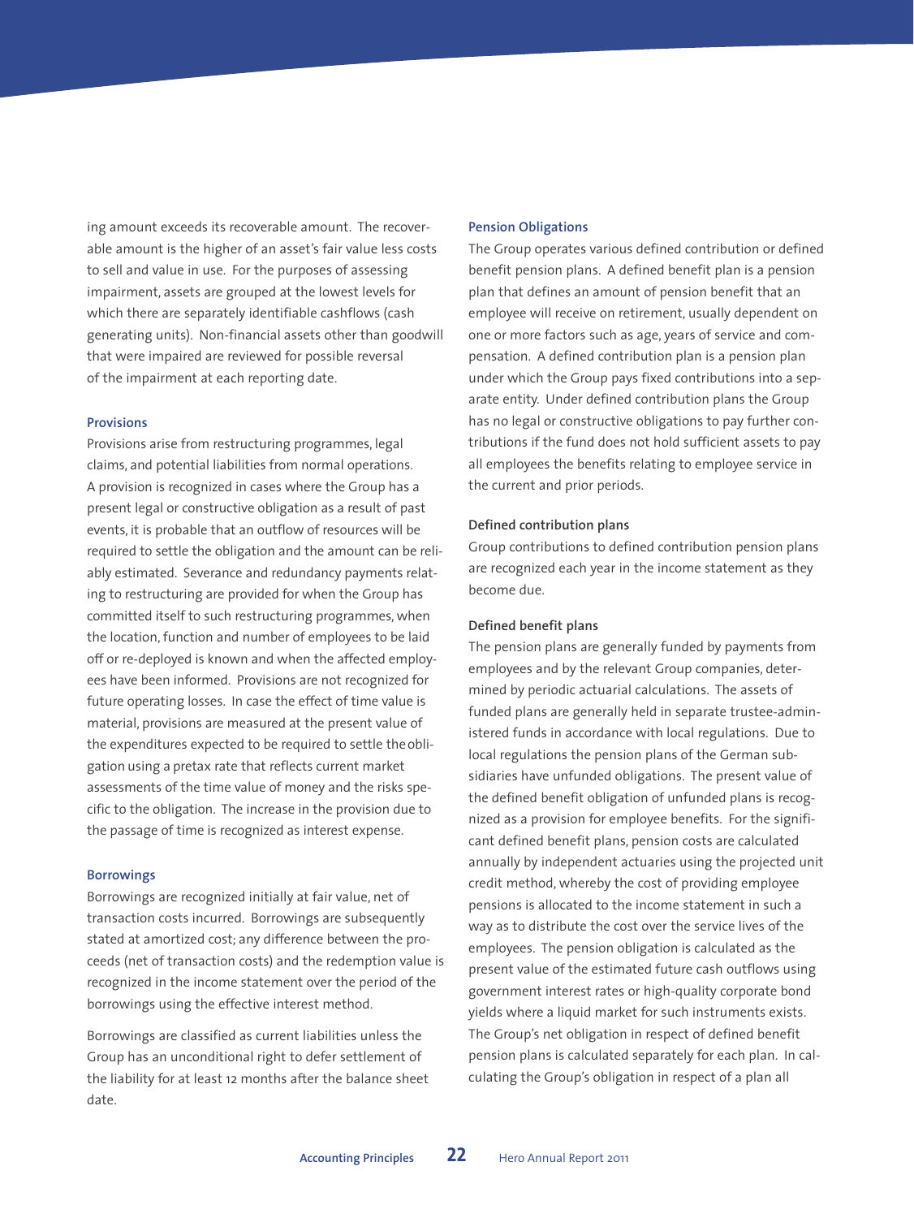ing amount exceeds its recoverable amount. The recoverable amount is the higher of an asset's fair value less costs to sell and value in use. For the purposes of assessing impairment, assets are grouped at the lowest levels for which there are separately identifiable cashflows (cash generating units). Non-financial assets other than goodwill that were impaired are reviewed for possible reversal of the impairment at each reporting date.

### Provisions

Provisions arise from restructuring programmes, legal claims, and potential liabilities from normal operations. A provision is recognized in cases where the Group has a present legal or constructive obligation as a result of past events, it is probable that an outflow of resources will be required to settle the obligation and the amount can be reliably estimated. Severance and redundancy payments relating to restructuring are provided for when the Group has committed itself to such restructuring programmes, when the location, function and number of employees to be laid off or re-deployed is known and when the affected employees have been informed. Provisions are not recognized for future operating losses. In case the effect of time value is material, provisions are measured at the present value of the expenditures expected to be required to settle the obligation using a pretax rate that reflects current market assessments of the time value of money and the risks specific to the obligation. The increase in the provision due to the passage of time is recognized as interest expense.

### Borrowings

Borrowings are recognized initially at fair value, net of transaction costs incurred. Borrowings are subsequently stated at amortized cost; any difference between the proceeds (net of transaction costs) and the redemption value is recognized in the income statement over the period of the borrowings using the effective interest method.

Borrowings are classified as current liabilities unless the Group has an unconditional right to defer settlement of the liability for at least 12 months after the balance sheet date.

### Pension Obligations

The Group operates various defined contribution or defined benefit pension plans. A defined benefit plan is a pension plan that defines an amount of pension benefit that an employee will receive on retirement, usually dependent on one or more factors such as age, years of service and compensation. A defined contribution plan is a pension plan under which the Group pays fixed contributions into a separate entity. Under defined contribution plans the Group has no legal or constructive obligations to pay further contributions if the fund does not hold sufficient assets to pay all employees the benefits relating to employee service in the current and prior periods.

#### Defined contribution plans

Group contributions to defined contribution pension plans are recognized each year in the income statement as they become due.

#### Defined benefit plans

The pension plans are generally funded by payments from employees and by the relevant Group companies, determined by periodic actuarial calculations. The assets of funded plans are generally held in separate trustee-administered funds in accordance with local regulations. Due to local regulations the pension plans of the German subsidiaries have unfunded obligations. The present value of the defined benefit obligation of unfunded plans is recognized as a provision for employee benefits. For the significant defined benefit plans, pension costs are calculated annually by independent actuaries using the projected unit credit method, whereby the cost of providing employee pensions is allocated to the income statement in such a way as to distribute the cost over the service lives of the employees. The pension obligation is calculated as the present value of the estimated future cash outflows using government interest rates or high-quality corporate bond yields where a liquid market for such instruments exists. The Group's net obligation in respect of defined benefit pension plans is calculated separately for each plan. In calculating the Group's obligation in respect of a plan all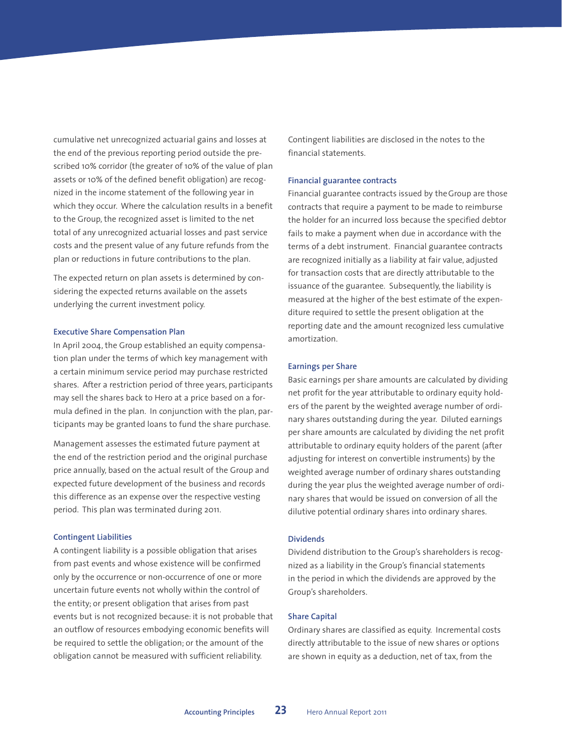cumulative net unrecognized actuarial gains and losses at the end of the previous reporting period outside the prescribed 10% corridor (the greater of 10% of the value of plan assets or 10% of the defined benefit obligation) are recognized in the income statement of the following year in which they occur. Where the calculation results in a benefit to the Group, the recognized asset is limited to the net total of any unrecognized actuarial losses and past service costs and the present value of any future refunds from the plan or reductions in future contributions to the plan.

The expected return on plan assets is determined by considering the expected returns available on the assets underlying the current investment policy.

### Executive Share Compensation Plan

In April 2004, the Group established an equity compensation plan under the terms of which key management with a certain minimum service period may purchase restricted shares. After a restriction period of three years, participants may sell the shares back to Hero at a price based on a formula defined in the plan. In conjunction with the plan, participants may be granted loans to fund the share purchase.

Management assesses the estimated future payment at the end of the restriction period and the original purchase price annually, based on the actual result of the Group and expected future development of the business and records this difference as an expense over the respective vesting period. This plan was terminated during 2011.

### Contingent Liabilities

A contingent liability is a possible obligation that arises from past events and whose existence will be confirmed only by the occurrence or non-occurrence of one or more uncertain future events not wholly within the control of the entity; or present obligation that arises from past events but is not recognized because: it is not probable that an outflow of resources embodying economic benefits will be required to settle the obligation; or the amount of the obligation cannot be measured with sufficient reliability.

Contingent liabilities are disclosed in the notes to the financial statements.

### Financial guarantee contracts

Financial guarantee contracts issued by the Group are those contracts that require a payment to be made to reimburse the holder for an incurred loss because the specified debtor fails to make a payment when due in accordance with the terms of a debt instrument. Financial guarantee contracts are recognized initially as a liability at fair value, adjusted for transaction costs that are directly attributable to the issuance of the guarantee. Subsequently, the liability is measured at the higher of the best estimate of the expenditure required to settle the present obligation at the reporting date and the amount recognized less cumulative amortization.

### Earnings per Share

Basic earnings per share amounts are calculated by dividing net profit for the year attributable to ordinary equity holders of the parent by the weighted average number of ordinary shares outstanding during the year. Diluted earnings per share amounts are calculated by dividing the net profit attributable to ordinary equity holders of the parent (after adjusting for interest on convertible instruments) by the weighted average number of ordinary shares outstanding during the year plus the weighted average number of ordinary shares that would be issued on conversion of all the dilutive potential ordinary shares into ordinary shares.

### Dividends

Dividend distribution to the Group's shareholders is recognized as a liability in the Group's financial statements in the period in which the dividends are approved by the Group's shareholders.

### Share Capital

Ordinary shares are classified as equity. Incremental costs directly attributable to the issue of new shares or options are shown in equity as a deduction, net of tax, from the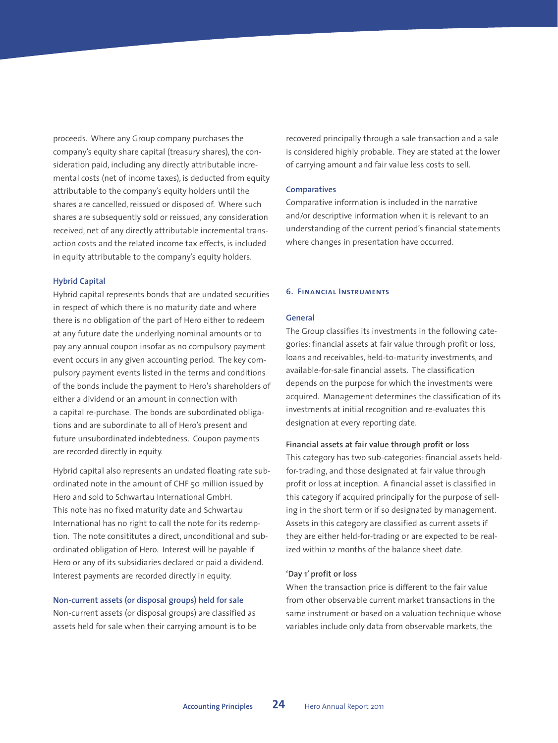proceeds. Where any Group company purchases the company's equity share capital (treasury shares), the consideration paid, including any directly attributable incremental costs (net of income taxes), is deducted from equity attributable to the company's equity holders until the shares are cancelled, reissued or disposed of. Where such shares are subsequently sold or reissued, any consideration received, net of any directly attributable incremental transaction costs and the related income tax effects, is included in equity attributable to the company's equity holders.

### Hybrid Capital

Hybrid capital represents bonds that are undated securities in respect of which there is no maturity date and where there is no obligation of the part of Hero either to redeem at any future date the underlying nominal amounts or to pay any annual coupon insofar as no compulsory payment event occurs in any given accounting period. The key compulsory payment events listed in the terms and conditions of the bonds include the payment to Hero's shareholders of either a dividend or an amount in connection with a capital re-purchase. The bonds are subordinated obligations and are subordinate to all of Hero's present and future unsubordinated indebtedness. Coupon payments are recorded directly in equity.

Hybrid capital also represents an undated floating rate subordinated note in the amount of CHF 50 million issued by Hero and sold to Schwartau International GmbH. This note has no fixed maturity date and Schwartau International has no right to call the note for its redemption. The note consititutes a direct, unconditional and subordinated obligation of Hero. Interest will be payable if Hero or any of its subsidiaries declared or paid a dividend. Interest payments are recorded directly in equity.

### Non-current assets (or disposal groups) held for sale

Non-current assets (or disposal groups) are classified as assets held for sale when their carrying amount is to be recovered principally through a sale transaction and a sale is considered highly probable. They are stated at the lower of carrying amount and fair value less costs to sell.

### Comparatives

Comparative information is included in the narrative and/or descriptive information when it is relevant to an understanding of the current period's financial statements where changes in presentation have occurred.

## 6. Financial Instruments

### General

The Group classifies its investments in the following categories: financial assets at fair value through profit or loss, loans and receivables, held-to-maturity investments, and available-for-sale financial assets. The classification depends on the purpose for which the investments were acquired. Management determines the classification of its investments at initial recognition and re-evaluates this designation at every reporting date.

#### Financial assets at fair value through profit or loss

This category has two sub-categories: financial assets held-for-trading, and those designated at fair value through profit or loss at inception. A financial asset is classified in this category if acquired principally for the purpose of selling in the short term or if so designated by management. Assets in this category are classified as current assets if they are either held-for-trading or are expected to be realized within 12 months of the balance sheet date.

#### 'Day 1' profit or loss

When the transaction price is different to the fair value from other observable current market transactions in the same instrument or based on a valuation technique whose variables include only data from observable markets, the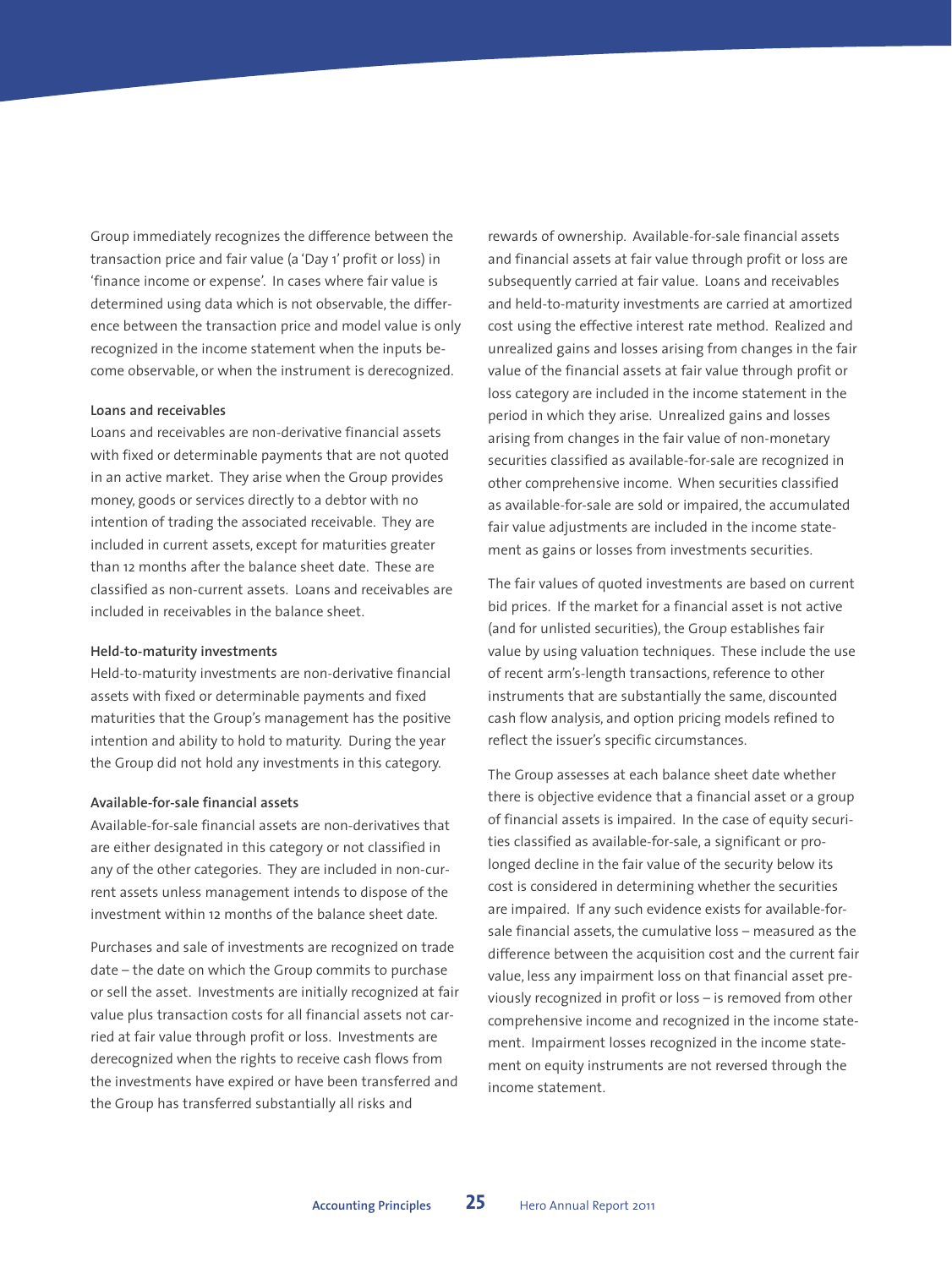Group immediately recognizes the difference between the transaction price and fair value (a 'Day 1' profit or loss) in 'finance income or expense'. In cases where fair value is determined using data which is not observable, the difference between the transaction price and model value is only recognized in the income statement when the inputs become observable, or when the instrument is derecognized.

**Loans and receivables**

Loans and receivables are non-derivative financial assets with fixed or determinable payments that are not quoted in an active market. They arise when the Group provides money, goods or services directly to a debtor with no intention of trading the associated receivable. They are included in current assets, except for maturities greater than 12 months after the balance sheet date. These are classified as non-current assets. Loans and receivables are included in receivables in the balance sheet.

**Held-to-maturity investments**

Held-to-maturity investments are non-derivative financial assets with fixed or determinable payments and fixed maturities that the Group's management has the positive intention and ability to hold to maturity. During the year the Group did not hold any investments in this category.

**Available-for-sale financial assets**

Available-for-sale financial assets are non-derivatives that are either designated in this category or not classified in any of the other categories. They are included in non-current assets unless management intends to dispose of the investment within 12 months of the balance sheet date.

Purchases and sale of investments are recognized on trade date – the date on which the Group commits to purchase or sell the asset. Investments are initially recognized at fair value plus transaction costs for all financial assets not carried at fair value through profit or loss. Investments are derecognized when the rights to receive cash flows from the investments have expired or have been transferred and the Group has transferred substantially all risks and rewards of ownership. Available-for-sale financial assets and financial assets at fair value through profit or loss are subsequently carried at fair value. Loans and receivables and held-to-maturity investments are carried at amortized cost using the effective interest rate method. Realized and unrealized gains and losses arising from changes in the fair value of the financial assets at fair value through profit or loss category are included in the income statement in the period in which they arise. Unrealized gains and losses arising from changes in the fair value of non-monetary securities classified as available-for-sale are recognized in other comprehensive income. When securities classified as available-for-sale are sold or impaired, the accumulated fair value adjustments are included in the income statement as gains or losses from investments securities.

The fair values of quoted investments are based on current bid prices. If the market for a financial asset is not active (and for unlisted securities), the Group establishes fair value by using valuation techniques. These include the use of recent arm's-length transactions, reference to other instruments that are substantially the same, discounted cash flow analysis, and option pricing models refined to reflect the issuer's specific circumstances.

The Group assesses at each balance sheet date whether there is objective evidence that a financial asset or a group of financial assets is impaired. In the case of equity securities classified as available-for-sale, a significant or prolonged decline in the fair value of the security below its cost is considered in determining whether the securities are impaired. If any such evidence exists for available-for-sale financial assets, the cumulative loss – measured as the difference between the acquisition cost and the current fair value, less any impairment loss on that financial asset previously recognized in profit or loss – is removed from other comprehensive income and recognized in the income statement. Impairment losses recognized in the income statement on equity instruments are not reversed through the income statement.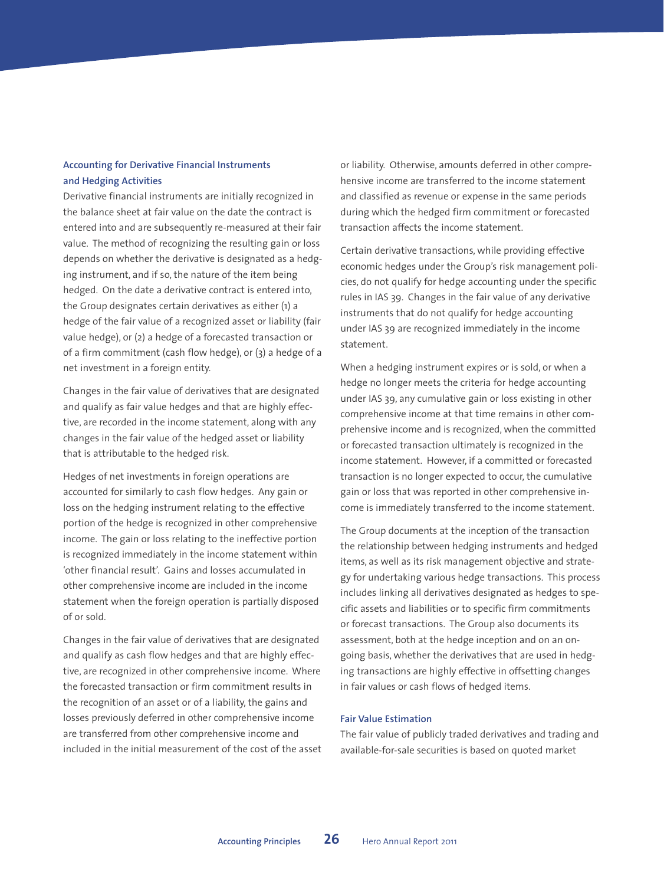### Accounting for Derivative Financial Instruments and Hedging Activities

Derivative financial instruments are initially recognized in the balance sheet at fair value on the date the contract is entered into and are subsequently re-measured at their fair value. The method of recognizing the resulting gain or loss depends on whether the derivative is designated as a hedging instrument, and if so, the nature of the item being hedged. On the date a derivative contract is entered into, the Group designates certain derivatives as either (1) a hedge of the fair value of a recognized asset or liability (fair value hedge), or (2) a hedge of a forecasted transaction or of a firm commitment (cash flow hedge), or (3) a hedge of a net investment in a foreign entity.

Changes in the fair value of derivatives that are designated and qualify as fair value hedges and that are highly effective, are recorded in the income statement, along with any changes in the fair value of the hedged asset or liability that is attributable to the hedged risk.

Hedges of net investments in foreign operations are accounted for similarly to cash flow hedges. Any gain or loss on the hedging instrument relating to the effective portion of the hedge is recognized in other comprehensive income. The gain or loss relating to the ineffective portion is recognized immediately in the income statement within 'other financial result'. Gains and losses accumulated in other comprehensive income are included in the income statement when the foreign operation is partially disposed of or sold.

Changes in the fair value of derivatives that are designated and qualify as cash flow hedges and that are highly effective, are recognized in other comprehensive income. Where the forecasted transaction or firm commitment results in the recognition of an asset or of a liability, the gains and losses previously deferred in other comprehensive income are transferred from other comprehensive income and included in the initial measurement of the cost of the asset or liability. Otherwise, amounts deferred in other comprehensive income are transferred to the income statement and classified as revenue or expense in the same periods during which the hedged firm commitment or forecasted transaction affects the income statement.

Certain derivative transactions, while providing effective economic hedges under the Group's risk management policies, do not qualify for hedge accounting under the specific rules in IAS 39. Changes in the fair value of any derivative instruments that do not qualify for hedge accounting under IAS 39 are recognized immediately in the income statement.

When a hedging instrument expires or is sold, or when a hedge no longer meets the criteria for hedge accounting under IAS 39, any cumulative gain or loss existing in other comprehensive income at that time remains in other comprehensive income and is recognized, when the committed or forecasted transaction ultimately is recognized in the income statement. However, if a committed or forecasted transaction is no longer expected to occur, the cumulative gain or loss that was reported in other comprehensive income is immediately transferred to the income statement.

The Group documents at the inception of the transaction the relationship between hedging instruments and hedged items, as well as its risk management objective and strategy for undertaking various hedge transactions. This process includes linking all derivatives designated as hedges to specific assets and liabilities or to specific firm commitments or forecast transactions. The Group also documents its assessment, both at the hedge inception and on an ongoing basis, whether the derivatives that are used in hedging transactions are highly effective in offsetting changes in fair values or cash flows of hedged items.

### Fair Value Estimation

The fair value of publicly traded derivatives and trading and available-for-sale securities is based on quoted market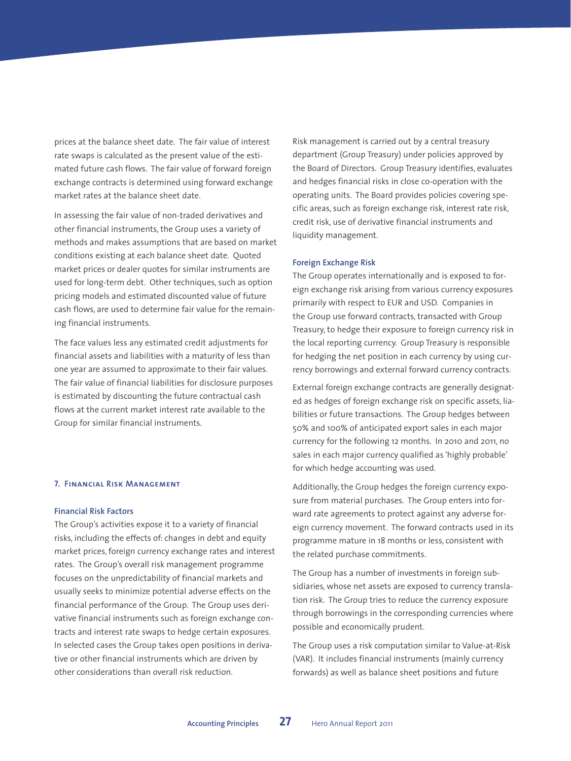prices at the balance sheet date. The fair value of interest rate swaps is calculated as the present value of the estimated future cash flows. The fair value of forward foreign exchange contracts is determined using forward exchange market rates at the balance sheet date.

In assessing the fair value of non-traded derivatives and other financial instruments, the Group uses a variety of methods and makes assumptions that are based on market conditions existing at each balance sheet date. Quoted market prices or dealer quotes for similar instruments are used for long-term debt. Other techniques, such as option pricing models and estimated discounted value of future cash flows, are used to determine fair value for the remaining financial instruments.

The face values less any estimated credit adjustments for financial assets and liabilities with a maturity of less than one year are assumed to approximate to their fair values. The fair value of financial liabilities for disclosure purposes is estimated by discounting the future contractual cash flows at the current market interest rate available to the Group for similar financial instruments.

## 7. Financial Risk Management

### Financial Risk Factors

The Group's activities expose it to a variety of financial risks, including the effects of: changes in debt and equity market prices, foreign currency exchange rates and interest rates. The Group's overall risk management programme focuses on the unpredictability of financial markets and usually seeks to minimize potential adverse effects on the financial performance of the Group. The Group uses derivative financial instruments such as foreign exchange contracts and interest rate swaps to hedge certain exposures. In selected cases the Group takes open positions in derivative or other financial instruments which are driven by other considerations than overall risk reduction.

Risk management is carried out by a central treasury department (Group Treasury) under policies approved by the Board of Directors. Group Treasury identifies, evaluates and hedges financial risks in close co-operation with the operating units. The Board provides policies covering specific areas, such as foreign exchange risk, interest rate risk, credit risk, use of derivative financial instruments and liquidity management.

### Foreign Exchange Risk

The Group operates internationally and is exposed to foreign exchange risk arising from various currency exposures primarily with respect to EUR and USD. Companies in the Group use forward contracts, transacted with Group Treasury, to hedge their exposure to foreign currency risk in the local reporting currency. Group Treasury is responsible for hedging the net position in each currency by using currency borrowings and external forward currency contracts.

External foreign exchange contracts are generally designated as hedges of foreign exchange risk on specific assets, liabilities or future transactions. The Group hedges between 50% and 100% of anticipated export sales in each major currency for the following 12 months. In 2010 and 2011, no sales in each major currency qualified as 'highly probable' for which hedge accounting was used.

Additionally, the Group hedges the foreign currency exposure from material purchases. The Group enters into forward rate agreements to protect against any adverse foreign currency movement. The forward contracts used in its programme mature in 18 months or less, consistent with the related purchase commitments.

The Group has a number of investments in foreign subsidiaries, whose net assets are exposed to currency translation risk. The Group tries to reduce the currency exposure through borrowings in the corresponding currencies where possible and economically prudent.

The Group uses a risk computation similar to Value-at-Risk (VAR). It includes financial instruments (mainly currency forwards) as well as balance sheet positions and future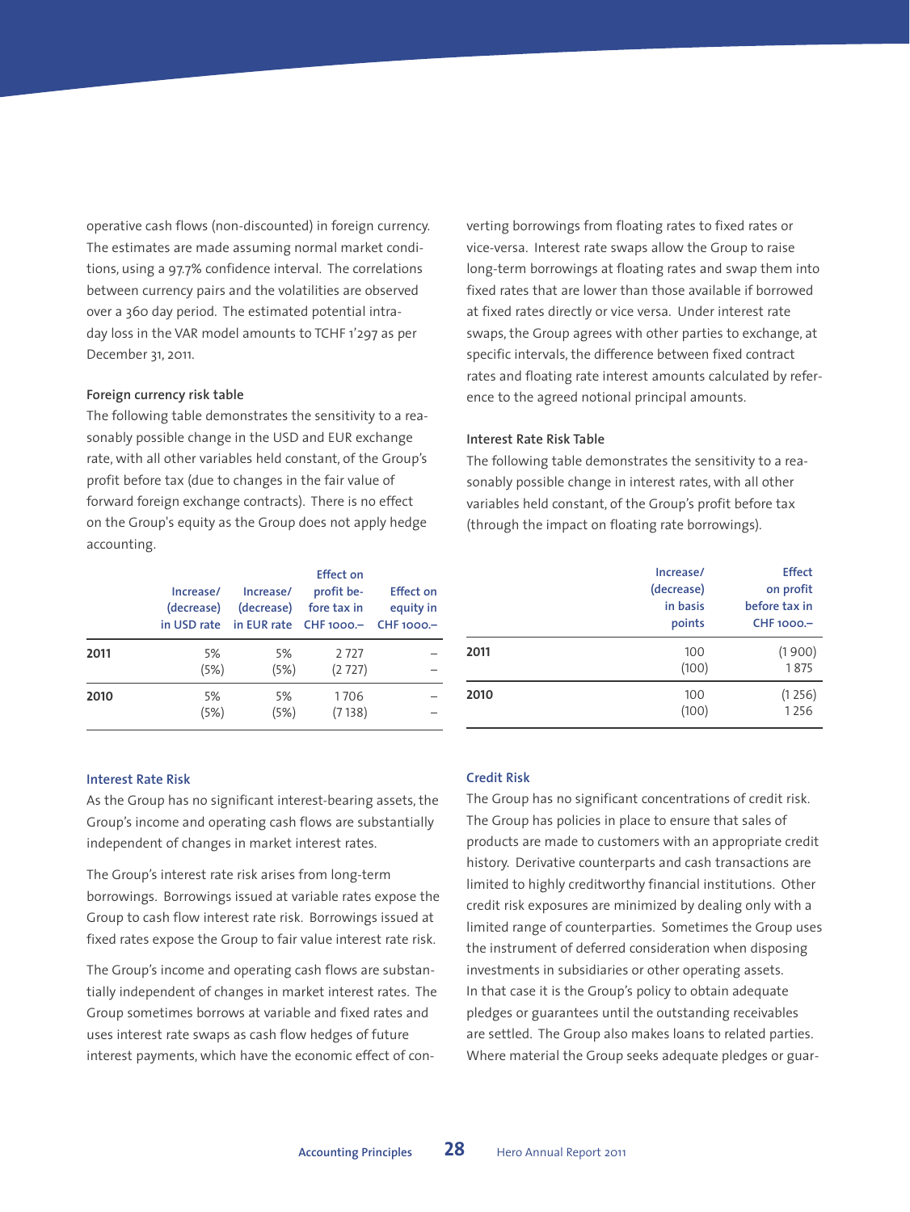operative cash flows (non-discounted) in foreign currency. The estimates are made assuming normal market conditions, using a 97.7% confidence interval. The correlations between currency pairs and the volatilities are observed over a 360 day period. The estimated potential intraday loss in the VAR model amounts to TCHF 1'297 as per December 31, 2011.

### Foreign currency risk table

The following table demonstrates the sensitivity to a reasonably possible change in the USD and EUR exchange rate, with all other variables held constant, of the Group's profit before tax (due to changes in the fair value of forward foreign exchange contracts). There is no effect on the Group's equity as the Group does not apply hedge accounting.

| | Increase/ (decrease) in USD rate | Increase/ (decrease) in EUR rate | Effect on profit before tax in CHF 1000.– | Effect on equity in CHF 1000.– |
|---|---|---|---|---|
| **2011** | 5% | 5% | 2 727 | – |
| | (5%) | (5%) | (2 727) | – |
| **2010** | 5% | 5% | 1 706 | – |
| | (5%) | (5%) | (7 138) | – |

### Interest Rate Risk

As the Group has no significant interest-bearing assets, the Group's income and operating cash flows are substantially independent of changes in market interest rates.

The Group's interest rate risk arises from long-term borrowings. Borrowings issued at variable rates expose the Group to cash flow interest rate risk. Borrowings issued at fixed rates expose the Group to fair value interest rate risk.

The Group's income and operating cash flows are substantially independent of changes in market interest rates. The Group sometimes borrows at variable and fixed rates and uses interest rate swaps as cash flow hedges of future interest payments, which have the economic effect of converting borrowings from floating rates to fixed rates or vice-versa. Interest rate swaps allow the Group to raise long-term borrowings at floating rates and swap them into fixed rates that are lower than those available if borrowed at fixed rates directly or vice versa. Under interest rate swaps, the Group agrees with other parties to exchange, at specific intervals, the difference between fixed contract rates and floating rate interest amounts calculated by reference to the agreed notional principal amounts.

### Interest Rate Risk Table

The following table demonstrates the sensitivity to a reasonably possible change in interest rates, with all other variables held constant, of the Group's profit before tax (through the impact on floating rate borrowings).

| | Increase/ (decrease) in basis points | Effect on profit before tax in CHF 1000.– |
|---|---|---|
| **2011** | 100 | (1 900) |
| | (100) | 1 875 |
| **2010** | 100 | (1 256) |
| | (100) | 1 256 |

### Credit Risk

The Group has no significant concentrations of credit risk. The Group has policies in place to ensure that sales of products are made to customers with an appropriate credit history. Derivative counterparts and cash transactions are limited to highly creditworthy financial institutions. Other credit risk exposures are minimized by dealing only with a limited range of counterparties. Sometimes the Group uses the instrument of deferred consideration when disposing investments in subsidiaries or other operating assets. In that case it is the Group's policy to obtain adequate pledges or guarantees until the outstanding receivables are settled. The Group also makes loans to related parties. Where material the Group seeks adequate pledges or guar-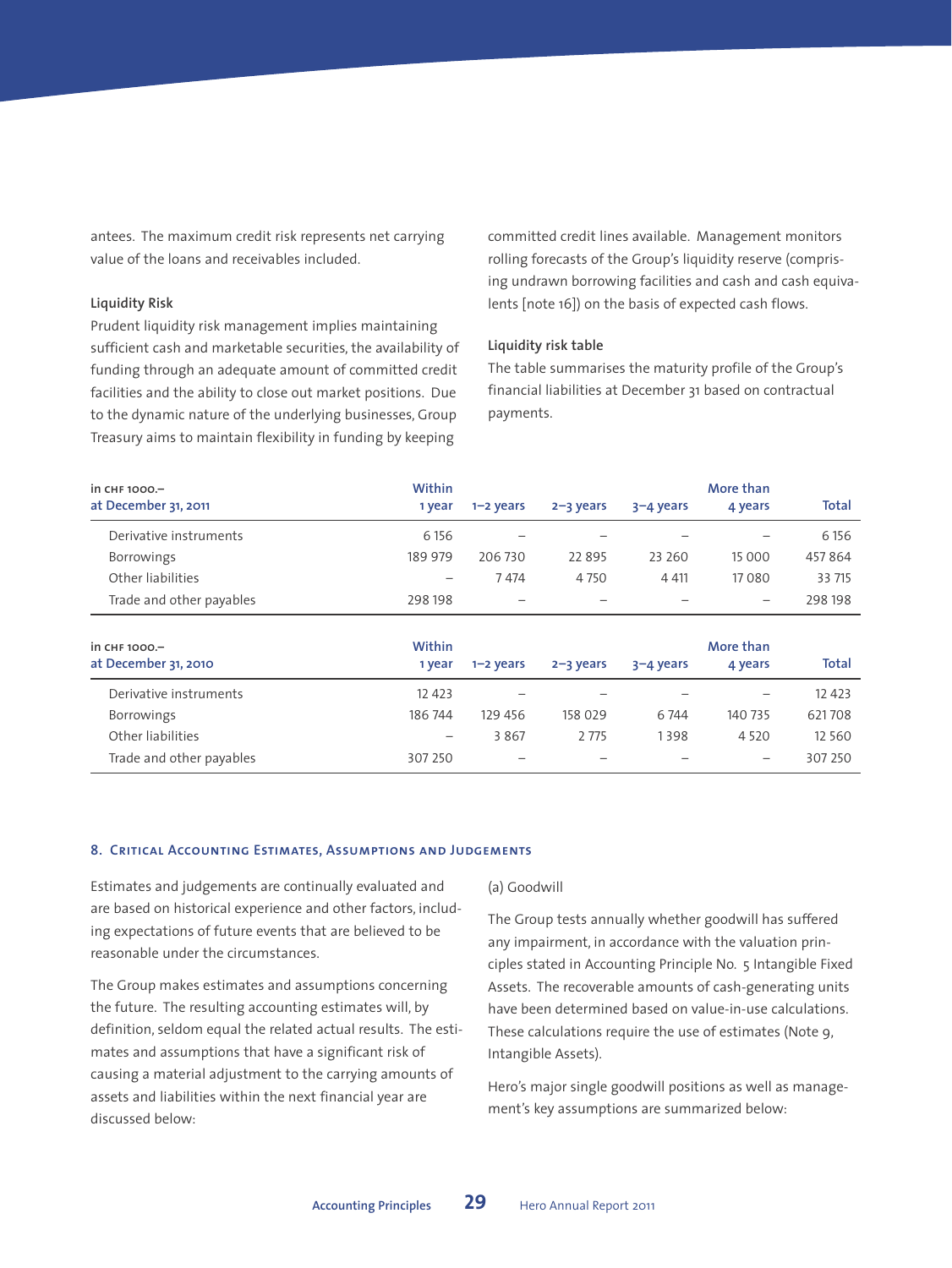antees. The maximum credit risk represents net carrying value of the loans and receivables included.

**Liquidity Risk**

Prudent liquidity risk management implies maintaining sufficient cash and marketable securities, the availability of funding through an adequate amount of committed credit facilities and the ability to close out market positions. Due to the dynamic nature of the underlying businesses, Group Treasury aims to maintain flexibility in funding by keeping committed credit lines available. Management monitors rolling forecasts of the Group's liquidity reserve (comprising undrawn borrowing facilities and cash and cash equivalents [note 16]) on the basis of expected cash flows.

**Liquidity risk table**

The table summarises the maturity profile of the Group's financial liabilities at December 31 based on contractual payments.

| in CHF 1000.– at December 31, 2011 | Within 1 year | 1–2 years | 2–3 years | 3–4 years | More than 4 years | Total |
|---|---|---|---|---|---|---|
| Derivative instruments | 6 156 | – | – | – | – | 6 156 |
| Borrowings | 189 979 | 206 730 | 22 895 | 23 260 | 15 000 | 457 864 |
| Other liabilities | – | 7 474 | 4 750 | 4 411 | 17 080 | 33 715 |
| Trade and other payables | 298 198 | – | – | – | – | 298 198 |

| in CHF 1000.– at December 31, 2010 | Within 1 year | 1–2 years | 2–3 years | 3–4 years | More than 4 years | Total |
|---|---|---|---|---|---|---|
| Derivative instruments | 12 423 | – | – | – | – | 12 423 |
| Borrowings | 186 744 | 129 456 | 158 029 | 6 744 | 140 735 | 621 708 |
| Other liabilities | – | 3 867 | 2 775 | 1 398 | 4 520 | 12 560 |
| Trade and other payables | 307 250 | – | – | – | – | 307 250 |

## 8. Critical Accounting Estimates, Assumptions and Judgements

Estimates and judgements are continually evaluated and are based on historical experience and other factors, including expectations of future events that are believed to be reasonable under the circumstances.

The Group makes estimates and assumptions concerning the future. The resulting accounting estimates will, by definition, seldom equal the related actual results. The estimates and assumptions that have a significant risk of causing a material adjustment to the carrying amounts of assets and liabilities within the next financial year are discussed below:

(a) Goodwill

The Group tests annually whether goodwill has suffered any impairment, in accordance with the valuation principles stated in Accounting Principle No. 5 Intangible Fixed Assets. The recoverable amounts of cash-generating units have been determined based on value-in-use calculations. These calculations require the use of estimates (Note 9, Intangible Assets).

Hero's major single goodwill positions as well as management's key assumptions are summarized below: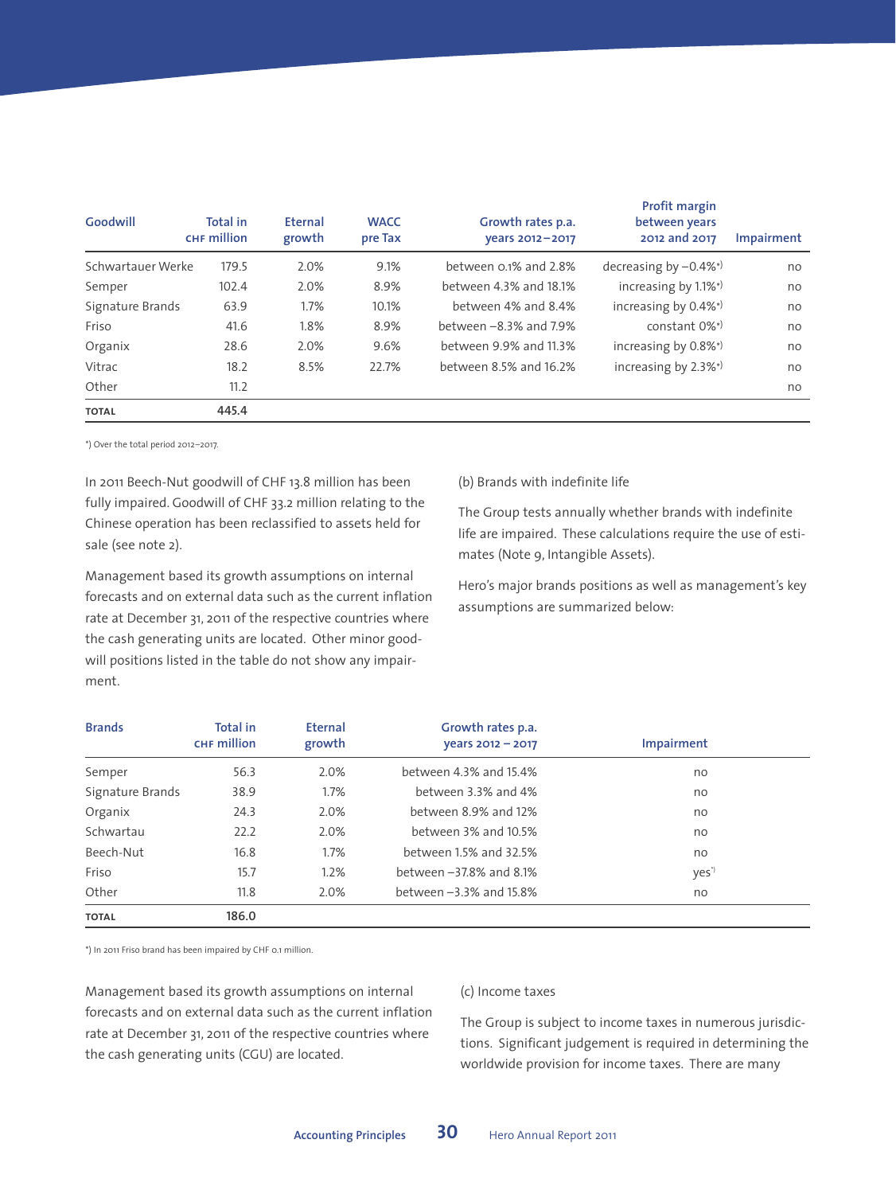| Goodwill | Total in CHF million | Eternal growth | WACC pre Tax | Growth rates p.a. years 2012–2017 | Profit margin between years 2012 and 2017 | Impairment |
|---|---|---|---|---|---|---|
| Schwartauer Werke | 179.5 | 2.0% | 9.1% | between 0.1% and 2.8% | decreasing by –0.4%*) | no |
| Semper | 102.4 | 2.0% | 8.9% | between 4.3% and 18.1% | increasing by 1.1%*) | no |
| Signature Brands | 63.9 | 1.7% | 10.1% | between 4% and 8.4% | increasing by 0.4%*) | no |
| Friso | 41.6 | 1.8% | 8.9% | between –8.3% and 7.9% | constant 0%*) | no |
| Organix | 28.6 | 2.0% | 9.6% | between 9.9% and 11.3% | increasing by 0.8%*) | no |
| Vitrac | 18.2 | 8.5% | 22.7% | between 8.5% and 16.2% | increasing by 2.3%*) | no |
| Other | 11.2 | | | | | no |
| **TOTAL** | **445.4** | | | | | |

*) Over the total period 2012–2017.

In 2011 Beech-Nut goodwill of CHF 13.8 million has been fully impaired. Goodwill of CHF 33.2 million relating to the Chinese operation has been reclassified to assets held for sale (see note 2).

Management based its growth assumptions on internal forecasts and on external data such as the current inflation rate at December 31, 2011 of the respective countries where the cash generating units are located. Other minor goodwill positions listed in the table do not show any impairment.

(b) Brands with indefinite life

The Group tests annually whether brands with indefinite life are impaired. These calculations require the use of estimates (Note 9, Intangible Assets).

Hero's major brands positions as well as management's key assumptions are summarized below:

| Brands | Total in CHF million | Eternal growth | Growth rates p.a. years 2012 – 2017 | Impairment |
|---|---|---|---|---|
| Semper | 56.3 | 2.0% | between 4.3% and 15.4% | no |
| Signature Brands | 38.9 | 1.7% | between 3.3% and 4% | no |
| Organix | 24.3 | 2.0% | between 8.9% and 12% | no |
| Schwartau | 22.2 | 2.0% | between 3% and 10.5% | no |
| Beech-Nut | 16.8 | 1.7% | between 1.5% and 32.5% | no |
| Friso | 15.7 | 1.2% | between –37.8% and 8.1% | yes*) |
| Other | 11.8 | 2.0% | between –3.3% and 15.8% | no |
| **TOTAL** | **186.0** | | | |

*) In 2011 Friso brand has been impaired by CHF 0.1 million.

Management based its growth assumptions on internal forecasts and on external data such as the current inflation rate at December 31, 2011 of the respective countries where the cash generating units (CGU) are located.

(c) Income taxes

The Group is subject to income taxes in numerous jurisdictions. Significant judgement is required in determining the worldwide provision for income taxes. There are many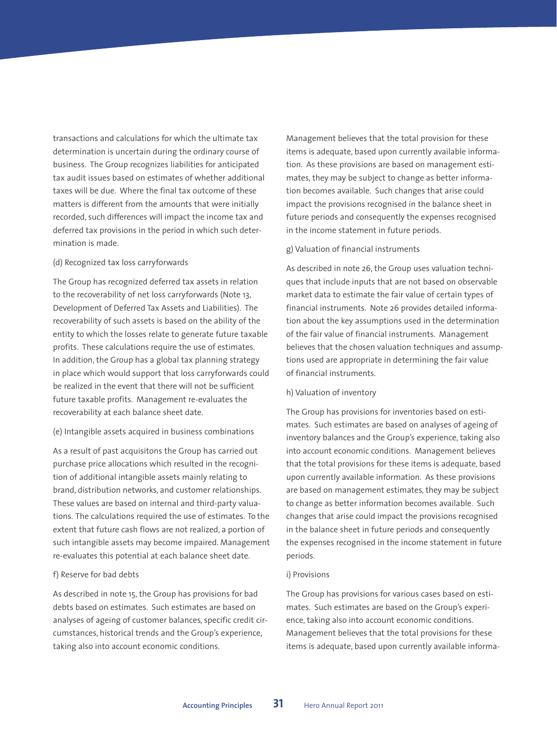transactions and calculations for which the ultimate tax determination is uncertain during the ordinary course of business. The Group recognizes liabilities for anticipated tax audit issues based on estimates of whether additional taxes will be due. Where the final tax outcome of these matters is different from the amounts that were initially recorded, such differences will impact the income tax and deferred tax provisions in the period in which such determination is made.

(d) Recognized tax loss carryforwards

The Group has recognized deferred tax assets in relation to the recoverability of net loss carryforwards (Note 13, Development of Deferred Tax Assets and Liabilities). The recoverability of such assets is based on the ability of the entity to which the losses relate to generate future taxable profits. These calculations require the use of estimates. In addition, the Group has a global tax planning strategy in place which would support that loss carryforwards could be realized in the event that there will not be sufficient future taxable profits. Management re-evaluates the recoverability at each balance sheet date.

(e) Intangible assets acquired in business combinations

As a result of past acquisitons the Group has carried out purchase price allocations which resulted in the recognition of additional intangible assets mainly relating to brand, distribution networks, and customer relationships. These values are based on internal and third-party valuations. The calculations required the use of estimates. To the extent that future cash flows are not realized, a portion of such intangible assets may become impaired. Management re-evaluates this potential at each balance sheet date.

f) Reserve for bad debts

As described in note 15, the Group has provisions for bad debts based on estimates. Such estimates are based on analyses of ageing of customer balances, specific credit circumstances, historical trends and the Group's experience, taking also into account economic conditions.

Management believes that the total provision for these items is adequate, based upon currently available information. As these provisions are based on management estimates, they may be subject to change as better information becomes available. Such changes that arise could impact the provisions recognised in the balance sheet in future periods and consequently the expenses recognised in the income statement in future periods.

g) Valuation of financial instruments

As described in note 26, the Group uses valuation techniques that include inputs that are not based on observable market data to estimate the fair value of certain types of financial instruments. Note 26 provides detailed information about the key assumptions used in the determination of the fair value of financial instruments. Management believes that the chosen valuation techniques and assumptions used are appropriate in determining the fair value of financial instruments.

h) Valuation of inventory

The Group has provisions for inventories based on estimates. Such estimates are based on analyses of ageing of inventory balances and the Group's experience, taking also into account economic conditions. Management believes that the total provisions for these items is adequate, based upon currently available information. As these provisions are based on management estimates, they may be subject to change as better information becomes available. Such changes that arise could impact the provisions recognised in the balance sheet in future periods and consequently the expenses recognised in the income statement in future periods.

i) Provisions

The Group has provisions for various cases based on estimates. Such estimates are based on the Group's experience, taking also into account economic conditions. Management believes that the total provisions for these items is adequate, based upon currently available informa-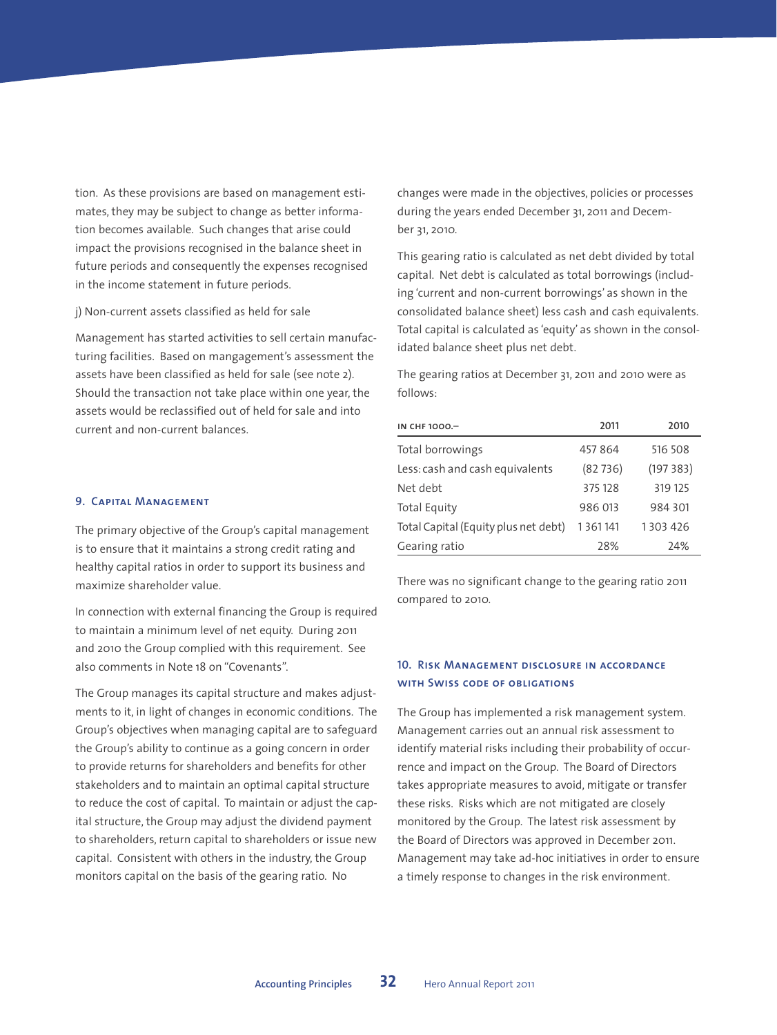tion. As these provisions are based on management estimates, they may be subject to change as better information becomes available. Such changes that arise could impact the provisions recognised in the balance sheet in future periods and consequently the expenses recognised in the income statement in future periods.

j) Non-current assets classified as held for sale

Management has started activities to sell certain manufacturing facilities. Based on mangagement's assessment the assets have been classified as held for sale (see note 2). Should the transaction not take place within one year, the assets would be reclassified out of held for sale and into current and non-current balances.

## 9. Capital Management

The primary objective of the Group's capital management is to ensure that it maintains a strong credit rating and healthy capital ratios in order to support its business and maximize shareholder value.

In connection with external financing the Group is required to maintain a minimum level of net equity. During 2011 and 2010 the Group complied with this requirement. See also comments in Note 18 on "Covenants".

The Group manages its capital structure and makes adjustments to it, in light of changes in economic conditions. The Group's objectives when managing capital are to safeguard the Group's ability to continue as a going concern in order to provide returns for shareholders and benefits for other stakeholders and to maintain an optimal capital structure to reduce the cost of capital. To maintain or adjust the capital structure, the Group may adjust the dividend payment to shareholders, return capital to shareholders or issue new capital. Consistent with others in the industry, the Group monitors capital on the basis of the gearing ratio. No changes were made in the objectives, policies or processes during the years ended December 31, 2011 and December 31, 2010.

This gearing ratio is calculated as net debt divided by total capital. Net debt is calculated as total borrowings (including 'current and non-current borrowings' as shown in the consolidated balance sheet) less cash and cash equivalents. Total capital is calculated as 'equity' as shown in the consolidated balance sheet plus net debt.

The gearing ratios at December 31, 2011 and 2010 were as follows:

| IN CHF 1000.– | 2011 | 2010 |
|---|---|---|
| Total borrowings | 457 864 | 516 508 |
| Less: cash and cash equivalents | (82 736) | (197 383) |
| Net debt | 375 128 | 319 125 |
| Total Equity | 986 013 | 984 301 |
| Total Capital (Equity plus net debt) | 1 361 141 | 1 303 426 |
| Gearing ratio | 28% | 24% |

There was no significant change to the gearing ratio 2011 compared to 2010.

## 10. Risk Management disclosure in accordance with Swiss code of obligations

The Group has implemented a risk management system. Management carries out an annual risk assessment to identify material risks including their probability of occurrence and impact on the Group. The Board of Directors takes appropriate measures to avoid, mitigate or transfer these risks. Risks which are not mitigated are closely monitored by the Group. The latest risk assessment by the Board of Directors was approved in December 2011. Management may take ad-hoc initiatives in order to ensure a timely response to changes in the risk environment.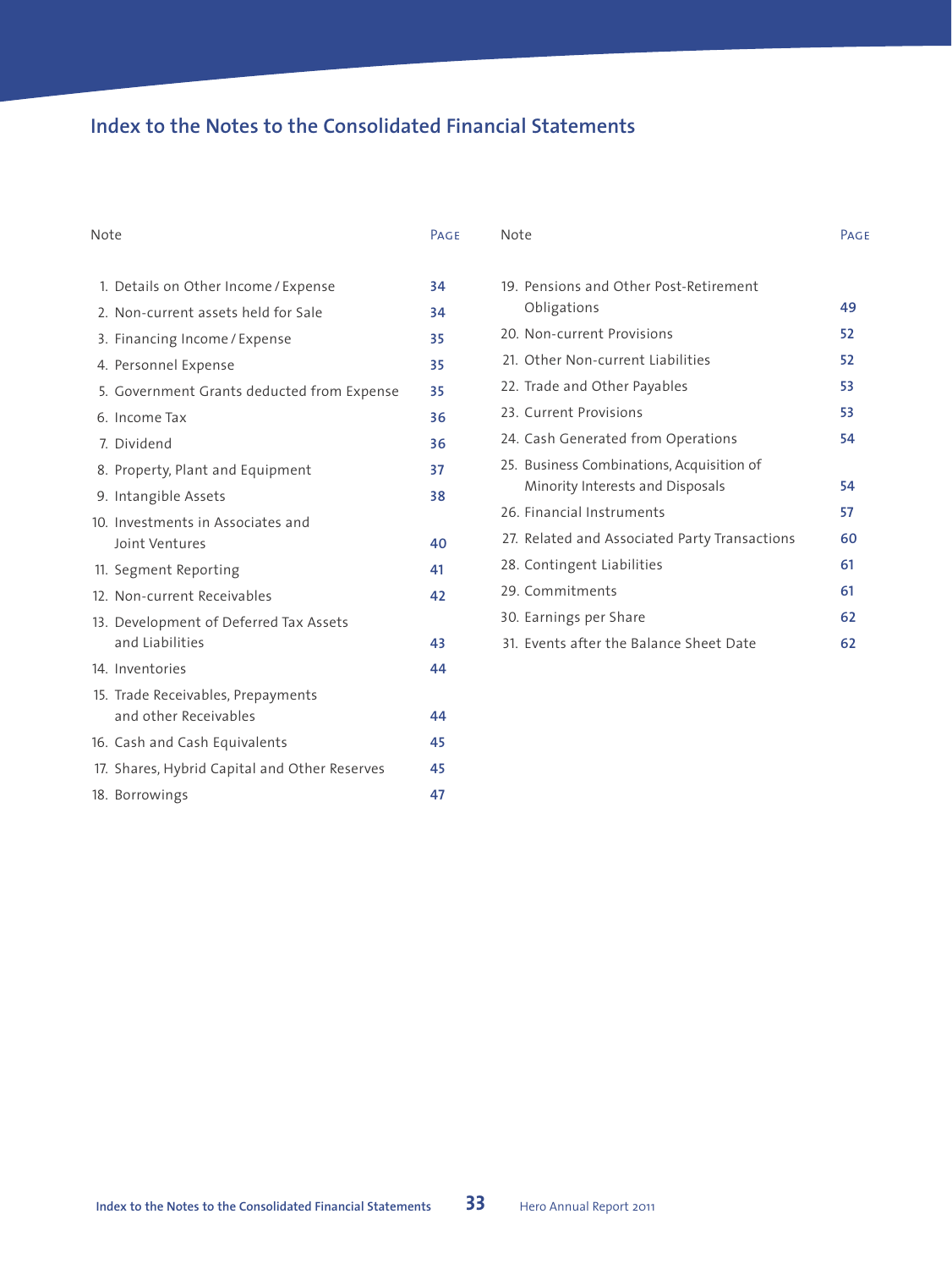# Index to the Notes to the Consolidated Financial Statements

| Note | Page |
|---|---|
| 1. Details on Other Income / Expense | 34 |
| 2. Non-current assets held for Sale | 34 |
| 3. Financing Income / Expense | 35 |
| 4. Personnel Expense | 35 |
| 5. Government Grants deducted from Expense | 35 |
| 6. Income Tax | 36 |
| 7. Dividend | 36 |
| 8. Property, Plant and Equipment | 37 |
| 9. Intangible Assets | 38 |
| 10. Investments in Associates and Joint Ventures | 40 |
| 11. Segment Reporting | 41 |
| 12. Non-current Receivables | 42 |
| 13. Development of Deferred Tax Assets and Liabilities | 43 |
| 14. Inventories | 44 |
| 15. Trade Receivables, Prepayments and other Receivables | 44 |
| 16. Cash and Cash Equivalents | 45 |
| 17. Shares, Hybrid Capital and Other Reserves | 45 |
| 18. Borrowings | 47 |
| 19. Pensions and Other Post-Retirement Obligations | 49 |
| 20. Non-current Provisions | 52 |
| 21. Other Non-current Liabilities | 52 |
| 22. Trade and Other Payables | 53 |
| 23. Current Provisions | 53 |
| 24. Cash Generated from Operations | 54 |
| 25. Business Combinations, Acquisition of Minority Interests and Disposals | 54 |
| 26. Financial Instruments | 57 |
| 27. Related and Associated Party Transactions | 60 |
| 28. Contingent Liabilities | 61 |
| 29. Commitments | 61 |
| 30. Earnings per Share | 62 |
| 31. Events after the Balance Sheet Date | 62 |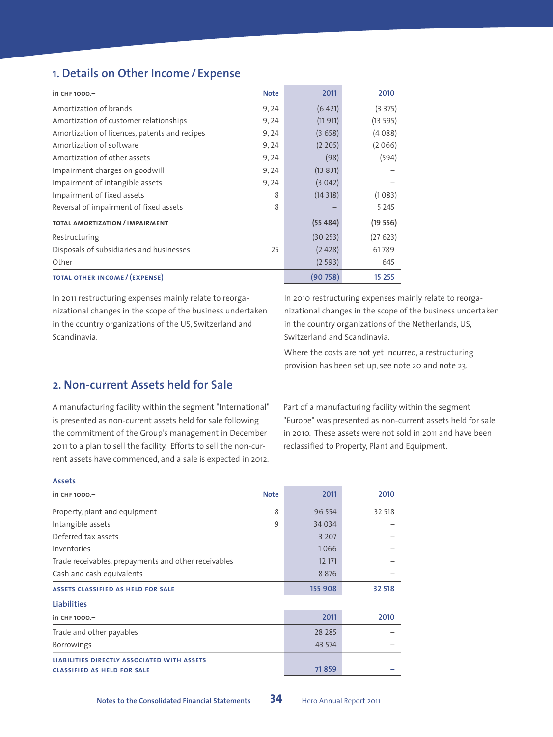## 1. Details on Other Income / Expense

| in CHF 1000.– | Note | 2011 | 2010 |
|---|---|---|---|
| Amortization of brands | 9, 24 | (6 421) | (3 375) |
| Amortization of customer relationships | 9, 24 | (11 911) | (13 595) |
| Amortization of licences, patents and recipes | 9, 24 | (3 658) | (4 088) |
| Amortization of software | 9, 24 | (2 205) | (2 066) |
| Amortization of other assets | 9, 24 | (98) | (594) |
| Impairment charges on goodwill | 9, 24 | (13 831) | – |
| Impairment of intangible assets | 9, 24 | (3 042) | – |
| Impairment of fixed assets | 8 | (14 318) | (1 083) |
| Reversal of impairment of fixed assets | 8 | – | 5 245 |
| **TOTAL AMORTIZATION / IMPAIRMENT** | | **(55 484)** | **(19 556)** |
| Restructuring | | (30 253) | (27 623) |
| Disposals of subsidiaries and businesses | 25 | (2 428) | 61 789 |
| Other | | (2 593) | 645 |
| **TOTAL OTHER INCOME / (EXPENSE)** | | **(90 758)** | **15 255** |

In 2011 restructuring expenses mainly relate to reorganizational changes in the scope of the business undertaken in the country organizations of the US, Switzerland and Scandinavia.

In 2010 restructuring expenses mainly relate to reorganizational changes in the scope of the business undertaken in the country organizations of the Netherlands, US, Switzerland and Scandinavia.

Where the costs are not yet incurred, a restructuring provision has been set up, see note 20 and note 23.

## 2. Non-current Assets held for Sale

A manufacturing facility within the segment "International" is presented as non-current assets held for sale following the commitment of the Group's management in December 2011 to a plan to sell the facility. Efforts to sell the non-current assets have commenced, and a sale is expected in 2012.

Part of a manufacturing facility within the segment "Europe" was presented as non-current assets held for sale in 2010. These assets were not sold in 2011 and have been reclassified to Property, Plant and Equipment.

### Assets

| in CHF 1000.– | Note | 2011 | 2010 |
|---|---|---|---|
| Property, plant and equipment | 8 | 96 554 | 32 518 |
| Intangible assets | 9 | 34 034 | – |
| Deferred tax assets | | 3 207 | – |
| Inventories | | 1 066 | – |
| Trade receivables, prepayments and other receivables | | 12 171 | – |
| Cash and cash equivalents | | 8 876 | – |
| **ASSETS CLASSIFIED AS HELD FOR SALE** | | **155 908** | **32 518** |

### Liabilities

| in CHF 1000.– | 2011 | 2010 |
|---|---|---|
| Trade and other payables | 28 285 | – |
| Borrowings | 43 574 | – |
| **LIABILITIES DIRECTLY ASSOCIATED WITH ASSETS CLASSIFIED AS HELD FOR SALE** | **71 859** | **–** |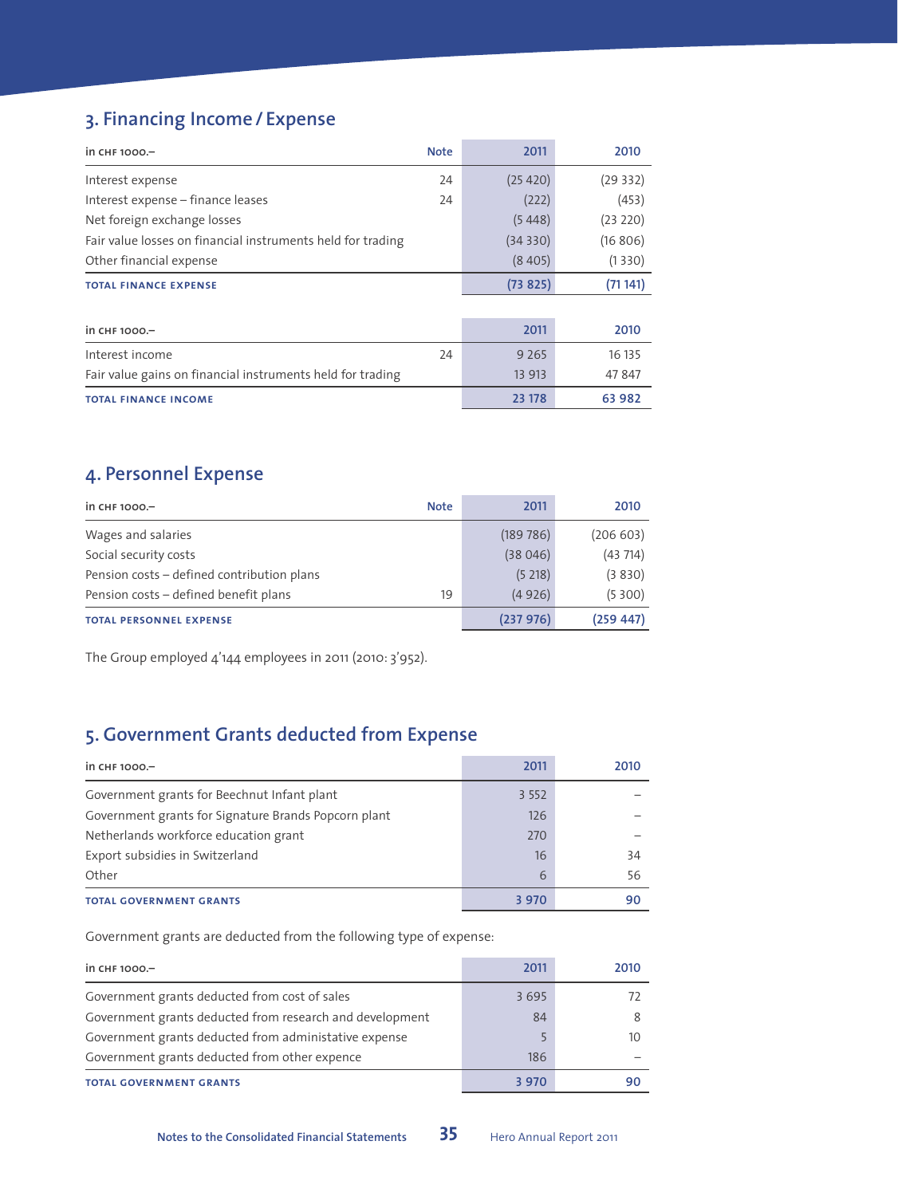## 3. Financing Income / Expense

| in CHF 1000.– | Note | 2011 | 2010 |
|---|---|---|---|
| Interest expense | 24 | (25 420) | (29 332) |
| Interest expense – finance leases | 24 | (222) | (453) |
| Net foreign exchange losses | | (5 448) | (23 220) |
| Fair value losses on financial instruments held for trading | | (34 330) | (16 806) |
| Other financial expense | | (8 405) | (1 330) |
| **TOTAL FINANCE EXPENSE** | | **(73 825)** | **(71 141)** |

| in CHF 1000.– | | 2011 | 2010 |
|---|---|---|---|
| Interest income | 24 | 9 265 | 16 135 |
| Fair value gains on financial instruments held for trading | | 13 913 | 47 847 |
| **TOTAL FINANCE INCOME** | | **23 178** | **63 982** |

## 4. Personnel Expense

| in CHF 1000.– | Note | 2011 | 2010 |
|---|---|---|---|
| Wages and salaries | | (189 786) | (206 603) |
| Social security costs | | (38 046) | (43 714) |
| Pension costs – defined contribution plans | | (5 218) | (3 830) |
| Pension costs – defined benefit plans | 19 | (4 926) | (5 300) |
| **TOTAL PERSONNEL EXPENSE** | | **(237 976)** | **(259 447)** |

The Group employed 4'144 employees in 2011 (2010: 3'952).

## 5. Government Grants deducted from Expense

| in CHF 1000.– | 2011 | 2010 |
|---|---|---|
| Government grants for Beechnut Infant plant | 3 552 | – |
| Government grants for Signature Brands Popcorn plant | 126 | – |
| Netherlands workforce education grant | 270 | – |
| Export subsidies in Switzerland | 16 | 34 |
| Other | 6 | 56 |
| **TOTAL GOVERNMENT GRANTS** | **3 970** | **90** |

Government grants are deducted from the following type of expense:

| in CHF 1000.– | 2011 | 2010 |
|---|---|---|
| Government grants deducted from cost of sales | 3 695 | 72 |
| Government grants deducted from research and development | 84 | 8 |
| Government grants deducted from administative expense | 5 | 10 |
| Government grants deducted from other expence | 186 | – |
| **TOTAL GOVERNMENT GRANTS** | **3 970** | **90** |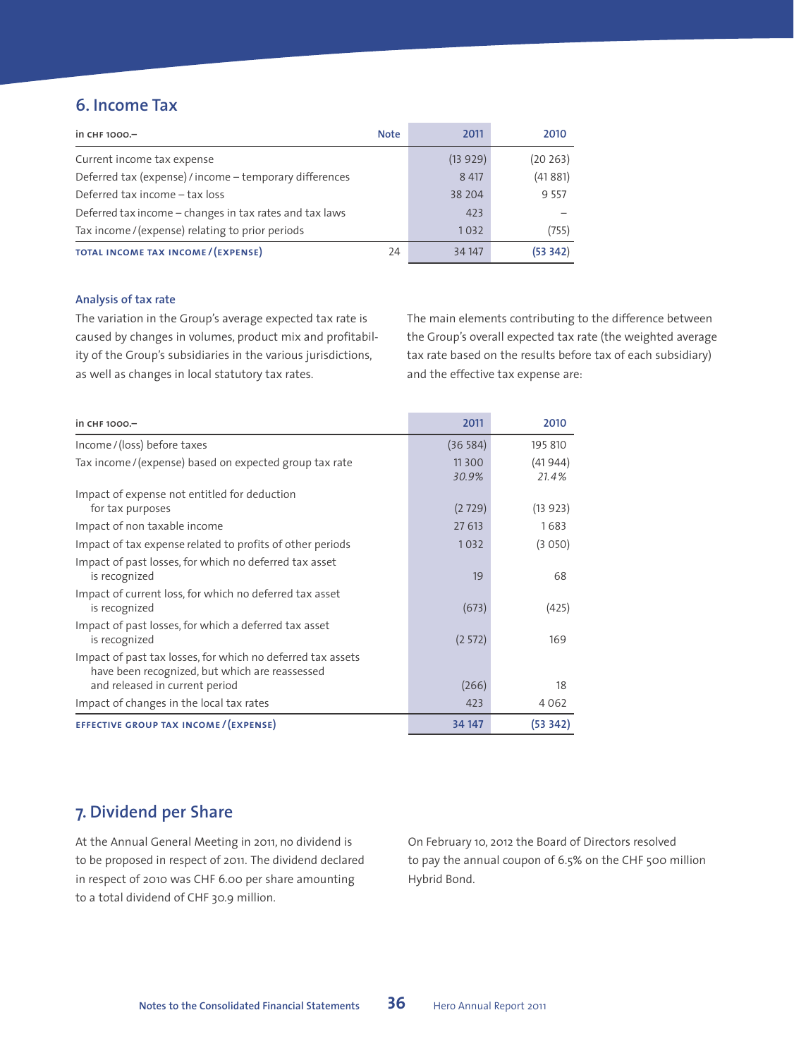## 6. Income Tax

| in CHF 1000.– | Note | 2011 | 2010 |
|---|---|---|---|
| Current income tax expense | | (13 929) | (20 263) |
| Deferred tax (expense) / income – temporary differences | | 8 417 | (41 881) |
| Deferred tax income – tax loss | | 38 204 | 9 557 |
| Deferred tax income – changes in tax rates and tax laws | | 423 | – |
| Tax income / (expense) relating to prior periods | | 1 032 | (755) |
| **TOTAL INCOME TAX INCOME / (EXPENSE)** | 24 | 34 147 | **(53 342)** |

### Analysis of tax rate

The variation in the Group's average expected tax rate is caused by changes in volumes, product mix and profitability of the Group's subsidiaries in the various jurisdictions, as well as changes in local statutory tax rates.

The main elements contributing to the difference between the Group's overall expected tax rate (the weighted average tax rate based on the results before tax of each subsidiary) and the effective tax expense are:

| in CHF 1000.– | 2011 | 2010 |
|---|---|---|
| Income / (loss) before taxes | (36 584) | 195 810 |
| Tax income / (expense) based on expected group tax rate | 11 300<br>*30.9%* | (41 944)<br>*21.4%* |
| Impact of expense not entitled for deduction for tax purposes | (2 729) | (13 923) |
| Impact of non taxable income | 27 613 | 1 683 |
| Impact of tax expense related to profits of other periods | 1 032 | (3 050) |
| Impact of past losses, for which no deferred tax asset is recognized | 19 | 68 |
| Impact of current loss, for which no deferred tax asset is recognized | (673) | (425) |
| Impact of past losses, for which a deferred tax asset is recognized | (2 572) | 169 |
| Impact of past tax losses, for which no deferred tax assets have been recognized, but which are reassessed and released in current period | (266) | 18 |
| Impact of changes in the local tax rates | 423 | 4 062 |
| **EFFECTIVE GROUP TAX INCOME / (EXPENSE)** | **34 147** | **(53 342)** |

## 7. Dividend per Share

At the Annual General Meeting in 2011, no dividend is to be proposed in respect of 2011. The dividend declared in respect of 2010 was CHF 6.00 per share amounting to a total dividend of CHF 30.9 million.

On February 10, 2012 the Board of Directors resolved to pay the annual coupon of 6.5% on the CHF 500 million Hybrid Bond.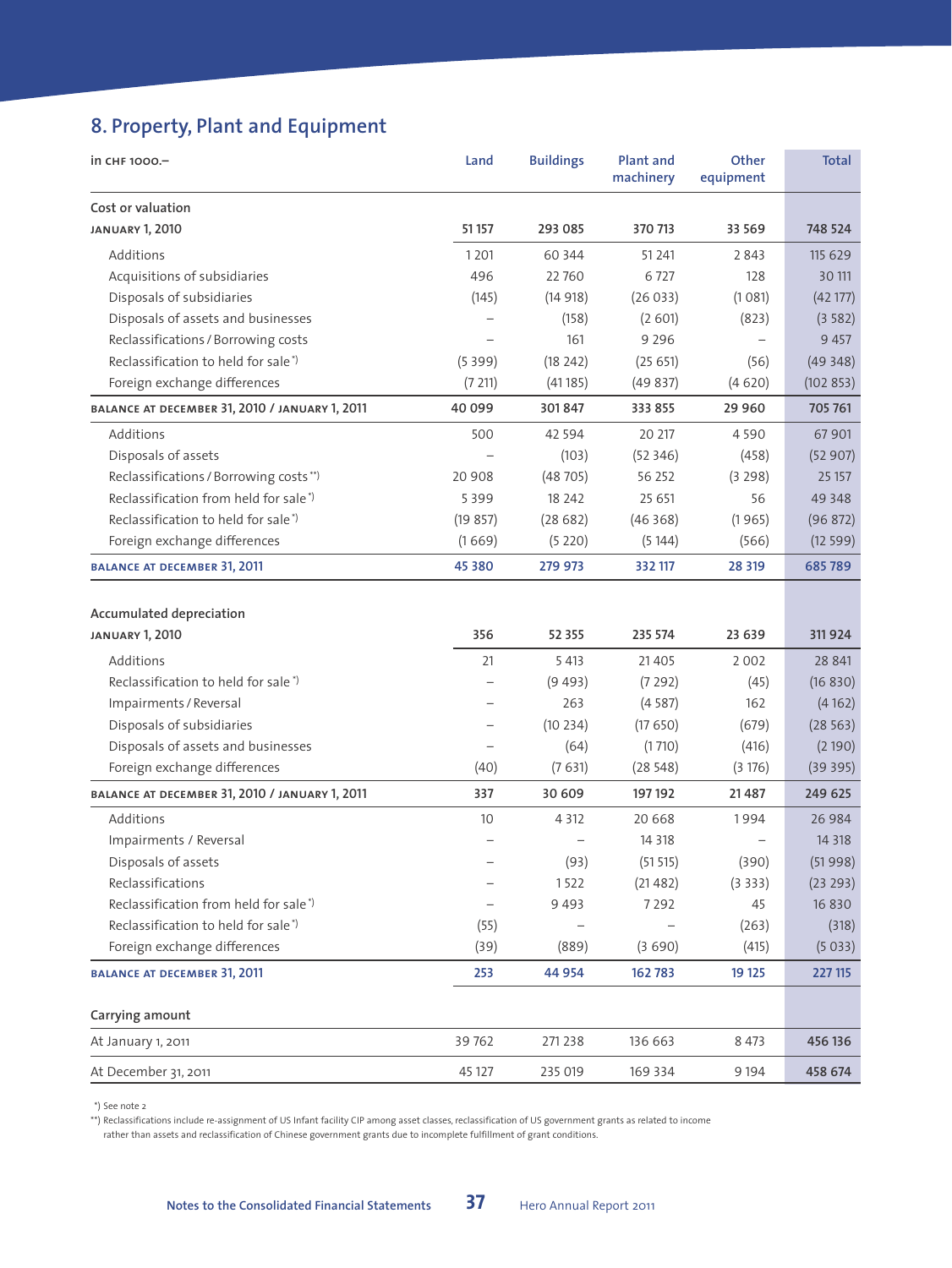## 8. Property, Plant and Equipment

| in CHF 1000.– | Land | Buildings | Plant and machinery | Other equipment | Total |
|---|---|---|---|---|---|
| **Cost or valuation** | | | | | |
| **JANUARY 1, 2010** | **51 157** | **293 085** | **370 713** | **33 569** | **748 524** |
| Additions | 1 201 | 60 344 | 51 241 | 2 843 | 115 629 |
| Acquisitions of subsidiaries | 496 | 22 760 | 6 727 | 128 | 30 111 |
| Disposals of subsidiaries | (145) | (14 918) | (26 033) | (1 081) | (42 177) |
| Disposals of assets and businesses | – | (158) | (2 601) | (823) | (3 582) |
| Reclassifications / Borrowing costs | – | 161 | 9 296 | – | 9 457 |
| Reclassification to held for sale *) | (5 399) | (18 242) | (25 651) | (56) | (49 348) |
| Foreign exchange differences | (7 211) | (41 185) | (49 837) | (4 620) | (102 853) |
| **BALANCE AT DECEMBER 31, 2010 / JANUARY 1, 2011** | **40 099** | **301 847** | **333 855** | **29 960** | **705 761** |
| Additions | 500 | 42 594 | 20 217 | 4 590 | 67 901 |
| Disposals of assets | – | (103) | (52 346) | (458) | (52 907) |
| Reclassifications / Borrowing costs **) | 20 908 | (48 705) | 56 252 | (3 298) | 25 157 |
| Reclassification from held for sale *) | 5 399 | 18 242 | 25 651 | 56 | 49 348 |
| Reclassification to held for sale *) | (19 857) | (28 682) | (46 368) | (1 965) | (96 872) |
| Foreign exchange differences | (1 669) | (5 220) | (5 144) | (566) | (12 599) |
| **BALANCE AT DECEMBER 31, 2011** | **45 380** | **279 973** | **332 117** | **28 319** | **685 789** |
| | | | | | |
| **Accumulated depreciation** | | | | | |
| **JANUARY 1, 2010** | **356** | **52 355** | **235 574** | **23 639** | **311 924** |
| Additions | 21 | 5 413 | 21 405 | 2 002 | 28 841 |
| Reclassification to held for sale *) | – | (9 493) | (7 292) | (45) | (16 830) |
| Impairments / Reversal | – | 263 | (4 587) | 162 | (4 162) |
| Disposals of subsidiaries | – | (10 234) | (17 650) | (679) | (28 563) |
| Disposals of assets and businesses | – | (64) | (1 710) | (416) | (2 190) |
| Foreign exchange differences | (40) | (7 631) | (28 548) | (3 176) | (39 395) |
| **BALANCE AT DECEMBER 31, 2010 / JANUARY 1, 2011** | **337** | **30 609** | **197 192** | **21 487** | **249 625** |
| Additions | 10 | 4 312 | 20 668 | 1 994 | 26 984 |
| Impairments / Reversal | – | – | 14 318 | – | 14 318 |
| Disposals of assets | – | (93) | (51 515) | (390) | (51 998) |
| Reclassifications | – | 1 522 | (21 482) | (3 333) | (23 293) |
| Reclassification from held for sale *) | – | 9 493 | 7 292 | 45 | 16 830 |
| Reclassification to held for sale *) | (55) | – | – | (263) | (318) |
| Foreign exchange differences | (39) | (889) | (3 690) | (415) | (5 033) |
| **BALANCE AT DECEMBER 31, 2011** | **253** | **44 954** | **162 783** | **19 125** | **227 115** |
| | | | | | |
| **Carrying amount** | | | | | |
| At January 1, 2011 | 39 762 | 271 238 | 136 663 | 8 473 | **456 136** |
| At December 31, 2011 | 45 127 | 235 019 | 169 334 | 9 194 | **458 674** |

*) See note 2

**) Reclassifications include re-assignment of US Infant facility CIP among asset classes, reclassification of US government grants as related to income rather than assets and reclassification of Chinese government grants due to incomplete fulfillment of grant conditions.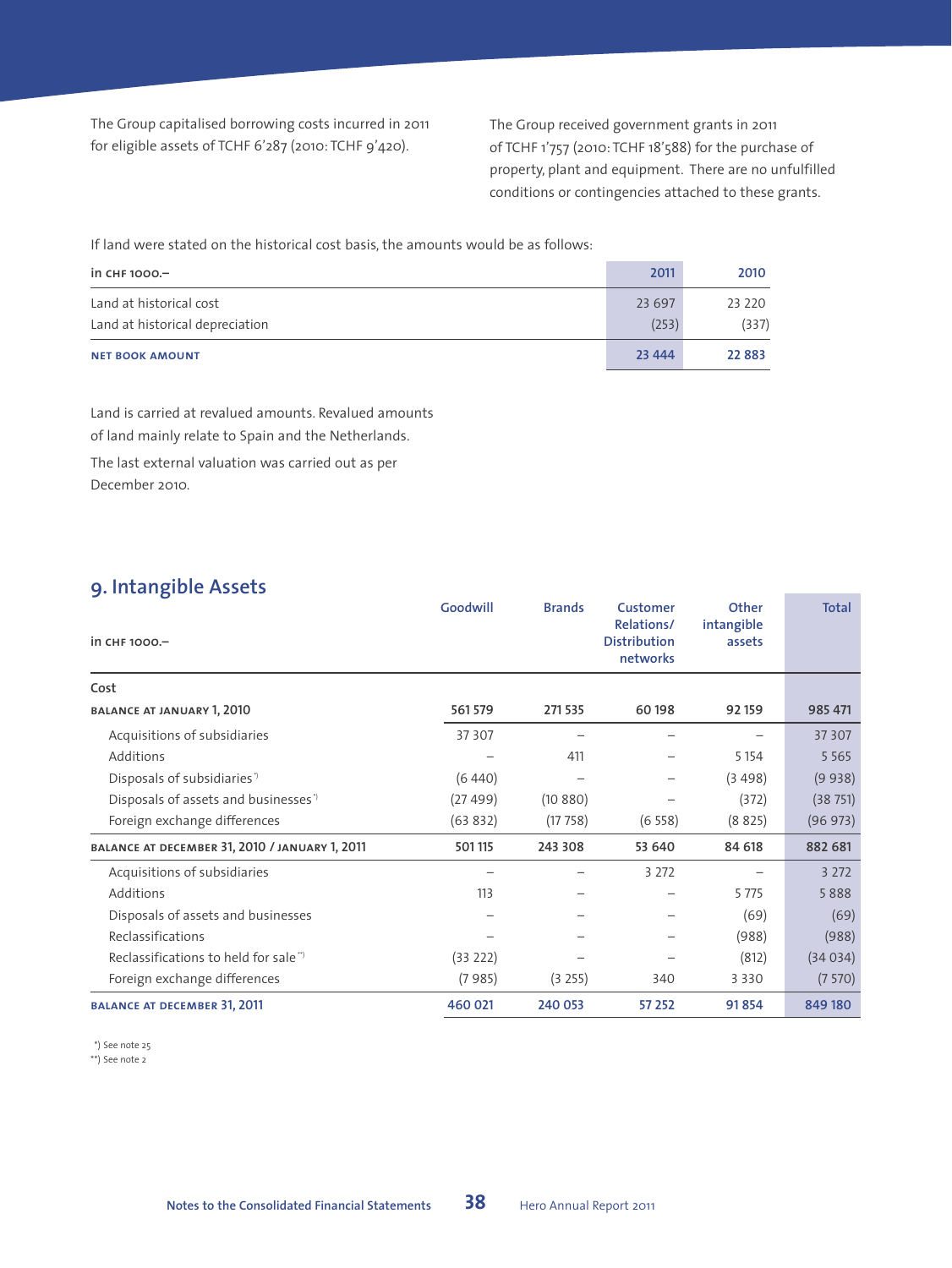The Group capitalised borrowing costs incurred in 2011 for eligible assets of TCHF 6'287 (2010: TCHF 9'420).

The Group received government grants in 2011 of TCHF 1'757 (2010: TCHF 18'588) for the purchase of property, plant and equipment. There are no unfulfilled conditions or contingencies attached to these grants.

If land were stated on the historical cost basis, the amounts would be as follows:

| in CHF 1000.– | 2011 | 2010 |
|---|---|---|
| Land at historical cost | 23 697 | 23 220 |
| Land at historical depreciation | (253) | (337) |
| **NET BOOK AMOUNT** | **23 444** | **22 883** |

Land is carried at revalued amounts. Revalued amounts of land mainly relate to Spain and the Netherlands.

The last external valuation was carried out as per December 2010.

## 9. Intangible Assets

| in CHF 1000.– | Goodwill | Brands | Customer Relations/ Distribution networks | Other intangible assets | Total |
|---|---|---|---|---|---|
| Cost | | | | | |
| **BALANCE AT JANUARY 1, 2010** | **561 579** | **271 535** | **60 198** | **92 159** | **985 471** |
| Acquisitions of subsidiaries | 37 307 | – | – | – | 37 307 |
| Additions | – | 411 | – | 5 154 | 5 565 |
| Disposals of subsidiaries *) | (6 440) | – | – | (3 498) | (9 938) |
| Disposals of assets and businesses *) | (27 499) | (10 880) | – | (372) | (38 751) |
| Foreign exchange differences | (63 832) | (17 758) | (6 558) | (8 825) | (96 973) |
| **BALANCE AT DECEMBER 31, 2010 / JANUARY 1, 2011** | **501 115** | **243 308** | **53 640** | **84 618** | **882 681** |
| Acquisitions of subsidiaries | – | – | 3 272 | – | 3 272 |
| Additions | 113 | – | – | 5 775 | 5 888 |
| Disposals of assets and businesses | – | – | – | (69) | (69) |
| Reclassifications | – | – | – | (988) | (988) |
| Reclassifications to held for sale **) | (33 222) | – | – | (812) | (34 034) |
| Foreign exchange differences | (7 985) | (3 255) | 340 | 3 330 | (7 570) |
| **BALANCE AT DECEMBER 31, 2011** | **460 021** | **240 053** | **57 252** | **91 854** | **849 180** |

*) See note 25
**) See note 2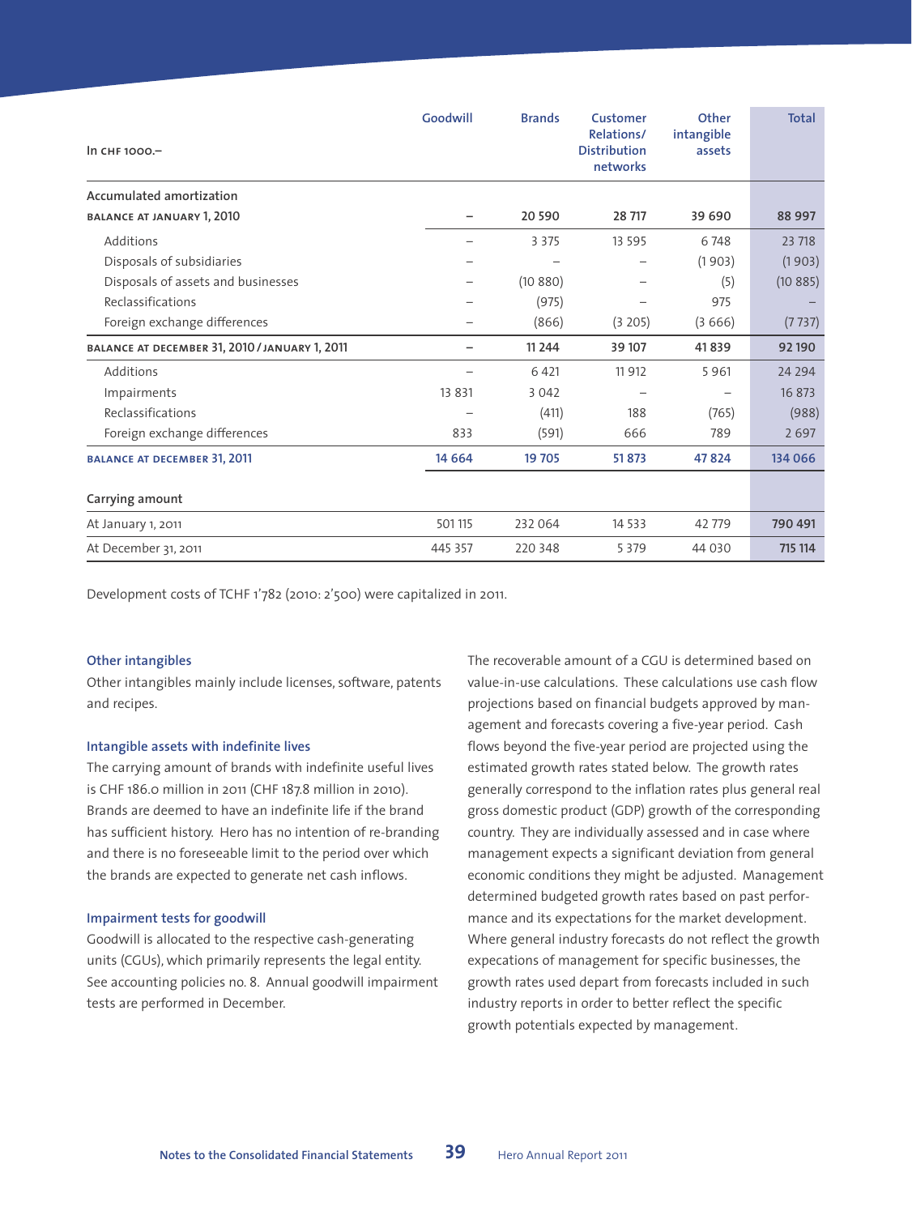| In CHF 1000.– | Goodwill | Brands | Customer Relations/ Distribution networks | Other intangible assets | Total |
|---|---|---|---|---|---|
| **Accumulated amortization** | | | | | |
| **BALANCE AT JANUARY 1, 2010** | – | 20 590 | 28 717 | 39 690 | 88 997 |
| Additions | – | 3 375 | 13 595 | 6 748 | 23 718 |
| Disposals of subsidiaries | – | – | – | (1 903) | (1 903) |
| Disposals of assets and businesses | – | (10 880) | – | (5) | (10 885) |
| Reclassifications | – | (975) | – | 975 | – |
| Foreign exchange differences | – | (866) | (3 205) | (3 666) | (7 737) |
| **BALANCE AT DECEMBER 31, 2010 / JANUARY 1, 2011** | – | 11 244 | 39 107 | 41 839 | 92 190 |
| Additions | – | 6 421 | 11 912 | 5 961 | 24 294 |
| Impairments | 13 831 | 3 042 | – | – | 16 873 |
| Reclassifications | – | (411) | 188 | (765) | (988) |
| Foreign exchange differences | 833 | (591) | 666 | 789 | 2 697 |
| **BALANCE AT DECEMBER 31, 2011** | 14 664 | 19 705 | 51 873 | 47 824 | 134 066 |
| **Carrying amount** | | | | | |
| At January 1, 2011 | 501 115 | 232 064 | 14 533 | 42 779 | 790 491 |
| At December 31, 2011 | 445 357 | 220 348 | 5 379 | 44 030 | 715 114 |

Development costs of TCHF 1'782 (2010: 2'500) were capitalized in 2011.

### Other intangibles

Other intangibles mainly include licenses, software, patents and recipes.

### Intangible assets with indefinite lives

The carrying amount of brands with indefinite useful lives is CHF 186.0 million in 2011 (CHF 187.8 million in 2010). Brands are deemed to have an indefinite life if the brand has sufficient history. Hero has no intention of re-branding and there is no foreseeable limit to the period over which the brands are expected to generate net cash inflows.

### Impairment tests for goodwill

Goodwill is allocated to the respective cash-generating units (CGUs), which primarily represents the legal entity. See accounting policies no. 8. Annual goodwill impairment tests are performed in December.

The recoverable amount of a CGU is determined based on value-in-use calculations. These calculations use cash flow projections based on financial budgets approved by management and forecasts covering a five-year period. Cash flows beyond the five-year period are projected using the estimated growth rates stated below. The growth rates generally correspond to the inflation rates plus general real gross domestic product (GDP) growth of the corresponding country. They are individually assessed and in case where management expects a significant deviation from general economic conditions they might be adjusted. Management determined budgeted growth rates based on past performance and its expectations for the market development. Where general industry forecasts do not reflect the growth expecations of management for specific businesses, the growth rates used depart from forecasts included in such industry reports in order to better reflect the specific growth potentials expected by management.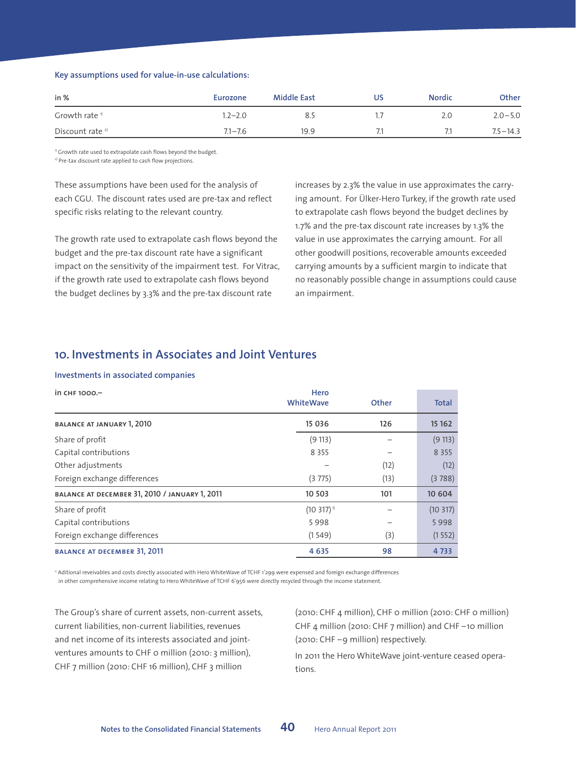**Key assumptions used for value-in-use calculations:**

| in % | Eurozone | Middle East | US | Nordic | Other |
|---|---|---|---|---|---|
| Growth rate [1] | 1.2–2.0 | 8.5 | 1.7 | 2.0 | 2.0–5.0 |
| Discount rate [2] | 7.1–7.6 | 19.9 | 7.1 | 7.1 | 7.5–14.3 |

[1] Growth rate used to extrapolate cash flows beyond the budget.
[2] Pre-tax discount rate applied to cash flow projections.

These assumptions have been used for the analysis of each CGU. The discount rates used are pre-tax and reflect specific risks relating to the relevant country.

The growth rate used to extrapolate cash flows beyond the budget and the pre-tax discount rate have a significant impact on the sensitivity of the impairment test. For Vitrac, if the growth rate used to extrapolate cash flows beyond the budget declines by 3.3% and the pre-tax discount rate increases by 2.3% the value in use approximates the carrying amount. For Ülker-Hero Turkey, if the growth rate used to extrapolate cash flows beyond the budget declines by 1.7% and the pre-tax discount rate increases by 1.3% the value in use approximates the carrying amount. For all other goodwill positions, recoverable amounts exceeded carrying amounts by a sufficient margin to indicate that no reasonably possible change in assumptions could cause an impairment.

## 10. Investments in Associates and Joint Ventures

**Investments in associated companies**

| in CHF 1000.– | Hero WhiteWave | Other | Total |
|---|---|---|---|
| **BALANCE AT JANUARY 1, 2010** | **15 036** | **126** | **15 162** |
| Share of profit | (9 113) | – | (9 113) |
| Capital contributions | 8 355 | – | 8 355 |
| Other adjustments | – | (12) | (12) |
| Foreign exchange differences | (3 775) | (13) | (3 788) |
| **BALANCE AT DECEMBER 31, 2010 / JANUARY 1, 2011** | **10 503** | **101** | **10 604** |
| Share of profit | (10 317) [1] | – | (10 317) |
| Capital contributions | 5 998 | – | 5 998 |
| Foreign exchange differences | (1 549) | (3) | (1 552) |
| **BALANCE AT DECEMBER 31, 2011** | **4 635** | **98** | **4 733** |

[1] Aditional reveivables and costs directly associated with Hero WhiteWave of TCHF 1'299 were expensed and foreign exchange differences in other comprehensive income relating to Hero WhiteWave of TCHF 6'956 were directly recycled through the income statement.

The Group's share of current assets, non-current assets, current liabilities, non-current liabilities, revenues and net income of its interests associated and joint-ventures amounts to CHF 0 million (2010: 3 million), CHF 7 million (2010: CHF 16 million), CHF 3 million (2010: CHF 4 million), CHF 0 million (2010: CHF 0 million) CHF 4 million (2010: CHF 7 million) and CHF –10 million (2010: CHF –9 million) respectively.

In 2011 the Hero WhiteWave joint-venture ceased operations.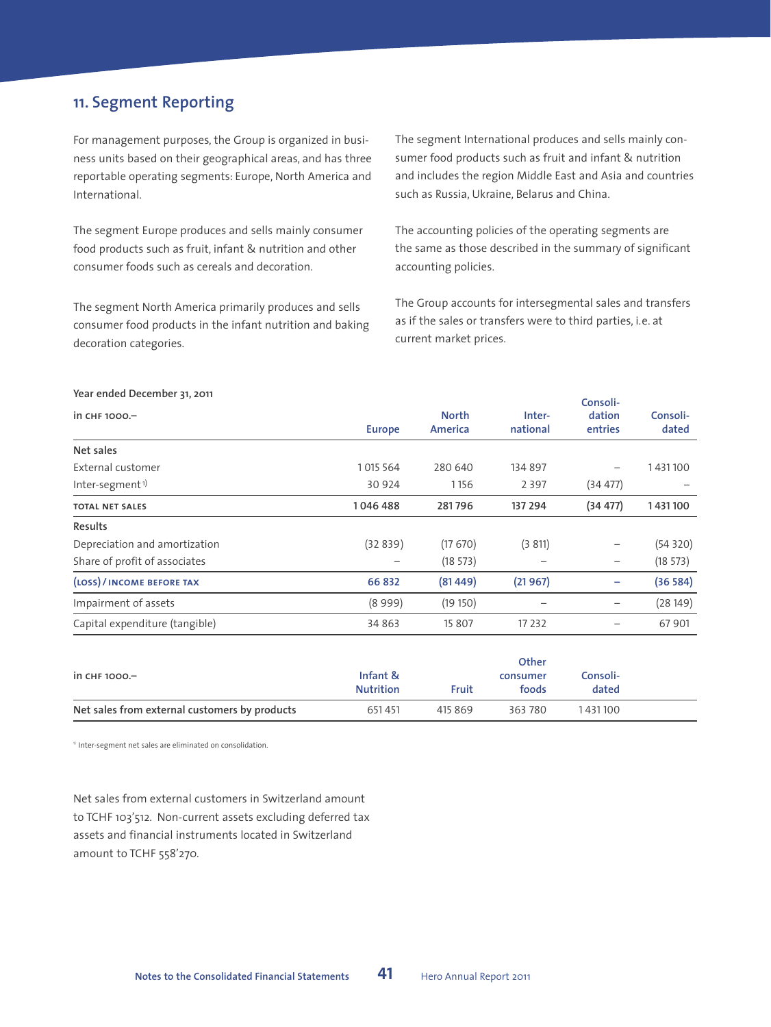## 11. Segment Reporting

For management purposes, the Group is organized in business units based on their geographical areas, and has three reportable operating segments: Europe, North America and International.

The segment Europe produces and sells mainly consumer food products such as fruit, infant & nutrition and other consumer foods such as cereals and decoration.

The segment North America primarily produces and sells consumer food products in the infant nutrition and baking decoration categories.

The segment International produces and sells mainly consumer food products such as fruit and infant & nutrition and includes the region Middle East and Asia and countries such as Russia, Ukraine, Belarus and China.

The accounting policies of the operating segments are the same as those described in the summary of significant accounting policies.

The Group accounts for intersegmental sales and transfers as if the sales or transfers were to third parties, i.e. at current market prices.

**Year ended December 31, 2011**

| in CHF 1000.– | Europe | North America | International | Consolidation entries | Consolidated |
|---|---|---|---|---|---|
| **Net sales** | | | | | |
| External customer | 1 015 564 | 280 640 | 134 897 | – | 1 431 100 |
| Inter-segment [1] | 30 924 | 1 156 | 2 397 | (34 477) | – |
| **TOTAL NET SALES** | **1 046 488** | **281 796** | **137 294** | **(34 477)** | **1 431 100** |
| **Results** | | | | | |
| Depreciation and amortization | (32 839) | (17 670) | (3 811) | – | (54 320) |
| Share of profit of associates | – | (18 573) | – | – | (18 573) |
| **(LOSS) / INCOME BEFORE TAX** | **66 832** | **(81 449)** | **(21 967)** | **–** | **(36 584)** |
| Impairment of assets | (8 999) | (19 150) | – | – | (28 149) |
| Capital expenditure (tangible) | 34 863 | 15 807 | 17 232 | – | 67 901 |

| in CHF 1000.– | Infant & Nutrition | Fruit | Other consumer foods | Consolidated |
|---|---|---|---|---|
| **Net sales from external customers by products** | 651 451 | 415 869 | 363 780 | 1 431 100 |

[1] Inter-segment net sales are eliminated on consolidation.

Net sales from external customers in Switzerland amount to TCHF 103'512. Non-current assets excluding deferred tax assets and financial instruments located in Switzerland amount to TCHF 558'270.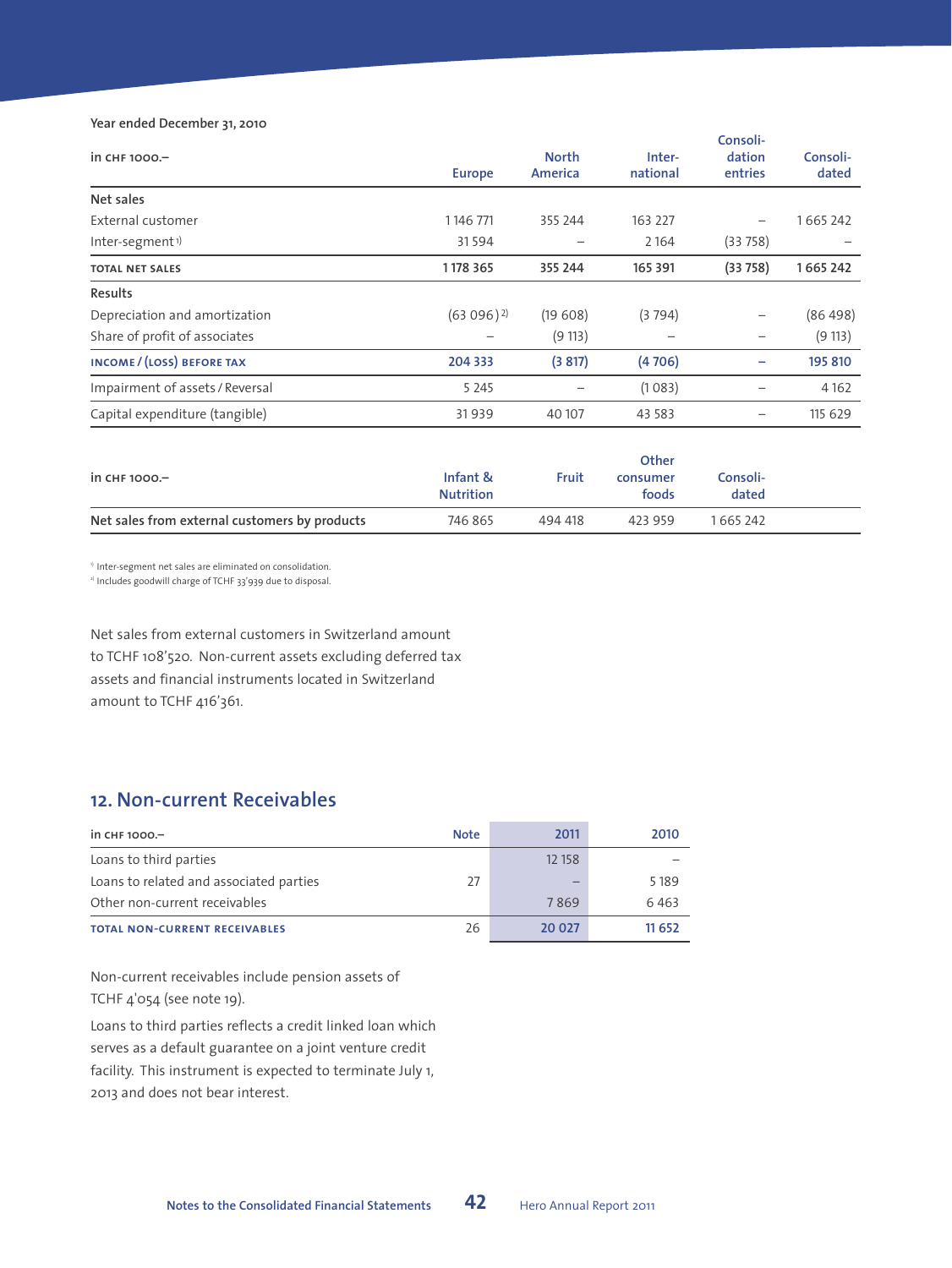Year ended December 31, 2010

| in CHF 1000.– | Europe | North America | Inter-national | Consoli-dation entries | Consoli-dated |
|---|---|---|---|---|---|
| **Net sales** | | | | | |
| External customer | 1 146 771 | 355 244 | 163 227 | – | 1 665 242 |
| Inter-segment [1] | 31 594 | – | 2 164 | (33 758) | – |
| **TOTAL NET SALES** | **1 178 365** | **355 244** | **165 391** | **(33 758)** | **1 665 242** |
| **Results** | | | | | |
| Depreciation and amortization | (63 096) [2] | (19 608) | (3 794) | – | (86 498) |
| Share of profit of associates | – | (9 113) | – | – | (9 113) |
| **INCOME / (LOSS) BEFORE TAX** | **204 333** | **(3 817)** | **(4 706)** | **–** | **195 810** |
| Impairment of assets / Reversal | 5 245 | – | (1 083) | – | 4 162 |
| Capital expenditure (tangible) | 31 939 | 40 107 | 43 583 | – | 115 629 |

| in CHF 1000.– | Infant & Nutrition | Fruit | Other consumer foods | Consoli-dated |
|---|---|---|---|---|
| **Net sales from external customers by products** | 746 865 | 494 418 | 423 959 | 1 665 242 |

[1] Inter-segment net sales are eliminated on consolidation.
[2] Includes goodwill charge of TCHF 33'939 due to disposal.

Net sales from external customers in Switzerland amount to TCHF 108'520. Non-current assets excluding deferred tax assets and financial instruments located in Switzerland amount to TCHF 416'361.

## 12. Non-current Receivables

| in CHF 1000.– | Note | 2011 | 2010 |
|---|---|---|---|
| Loans to third parties | | 12 158 | – |
| Loans to related and associated parties | 27 | – | 5 189 |
| Other non-current receivables | | 7 869 | 6 463 |
| **TOTAL NON-CURRENT RECEIVABLES** | 26 | **20 027** | **11 652** |

Non-current receivables include pension assets of TCHF 4'054 (see note 19).

Loans to third parties reflects a credit linked loan which serves as a default guarantee on a joint venture credit facility. This instrument is expected to terminate July 1, 2013 and does not bear interest.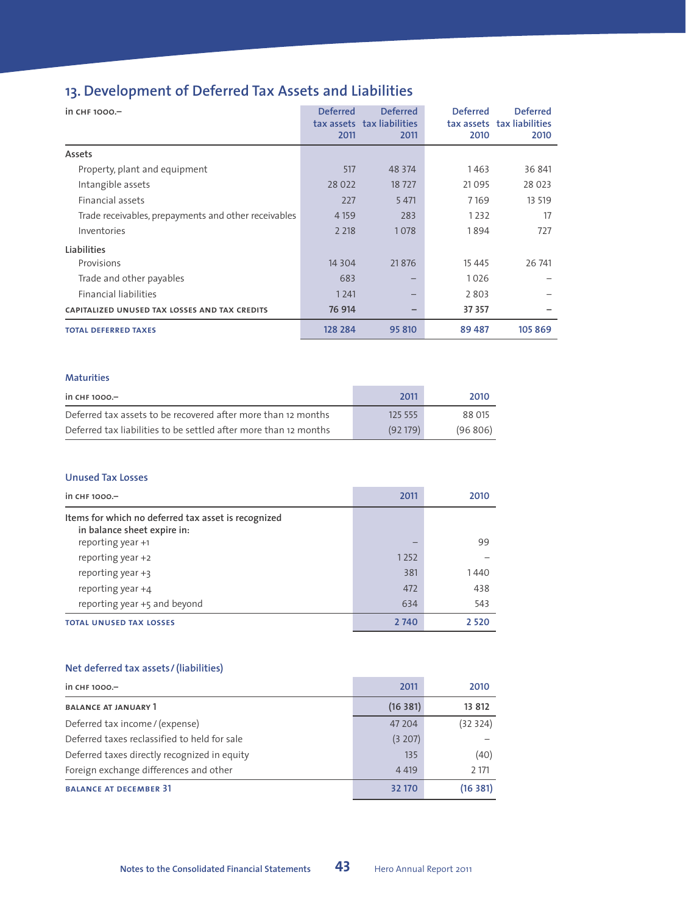## 13. Development of Deferred Tax Assets and Liabilities

| in CHF 1000.– | Deferred tax assets 2011 | Deferred tax liabilities 2011 | Deferred tax assets 2010 | Deferred tax liabilities 2010 |
|---|---|---|---|---|
| **Assets** | | | | |
| Property, plant and equipment | 517 | 48 374 | 1 463 | 36 841 |
| Intangible assets | 28 022 | 18 727 | 21 095 | 28 023 |
| Financial assets | 227 | 5 471 | 7 169 | 13 519 |
| Trade receivables, prepayments and other receivables | 4 159 | 283 | 1 232 | 17 |
| Inventories | 2 218 | 1 078 | 1 894 | 727 |
| **Liabilities** | | | | |
| Provisions | 14 304 | 21 876 | 15 445 | 26 741 |
| Trade and other payables | 683 | – | 1 026 | – |
| Financial liabilities | 1 241 | – | 2 803 | – |
| **CAPITALIZED UNUSED TAX LOSSES AND TAX CREDITS** | **76 914** | **–** | **37 357** | **–** |
| **TOTAL DEFERRED TAXES** | **128 284** | **95 810** | **89 487** | **105 869** |

### Maturities

| in CHF 1000.– | 2011 | 2010 |
|---|---|---|
| Deferred tax assets to be recovered after more than 12 months | 125 555 | 88 015 |
| Deferred tax liabilities to be settled after more than 12 months | (92 179) | (96 806) |

### Unused Tax Losses

| in CHF 1000.– | 2011 | 2010 |
|---|---|---|
| Items for which no deferred tax asset is recognized in balance sheet expire in: | | |
| reporting year +1 | – | 99 |
| reporting year +2 | 1 252 | – |
| reporting year +3 | 381 | 1 440 |
| reporting year +4 | 472 | 438 |
| reporting year +5 and beyond | 634 | 543 |
| **TOTAL UNUSED TAX LOSSES** | **2 740** | **2 520** |

### Net deferred tax assets / (liabilities)

| in CHF 1000.– | 2011 | 2010 |
|---|---|---|
| **BALANCE AT JANUARY 1** | **(16 381)** | **13 812** |
| Deferred tax income / (expense) | 47 204 | (32 324) |
| Deferred taxes reclassified to held for sale | (3 207) | – |
| Deferred taxes directly recognized in equity | 135 | (40) |
| Foreign exchange differences and other | 4 419 | 2 171 |
| **BALANCE AT DECEMBER 31** | **32 170** | **(16 381)** |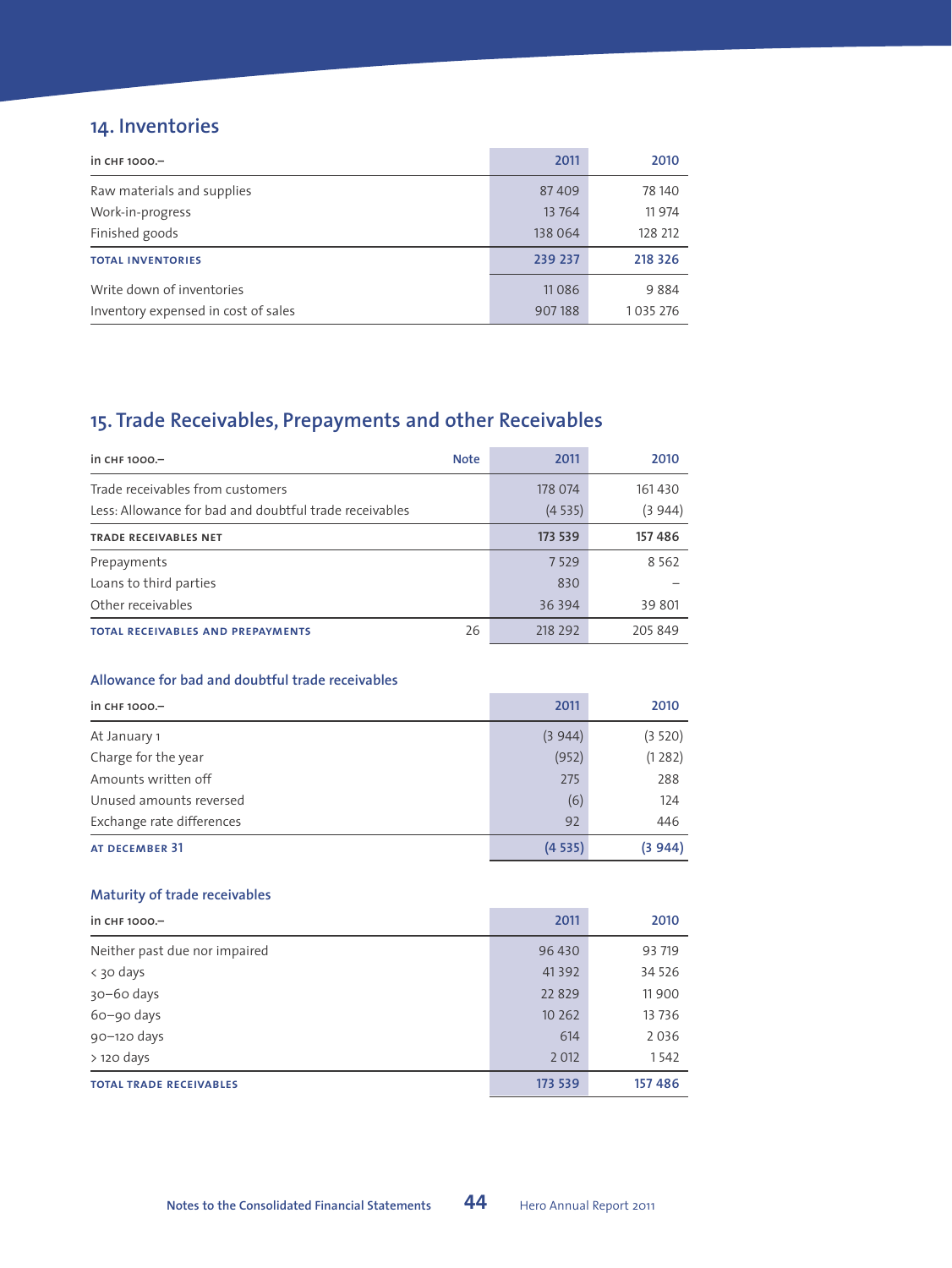## 14. Inventories

| in CHF 1000.– | 2011 | 2010 |
|---|---|---|
| Raw materials and supplies | 87 409 | 78 140 |
| Work-in-progress | 13 764 | 11 974 |
| Finished goods | 138 064 | 128 212 |
| **TOTAL INVENTORIES** | **239 237** | **218 326** |
| Write down of inventories | 11 086 | 9 884 |
| Inventory expensed in cost of sales | 907 188 | 1 035 276 |

## 15. Trade Receivables, Prepayments and other Receivables

| in CHF 1000.– | Note | 2011 | 2010 |
|---|---|---|---|
| Trade receivables from customers | | 178 074 | 161 430 |
| Less: Allowance for bad and doubtful trade receivables | | (4 535) | (3 944) |
| **TRADE RECEIVABLES NET** | | **173 539** | **157 486** |
| Prepayments | | 7 529 | 8 562 |
| Loans to third parties | | 830 | – |
| Other receivables | | 36 394 | 39 801 |
| **TOTAL RECEIVABLES AND PREPAYMENTS** | 26 | 218 292 | 205 849 |

### Allowance for bad and doubtful trade receivables

| in CHF 1000.– | 2011 | 2010 |
|---|---|---|
| At January 1 | (3 944) | (3 520) |
| Charge for the year | (952) | (1 282) |
| Amounts written off | 275 | 288 |
| Unused amounts reversed | (6) | 124 |
| Exchange rate differences | 92 | 446 |
| **AT DECEMBER 31** | **(4 535)** | **(3 944)** |

### Maturity of trade receivables

| in CHF 1000.– | 2011 | 2010 |
|---|---|---|
| Neither past due nor impaired | 96 430 | 93 719 |
| < 30 days | 41 392 | 34 526 |
| 30–60 days | 22 829 | 11 900 |
| 60–90 days | 10 262 | 13 736 |
| 90–120 days | 614 | 2 036 |
| > 120 days | 2 012 | 1 542 |
| **TOTAL TRADE RECEIVABLES** | **173 539** | **157 486** |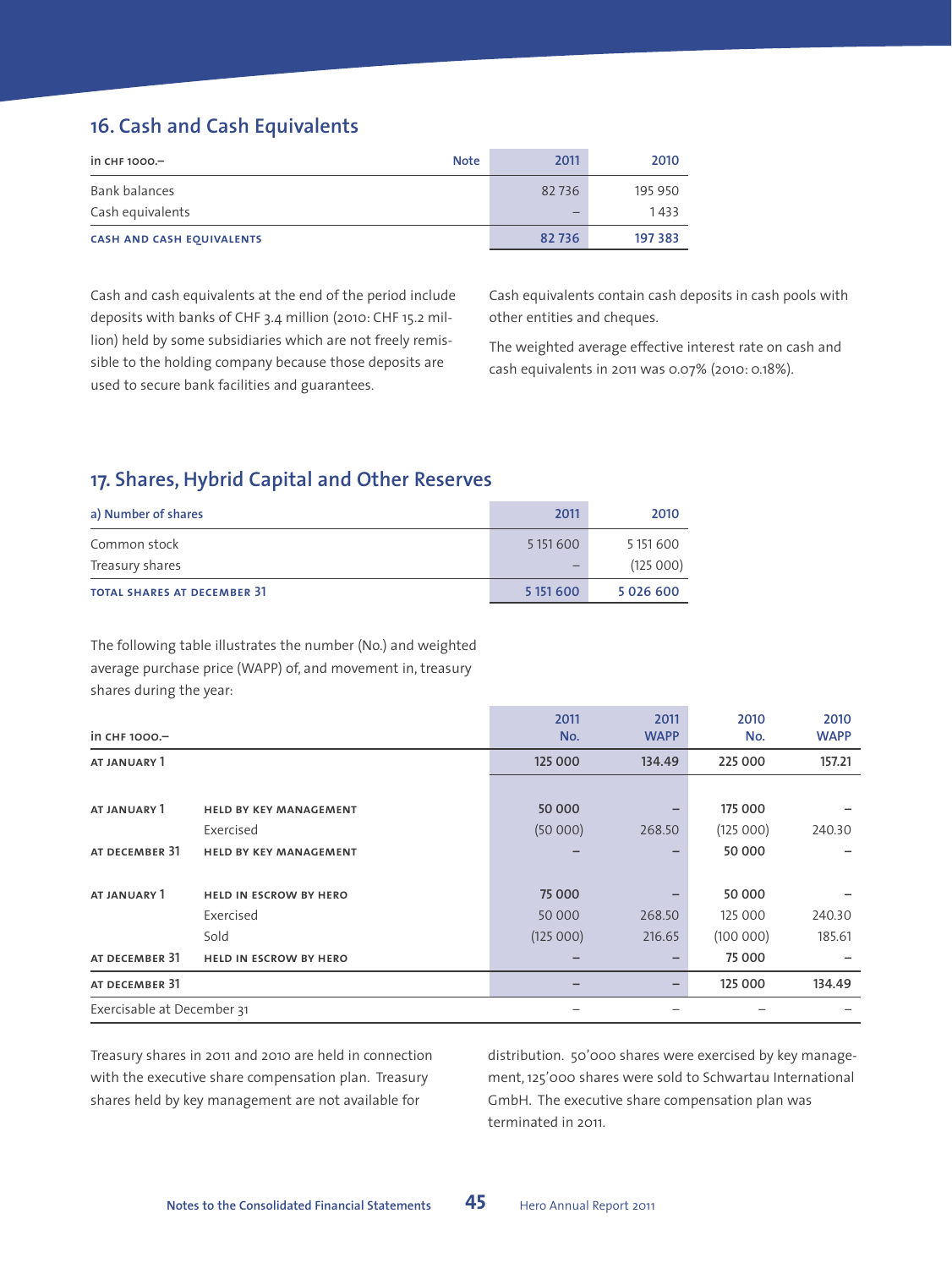## 16. Cash and Cash Equivalents

| in CHF 1000.– | Note | 2011 | 2010 |
|---|---|---|---|
| Bank balances | | 82 736 | 195 950 |
| Cash equivalents | | – | 1 433 |
| **CASH AND CASH EQUIVALENTS** | | **82 736** | **197 383** |

Cash and cash equivalents at the end of the period include deposits with banks of CHF 3.4 million (2010: CHF 15.2 million) held by some subsidiaries which are not freely remissible to the holding company because those deposits are used to secure bank facilities and guarantees.

Cash equivalents contain cash deposits in cash pools with other entities and cheques.

The weighted average effective interest rate on cash and cash equivalents in 2011 was 0.07% (2010: 0.18%).

## 17. Shares, Hybrid Capital and Other Reserves

| a) Number of shares | 2011 | 2010 |
|---|---|---|
| Common stock | 5 151 600 | 5 151 600 |
| Treasury shares | – | (125 000) |
| **TOTAL SHARES AT DECEMBER 31** | **5 151 600** | **5 026 600** |

The following table illustrates the number (No.) and weighted average purchase price (WAPP) of, and movement in, treasury shares during the year:

| in CHF 1000.– | | 2011 No. | 2011 WAPP | 2010 No. | 2010 WAPP |
|---|---|---|---|---|---|
| **AT JANUARY 1** | | **125 000** | **134.49** | **225 000** | **157.21** |
| | | | | | |
| **AT JANUARY 1** | **HELD BY KEY MANAGEMENT** | **50 000** | – | **175 000** | – |
| | Exercised | (50 000) | 268.50 | (125 000) | 240.30 |
| **AT DECEMBER 31** | **HELD BY KEY MANAGEMENT** | – | – | **50 000** | – |
| | | | | | |
| **AT JANUARY 1** | **HELD IN ESCROW BY HERO** | **75 000** | – | **50 000** | – |
| | Exercised | 50 000 | 268.50 | 125 000 | 240.30 |
| | Sold | (125 000) | 216.65 | (100 000) | 185.61 |
| **AT DECEMBER 31** | **HELD IN ESCROW BY HERO** | – | – | **75 000** | – |
| **AT DECEMBER 31** | | – | – | **125 000** | **134.49** |
| Exercisable at December 31 | | – | – | – | – |

Treasury shares in 2011 and 2010 are held in connection with the executive share compensation plan. Treasury shares held by key management are not available for distribution. 50'000 shares were exercised by key management, 125'000 shares were sold to Schwartau International GmbH. The executive share compensation plan was terminated in 2011.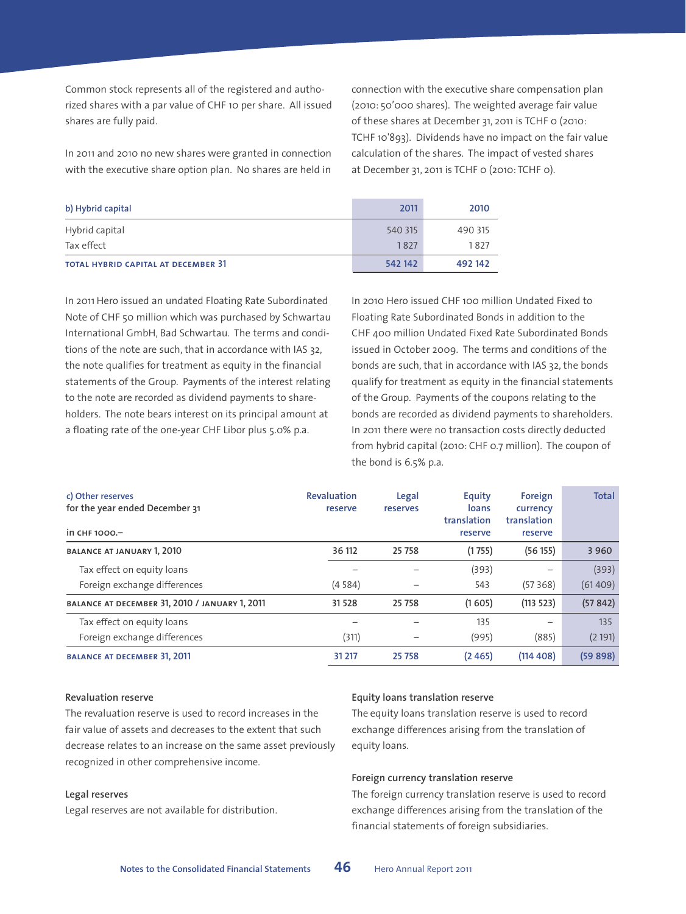Common stock represents all of the registered and authorized shares with a par value of CHF 10 per share. All issued shares are fully paid.

In 2011 and 2010 no new shares were granted in connection with the executive share option plan. No shares are held in connection with the executive share compensation plan (2010: 50'000 shares). The weighted average fair value of these shares at December 31, 2011 is TCHF 0 (2010: TCHF 10'893). Dividends have no impact on the fair value calculation of the shares. The impact of vested shares at December 31, 2011 is TCHF 0 (2010: TCHF 0).

| b) Hybrid capital | 2011 | 2010 |
|---|---|---|
| Hybrid capital | 540 315 | 490 315 |
| Tax effect | 1 827 | 1 827 |
| **TOTAL HYBRID CAPITAL AT DECEMBER 31** | **542 142** | **492 142** |

In 2011 Hero issued an undated Floating Rate Subordinated Note of CHF 50 million which was purchased by Schwartau International GmbH, Bad Schwartau. The terms and conditions of the note are such, that in accordance with IAS 32, the note qualifies for treatment as equity in the financial statements of the Group. Payments of the interest relating to the note are recorded as dividend payments to shareholders. The note bears interest on its principal amount at a floating rate of the one-year CHF Libor plus 5.0% p.a.

In 2010 Hero issued CHF 100 million Undated Fixed to Floating Rate Subordinated Bonds in addition to the CHF 400 million Undated Fixed Rate Subordinated Bonds issued in October 2009. The terms and conditions of the bonds are such, that in accordance with IAS 32, the bonds qualify for treatment as equity in the financial statements of the Group. Payments of the coupons relating to the bonds are recorded as dividend payments to shareholders. In 2011 there were no transaction costs directly deducted from hybrid capital (2010: CHF 0.7 million). The coupon of the bond is 6.5% p.a.

| c) Other reserves for the year ended December 31 in CHF 1000.– | Revaluation reserve | Legal reserves | Equity loans translation reserve | Foreign currency translation reserve | Total |
|---|---|---|---|---|---|
| **BALANCE AT JANUARY 1, 2010** | 36 112 | 25 758 | (1 755) | (56 155) | 3 960 |
| Tax effect on equity loans | – | – | (393) | – | (393) |
| Foreign exchange differences | (4 584) | – | 543 | (57 368) | (61 409) |
| **BALANCE AT DECEMBER 31, 2010 / JANUARY 1, 2011** | 31 528 | 25 758 | (1 605) | (113 523) | (57 842) |
| Tax effect on equity loans | – | – | 135 | – | 135 |
| Foreign exchange differences | (311) | – | (995) | (885) | (2 191) |
| **BALANCE AT DECEMBER 31, 2011** | **31 217** | **25 758** | **(2 465)** | **(114 408)** | **(59 898)** |

**Revaluation reserve**
The revaluation reserve is used to record increases in the fair value of assets and decreases to the extent that such decrease relates to an increase on the same asset previously recognized in other comprehensive income.

**Legal reserves**
Legal reserves are not available for distribution.

**Equity loans translation reserve**
The equity loans translation reserve is used to record exchange differences arising from the translation of equity loans.

**Foreign currency translation reserve**
The foreign currency translation reserve is used to record exchange differences arising from the translation of the financial statements of foreign subsidiaries.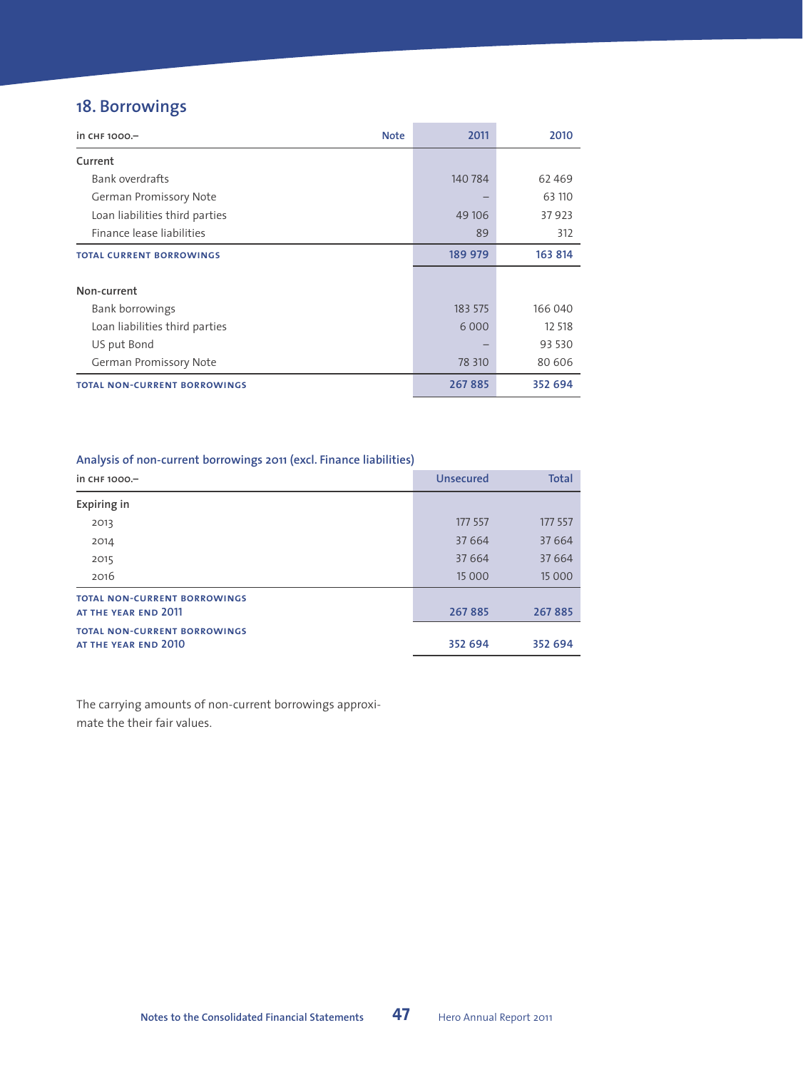## 18. Borrowings

| in CHF 1000.– | Note | 2011 | 2010 |
|---|---|---|---|
| **Current** | | | |
| Bank overdrafts | | 140 784 | 62 469 |
| German Promissory Note | | – | 63 110 |
| Loan liabilities third parties | | 49 106 | 37 923 |
| Finance lease liabilities | | 89 | 312 |
| **TOTAL CURRENT BORROWINGS** | | **189 979** | **163 814** |
| **Non-current** | | | |
| Bank borrowings | | 183 575 | 166 040 |
| Loan liabilities third parties | | 6 000 | 12 518 |
| US put Bond | | – | 93 530 |
| German Promissory Note | | 78 310 | 80 606 |
| **TOTAL NON-CURRENT BORROWINGS** | | **267 885** | **352 694** |

### Analysis of non-current borrowings 2011 (excl. Finance liabilities)

| in CHF 1000.– | Unsecured | Total |
|---|---|---|
| **Expiring in** | | |
| 2013 | 177 557 | 177 557 |
| 2014 | 37 664 | 37 664 |
| 2015 | 37 664 | 37 664 |
| 2016 | 15 000 | 15 000 |
| **TOTAL NON-CURRENT BORROWINGS AT THE YEAR END 2011** | **267 885** | **267 885** |
| **TOTAL NON-CURRENT BORROWINGS AT THE YEAR END 2010** | **352 694** | **352 694** |

The carrying amounts of non-current borrowings approximate the their fair values.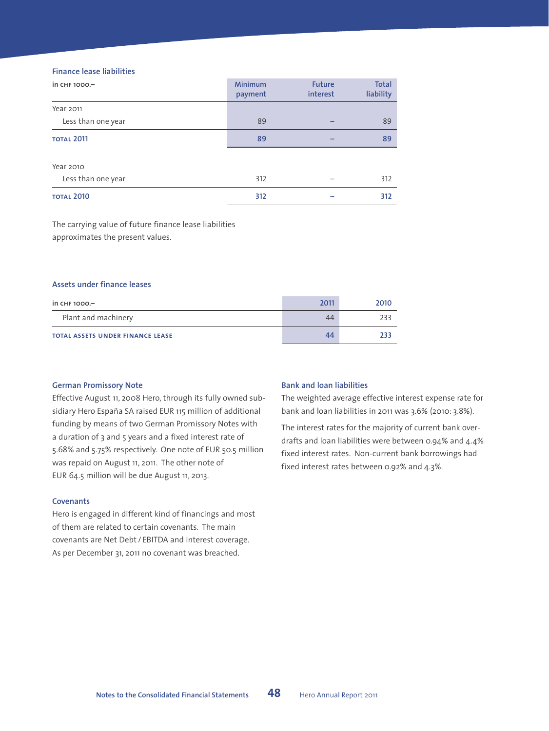### Finance lease liabilities

| in CHF 1000.– | Minimum payment | Future interest | Total liability |
|---|---|---|---|
| Year 2011 | | | |
| Less than one year | 89 | – | 89 |
| **TOTAL 2011** | **89** | **–** | **89** |
| Year 2010 | | | |
| Less than one year | 312 | – | 312 |
| **TOTAL 2010** | **312** | **–** | **312** |

The carrying value of future finance lease liabilities approximates the present values.

### Assets under finance leases

| in CHF 1000.– | 2011 | 2010 |
|---|---|---|
| Plant and machinery | 44 | 233 |
| **TOTAL ASSETS UNDER FINANCE LEASE** | **44** | **233** |

### German Promissory Note

Effective August 11, 2008 Hero, through its fully owned subsidiary Hero España SA raised EUR 115 million of additional funding by means of two German Promissory Notes with a duration of 3 and 5 years and a fixed interest rate of 5.68% and 5.75% respectively. One note of EUR 50.5 million was repaid on August 11, 2011. The other note of EUR 64.5 million will be due August 11, 2013.

### Covenants

Hero is engaged in different kind of financings and most of them are related to certain covenants. The main covenants are Net Debt / EBITDA and interest coverage. As per December 31, 2011 no covenant was breached.

### Bank and loan liabilities

The weighted average effective interest expense rate for bank and loan liabilities in 2011 was 3.6% (2010: 3.8%).

The interest rates for the majority of current bank overdrafts and loan liabilities were between 0.94% and 4.4% fixed interest rates. Non-current bank borrowings had fixed interest rates between 0.92% and 4.3%.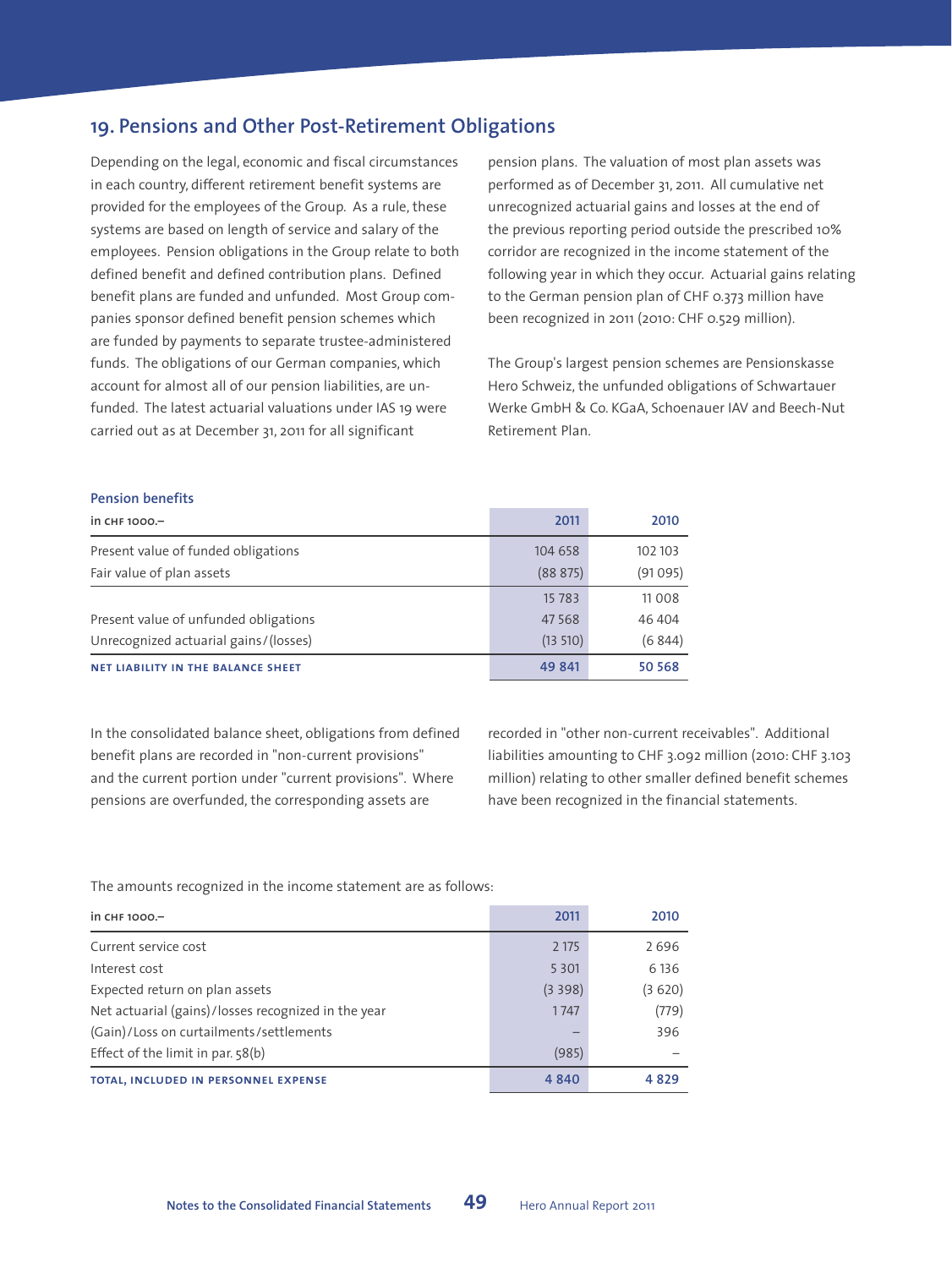## 19. Pensions and Other Post-Retirement Obligations

Depending on the legal, economic and fiscal circumstances in each country, different retirement benefit systems are provided for the employees of the Group. As a rule, these systems are based on length of service and salary of the employees. Pension obligations in the Group relate to both defined benefit and defined contribution plans. Defined benefit plans are funded and unfunded. Most Group companies sponsor defined benefit pension schemes which are funded by payments to separate trustee-administered funds. The obligations of our German companies, which account for almost all of our pension liabilities, are unfunded. The latest actuarial valuations under IAS 19 were carried out as at December 31, 2011 for all significant pension plans. The valuation of most plan assets was performed as of December 31, 2011. All cumulative net unrecognized actuarial gains and losses at the end of the previous reporting period outside the prescribed 10% corridor are recognized in the income statement of the following year in which they occur. Actuarial gains relating to the German pension plan of CHF 0.373 million have been recognized in 2011 (2010: CHF 0.529 million).

The Group's largest pension schemes are Pensionskasse Hero Schweiz, the unfunded obligations of Schwartauer Werke GmbH & Co. KGaA, Schoenauer IAV and Beech-Nut Retirement Plan.

**Pension benefits**

| in CHF 1000.– | 2011 | 2010 |
|---|---|---|
| Present value of funded obligations | 104 658 | 102 103 |
| Fair value of plan assets | (88 875) | (91 095) |
| | 15 783 | 11 008 |
| Present value of unfunded obligations | 47 568 | 46 404 |
| Unrecognized actuarial gains/(losses) | (13 510) | (6 844) |
| **NET LIABILITY IN THE BALANCE SHEET** | **49 841** | **50 568** |

In the consolidated balance sheet, obligations from defined benefit plans are recorded in "non-current provisions" and the current portion under "current provisions". Where pensions are overfunded, the corresponding assets are recorded in "other non-current receivables". Additional liabilities amounting to CHF 3.092 million (2010: CHF 3.103 million) relating to other smaller defined benefit schemes have been recognized in the financial statements.

The amounts recognized in the income statement are as follows:

| in CHF 1000.– | 2011 | 2010 |
|---|---|---|
| Current service cost | 2 175 | 2 696 |
| Interest cost | 5 301 | 6 136 |
| Expected return on plan assets | (3 398) | (3 620) |
| Net actuarial (gains)/losses recognized in the year | 1 747 | (779) |
| (Gain)/Loss on curtailments/settlements | – | 396 |
| Effect of the limit in par. 58(b) | (985) | – |
| **TOTAL, INCLUDED IN PERSONNEL EXPENSE** | **4 840** | **4 829** |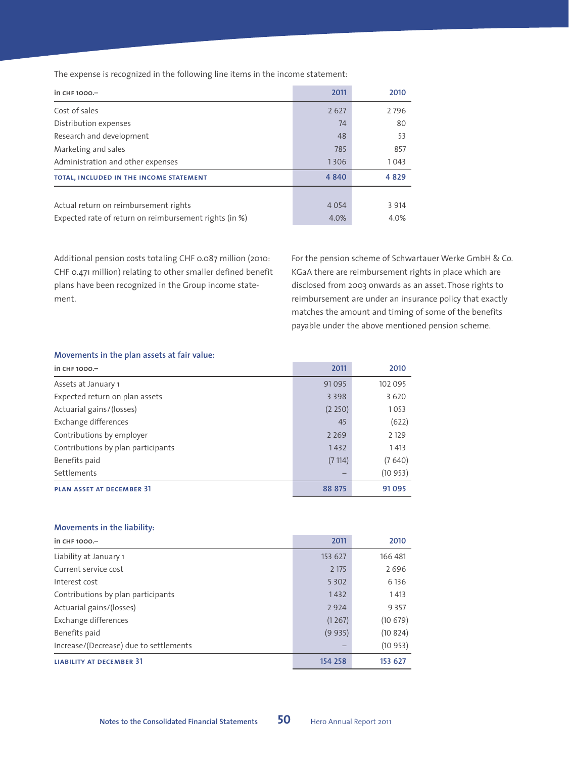The expense is recognized in the following line items in the income statement:

| in CHF 1000.– | 2011 | 2010 |
|---|---|---|
| Cost of sales | 2 627 | 2 796 |
| Distribution expenses | 74 | 80 |
| Research and development | 48 | 53 |
| Marketing and sales | 785 | 857 |
| Administration and other expenses | 1 306 | 1 043 |
| **TOTAL, INCLUDED IN THE INCOME STATEMENT** | **4 840** | **4 829** |
| | | |
| Actual return on reimbursement rights | 4 054 | 3 914 |
| Expected rate of return on reimbursement rights (in %) | 4.0% | 4.0% |

Additional pension costs totaling CHF 0.087 million (2010: CHF 0.471 million) relating to other smaller defined benefit plans have been recognized in the Group income statement.

For the pension scheme of Schwartauer Werke GmbH & Co. KGaA there are reimbursement rights in place which are disclosed from 2003 onwards as an asset. Those rights to reimbursement are under an insurance policy that exactly matches the amount and timing of some of the benefits payable under the above mentioned pension scheme.

### Movements in the plan assets at fair value:

| in CHF 1000.– | 2011 | 2010 |
|---|---|---|
| Assets at January 1 | 91 095 | 102 095 |
| Expected return on plan assets | 3 398 | 3 620 |
| Actuarial gains/(losses) | (2 250) | 1 053 |
| Exchange differences | 45 | (622) |
| Contributions by employer | 2 269 | 2 129 |
| Contributions by plan participants | 1 432 | 1 413 |
| Benefits paid | (7 114) | (7 640) |
| Settlements | – | (10 953) |
| **PLAN ASSET AT DECEMBER 31** | **88 875** | **91 095** |

### Movements in the liability:

| in CHF 1000.– | 2011 | 2010 |
|---|---|---|
| Liability at January 1 | 153 627 | 166 481 |
| Current service cost | 2 175 | 2 696 |
| Interest cost | 5 302 | 6 136 |
| Contributions by plan participants | 1 432 | 1 413 |
| Actuarial gains/(losses) | 2 924 | 9 357 |
| Exchange differences | (1 267) | (10 679) |
| Benefits paid | (9 935) | (10 824) |
| Increase/(Decrease) due to settlements | – | (10 953) |
| **LIABILITY AT DECEMBER 31** | **154 258** | **153 627** |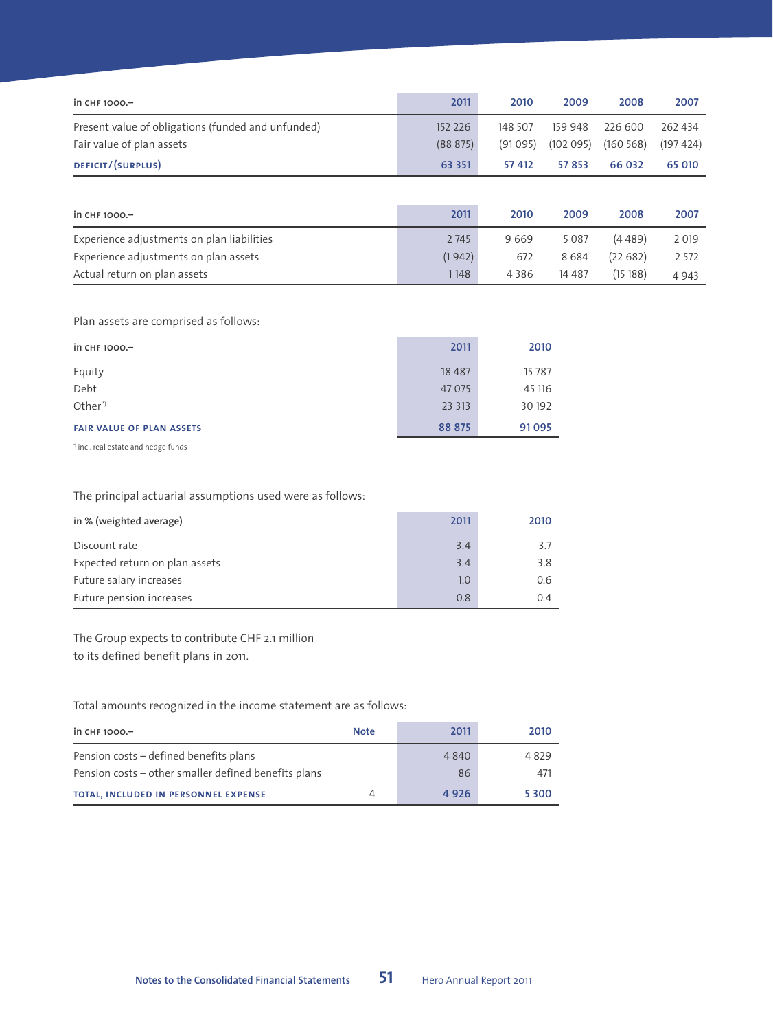| in CHF 1000.– | 2011 | 2010 | 2009 | 2008 | 2007 |
|---|---|---|---|---|---|
| Present value of obligations (funded and unfunded) | 152 226 | 148 507 | 159 948 | 226 600 | 262 434 |
| Fair value of plan assets | (88 875) | (91 095) | (102 095) | (160 568) | (197 424) |
| **DEFICIT/(SURPLUS)** | **63 351** | **57 412** | **57 853** | **66 032** | **65 010** |

| in CHF 1000.– | 2011 | 2010 | 2009 | 2008 | 2007 |
|---|---|---|---|---|---|
| Experience adjustments on plan liabilities | 2 745 | 9 669 | 5 087 | (4 489) | 2 019 |
| Experience adjustments on plan assets | (1 942) | 672 | 8 684 | (22 682) | 2 572 |
| Actual return on plan assets | 1 148 | 4 386 | 14 487 | (15 188) | 4 943 |

Plan assets are comprised as follows:

| in CHF 1000.– | 2011 | 2010 |
|---|---|---|
| Equity | 18 487 | 15 787 |
| Debt | 47 075 | 45 116 |
| Other[*] | 23 313 | 30 192 |
| **FAIR VALUE OF PLAN ASSETS** | **88 875** | **91 095** |

[*] incl. real estate and hedge funds

The principal actuarial assumptions used were as follows:

| in % (weighted average) | 2011 | 2010 |
|---|---|---|
| Discount rate | 3.4 | 3.7 |
| Expected return on plan assets | 3.4 | 3.8 |
| Future salary increases | 1.0 | 0.6 |
| Future pension increases | 0.8 | 0.4 |

The Group expects to contribute CHF 2.1 million to its defined benefit plans in 2011.

Total amounts recognized in the income statement are as follows:

| in CHF 1000.– | Note | 2011 | 2010 |
|---|---|---|---|
| Pension costs – defined benefits plans | | 4 840 | 4 829 |
| Pension costs – other smaller defined benefits plans | | 86 | 471 |
| **TOTAL, INCLUDED IN PERSONNEL EXPENSE** | 4 | **4 926** | **5 300** |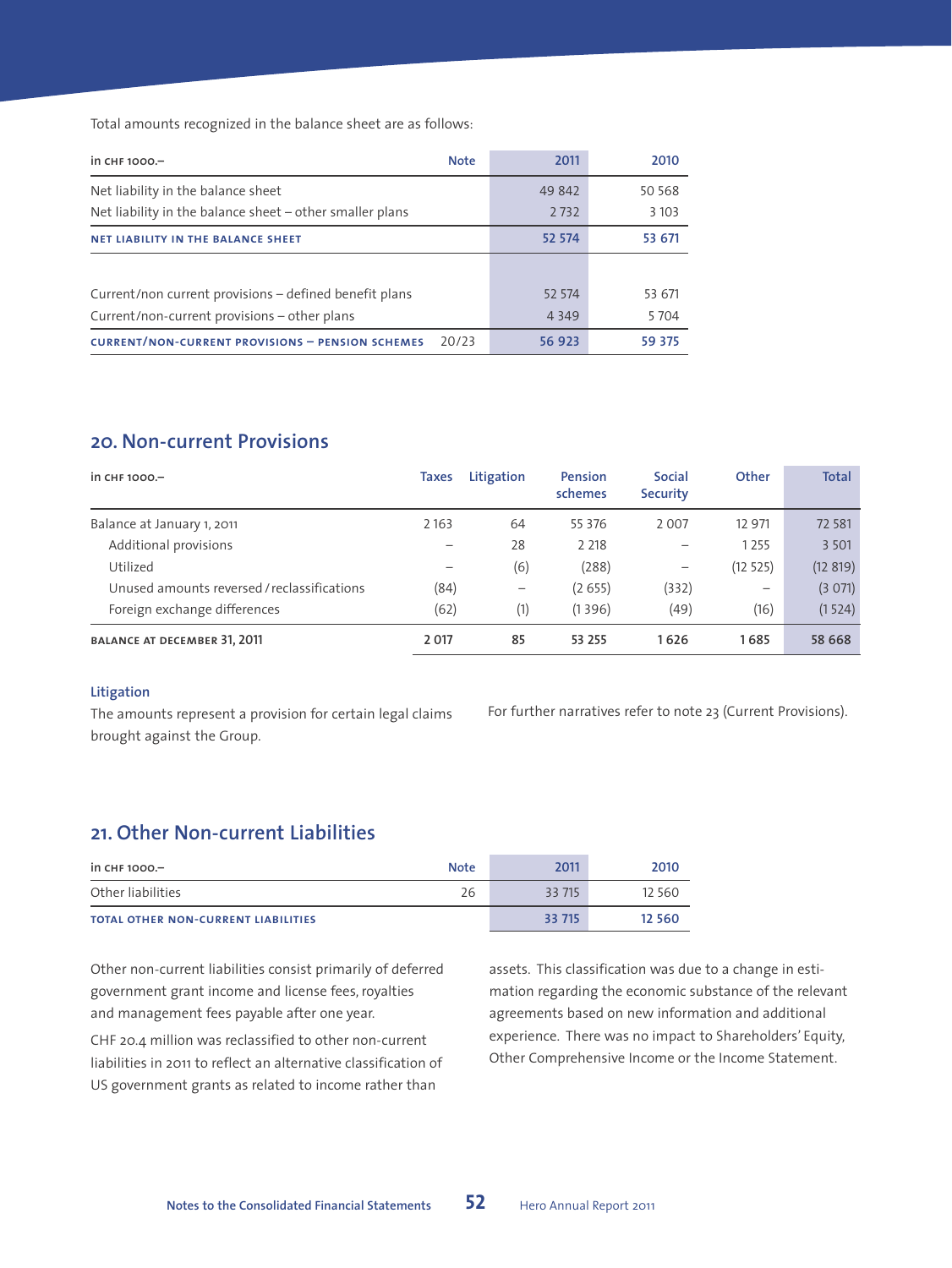Total amounts recognized in the balance sheet are as follows:

| in CHF 1000.– | Note | 2011 | 2010 |
|---|---|---|---|
| Net liability in the balance sheet | | 49 842 | 50 568 |
| Net liability in the balance sheet – other smaller plans | | 2 732 | 3 103 |
| **NET LIABILITY IN THE BALANCE SHEET** | | **52 574** | **53 671** |
| | | | |
| Current/non current provisions – defined benefit plans | | 52 574 | 53 671 |
| Current/non-current provisions – other plans | | 4 349 | 5 704 |
| **CURRENT/NON-CURRENT PROVISIONS – PENSION SCHEMES** | 20/23 | **56 923** | **59 375** |

## 20. Non-current Provisions

| in CHF 1000.– | Taxes | Litigation | Pension schemes | Social Security | Other | Total |
|---|---|---|---|---|---|---|
| Balance at January 1, 2011 | 2 163 | 64 | 55 376 | 2 007 | 12 971 | 72 581 |
| Additional provisions | – | 28 | 2 218 | – | 1 255 | 3 501 |
| Utilized | – | (6) | (288) | – | (12 525) | (12 819) |
| Unused amounts reversed / reclassifications | (84) | – | (2 655) | (332) | – | (3 071) |
| Foreign exchange differences | (62) | (1) | (1 396) | (49) | (16) | (1 524) |
| **BALANCE AT DECEMBER 31, 2011** | **2 017** | **85** | **53 255** | **1 626** | **1 685** | **58 668** |

### Litigation

The amounts represent a provision for certain legal claims brought against the Group.

For further narratives refer to note 23 (Current Provisions).

## 21. Other Non-current Liabilities

| in CHF 1000.– | Note | 2011 | 2010 |
|---|---|---|---|
| Other liabilities | 26 | 33 715 | 12 560 |
| **TOTAL OTHER NON-CURRENT LIABILITIES** | | **33 715** | **12 560** |

Other non-current liabilities consist primarily of deferred government grant income and license fees, royalties and management fees payable after one year.

CHF 20.4 million was reclassified to other non-current liabilities in 2011 to reflect an alternative classification of US government grants as related to income rather than assets. This classification was due to a change in estimation regarding the economic substance of the relevant agreements based on new information and additional experience. There was no impact to Shareholders' Equity, Other Comprehensive Income or the Income Statement.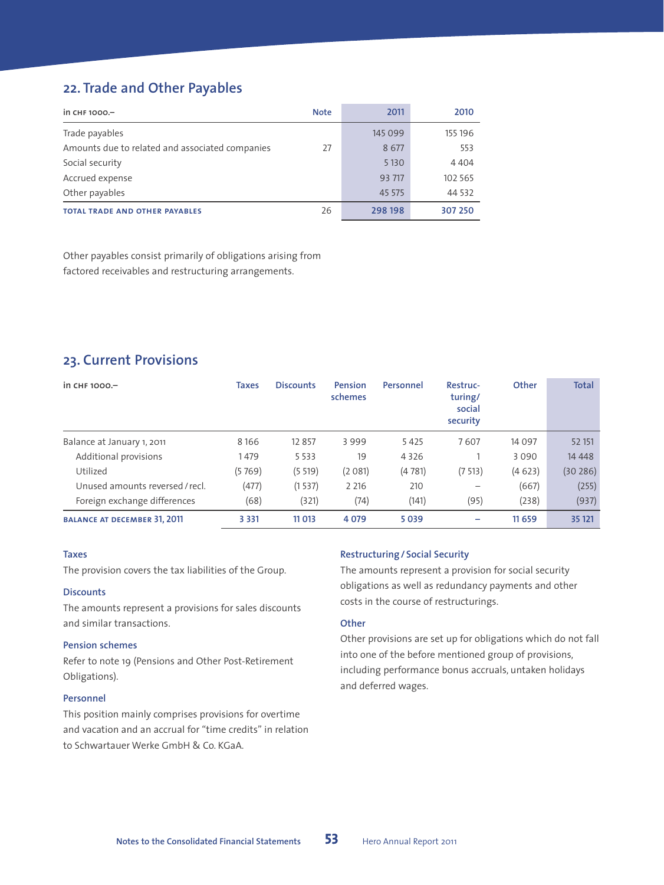## 22. Trade and Other Payables

| in CHF 1000.– | Note | 2011 | 2010 |
|---|---|---|---|
| Trade payables | | 145 099 | 155 196 |
| Amounts due to related and associated companies | 27 | 8 677 | 553 |
| Social security | | 5 130 | 4 404 |
| Accrued expense | | 93 717 | 102 565 |
| Other payables | | 45 575 | 44 532 |
| **TOTAL TRADE AND OTHER PAYABLES** | 26 | **298 198** | **307 250** |

Other payables consist primarily of obligations arising from factored receivables and restructuring arrangements.

## 23. Current Provisions

| in CHF 1000.– | Taxes | Discounts | Pension schemes | Personnel | Restructuring/ social security | Other | Total |
|---|---|---|---|---|---|---|---|
| Balance at January 1, 2011 | 8 166 | 12 857 | 3 999 | 5 425 | 7 607 | 14 097 | 52 151 |
| Additional provisions | 1 479 | 5 533 | 19 | 4 326 | 1 | 3 090 | 14 448 |
| Utilized | (5 769) | (5 519) | (2 081) | (4 781) | (7 513) | (4 623) | (30 286) |
| Unused amounts reversed / recl. | (477) | (1 537) | 2 216 | 210 | – | (667) | (255) |
| Foreign exchange differences | (68) | (321) | (74) | (141) | (95) | (238) | (937) |
| **BALANCE AT DECEMBER 31, 2011** | **3 331** | **11 013** | **4 079** | **5 039** | **–** | **11 659** | **35 121** |

### Taxes

The provision covers the tax liabilities of the Group.

### Discounts

The amounts represent a provisions for sales discounts and similar transactions.

### Pension schemes

Refer to note 19 (Pensions and Other Post-Retirement Obligations).

### Personnel

This position mainly comprises provisions for overtime and vacation and an accrual for "time credits" in relation to Schwartauer Werke GmbH & Co. KGaA.

### Restructuring / Social Security

The amounts represent a provision for social security obligations as well as redundancy payments and other costs in the course of restructurings.

### Other

Other provisions are set up for obligations which do not fall into one of the before mentioned group of provisions, including performance bonus accruals, untaken holidays and deferred wages.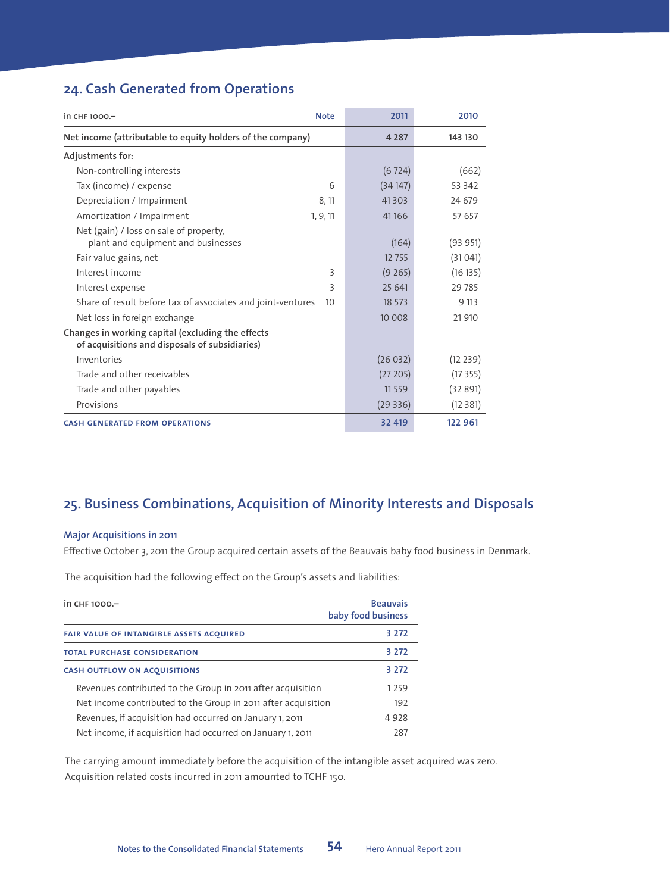## 24. Cash Generated from Operations

| in CHF 1000.– | Note | 2011 | 2010 |
|---|---|---|---|
| Net income (attributable to equity holders of the company) | | 4 287 | 143 130 |
| Adjustments for: | | | |
| Non-controlling interests | | (6 724) | (662) |
| Tax (income) / expense | 6 | (34 147) | 53 342 |
| Depreciation / Impairment | 8, 11 | 41 303 | 24 679 |
| Amortization / Impairment | 1, 9, 11 | 41 166 | 57 657 |
| Net (gain) / loss on sale of property, plant and equipment and businesses | | (164) | (93 951) |
| Fair value gains, net | | 12 755 | (31 041) |
| Interest income | 3 | (9 265) | (16 135) |
| Interest expense | 3 | 25 641 | 29 785 |
| Share of result before tax of associates and joint-ventures | 10 | 18 573 | 9 113 |
| Net loss in foreign exchange | | 10 008 | 21 910 |
| Changes in working capital (excluding the effects of acquisitions and disposals of subsidiaries) | | | |
| Inventories | | (26 032) | (12 239) |
| Trade and other receivables | | (27 205) | (17 355) |
| Trade and other payables | | 11 559 | (32 891) |
| Provisions | | (29 336) | (12 381) |
| **CASH GENERATED FROM OPERATIONS** | | **32 419** | **122 961** |

## 25. Business Combinations, Acquisition of Minority Interests and Disposals

### Major Acquisitions in 2011

Effective October 3, 2011 the Group acquired certain assets of the Beauvais baby food business in Denmark.

The acquisition had the following effect on the Group's assets and liabilities:

| in CHF 1000.– | Beauvais baby food business |
|---|---|
| **FAIR VALUE OF INTANGIBLE ASSETS ACQUIRED** | **3 272** |
| **TOTAL PURCHASE CONSIDERATION** | **3 272** |
| **CASH OUTFLOW ON ACQUISITIONS** | **3 272** |
| Revenues contributed to the Group in 2011 after acquisition | 1 259 |
| Net income contributed to the Group in 2011 after acquisition | 192 |
| Revenues, if acquisition had occurred on January 1, 2011 | 4 928 |
| Net income, if acquisition had occurred on January 1, 2011 | 287 |

The carrying amount immediately before the acquisition of the intangible asset acquired was zero. Acquisition related costs incurred in 2011 amounted to TCHF 150.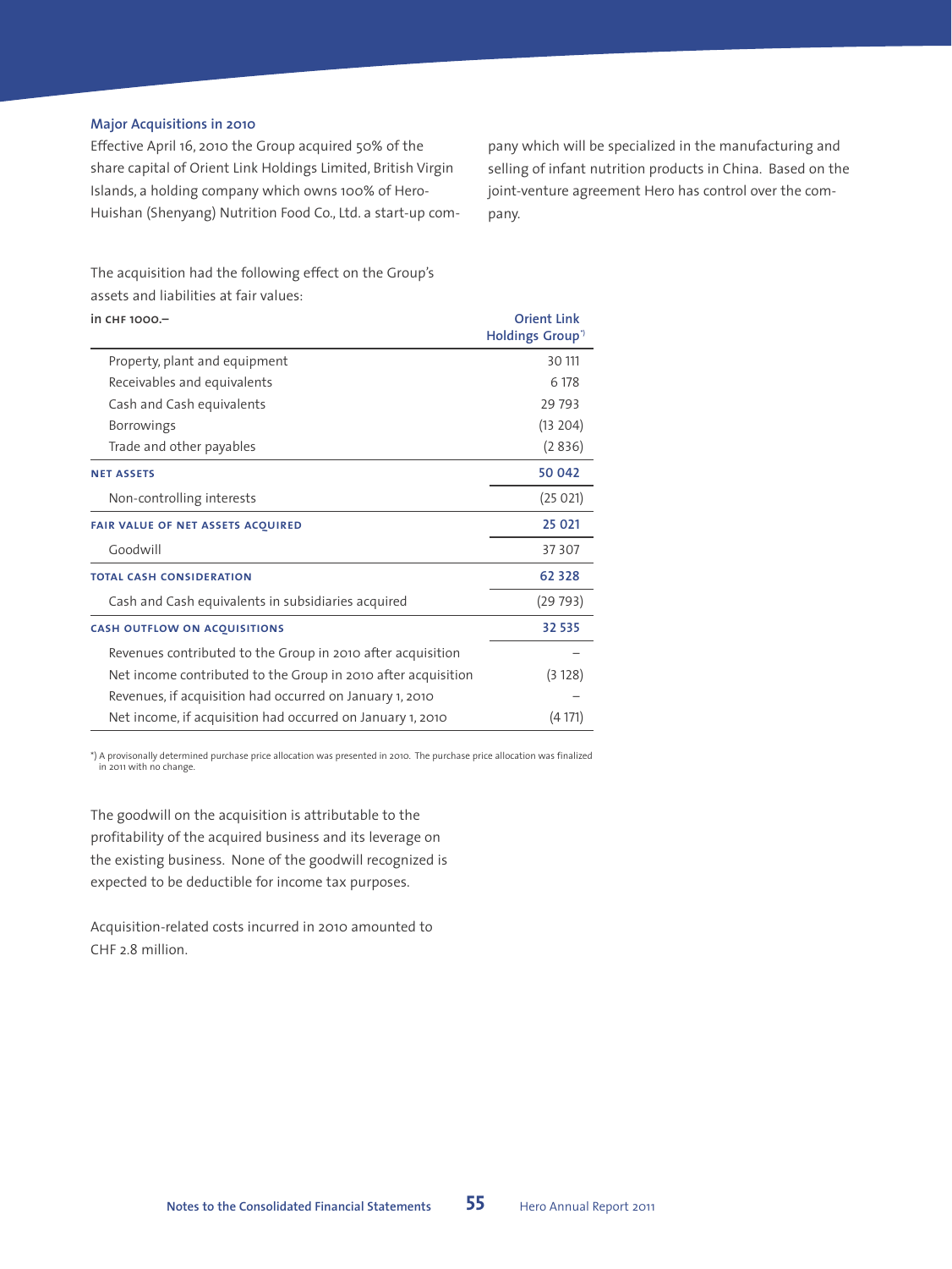### Major Acquisitions in 2010

Effective April 16, 2010 the Group acquired 50% of the share capital of Orient Link Holdings Limited, British Virgin Islands, a holding company which owns 100% of Hero-Huishan (Shenyang) Nutrition Food Co., Ltd. a start-up company which will be specialized in the manufacturing and selling of infant nutrition products in China. Based on the joint-venture agreement Hero has control over the company.

The acquisition had the following effect on the Group's assets and liabilities at fair values:

| in CHF 1000.– | Orient Link Holdings Group*) |
|---|---|
| Property, plant and equipment | 30 111 |
| Receivables and equivalents | 6 178 |
| Cash and Cash equivalents | 29 793 |
| Borrowings | (13 204) |
| Trade and other payables | (2 836) |
| **NET ASSETS** | **50 042** |
| Non-controlling interests | (25 021) |
| **FAIR VALUE OF NET ASSETS ACQUIRED** | **25 021** |
| Goodwill | 37 307 |
| **TOTAL CASH CONSIDERATION** | **62 328** |
| Cash and Cash equivalents in subsidiaries acquired | (29 793) |
| **CASH OUTFLOW ON ACQUISITIONS** | **32 535** |
| Revenues contributed to the Group in 2010 after acquisition | – |
| Net income contributed to the Group in 2010 after acquisition | (3 128) |
| Revenues, if acquisition had occurred on January 1, 2010 | – |
| Net income, if acquisition had occurred on January 1, 2010 | (4 171) |

*) A provisonally determined purchase price allocation was presented in 2010. The purchase price allocation was finalized in 2011 with no change.

The goodwill on the acquisition is attributable to the profitability of the acquired business and its leverage on the existing business. None of the goodwill recognized is expected to be deductible for income tax purposes.

Acquisition-related costs incurred in 2010 amounted to CHF 2.8 million.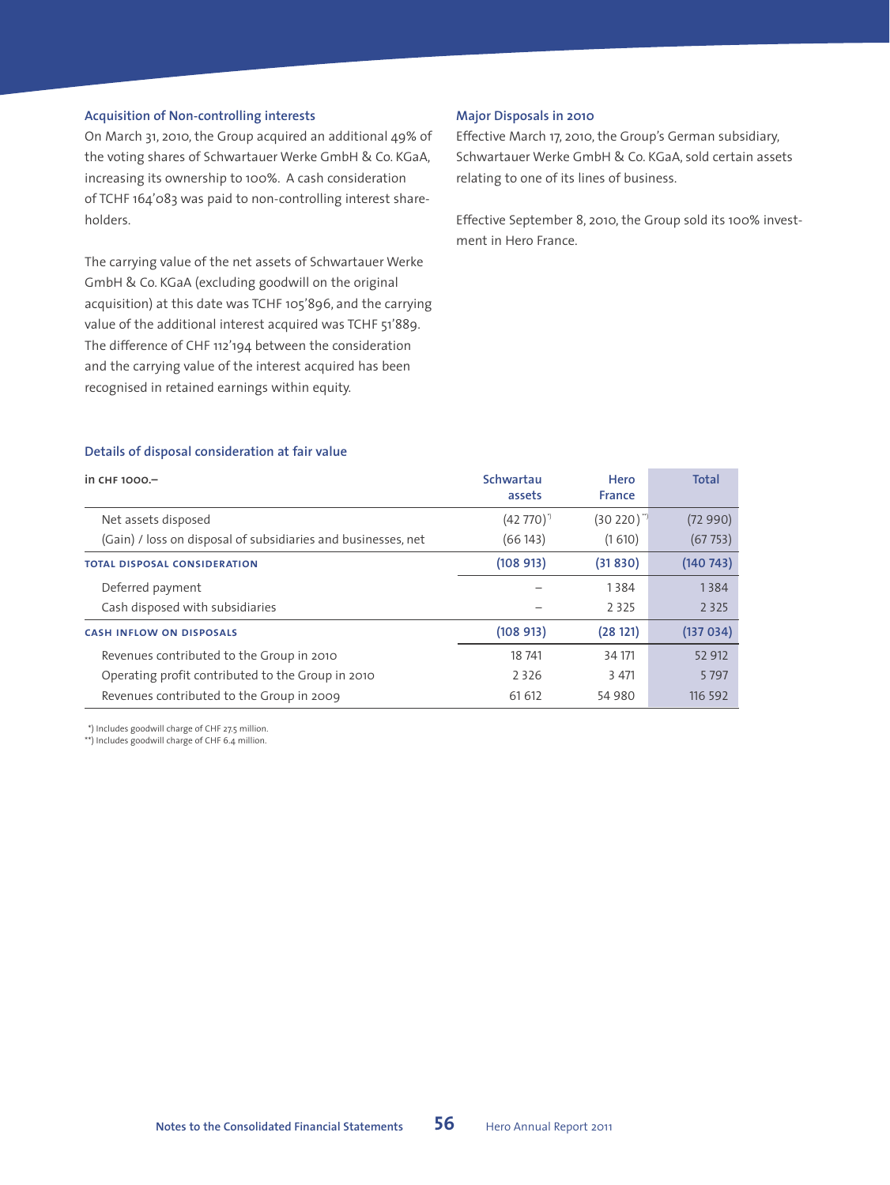### Acquisition of Non-controlling interests

On March 31, 2010, the Group acquired an additional 49% of the voting shares of Schwartauer Werke GmbH & Co. KGaA, increasing its ownership to 100%. A cash consideration of TCHF 164'083 was paid to non-controlling interest shareholders.

The carrying value of the net assets of Schwartauer Werke GmbH & Co. KGaA (excluding goodwill on the original acquisition) at this date was TCHF 105'896, and the carrying value of the additional interest acquired was TCHF 51'889. The difference of CHF 112'194 between the consideration and the carrying value of the interest acquired has been recognised in retained earnings within equity.

### Major Disposals in 2010

Effective March 17, 2010, the Group's German subsidiary, Schwartauer Werke GmbH & Co. KGaA, sold certain assets relating to one of its lines of business.

Effective September 8, 2010, the Group sold its 100% investment in Hero France.

### Details of disposal consideration at fair value

| in CHF 1000.– | Schwartau assets | Hero France | Total |
|---|---|---|---|
| Net assets disposed | (42 770)*) | (30 220)**) | (72 990) |
| (Gain) / loss on disposal of subsidiaries and businesses, net | (66 143) | (1 610) | (67 753) |
| **TOTAL DISPOSAL CONSIDERATION** | **(108 913)** | **(31 830)** | **(140 743)** |
| Deferred payment | – | 1 384 | 1 384 |
| Cash disposed with subsidiaries | – | 2 325 | 2 325 |
| **CASH INFLOW ON DISPOSALS** | **(108 913)** | **(28 121)** | **(137 034)** |
| Revenues contributed to the Group in 2010 | 18 741 | 34 171 | 52 912 |
| Operating profit contributed to the Group in 2010 | 2 326 | 3 471 | 5 797 |
| Revenues contributed to the Group in 2009 | 61 612 | 54 980 | 116 592 |

*) Includes goodwill charge of CHF 27.5 million.
**) Includes goodwill charge of CHF 6.4 million.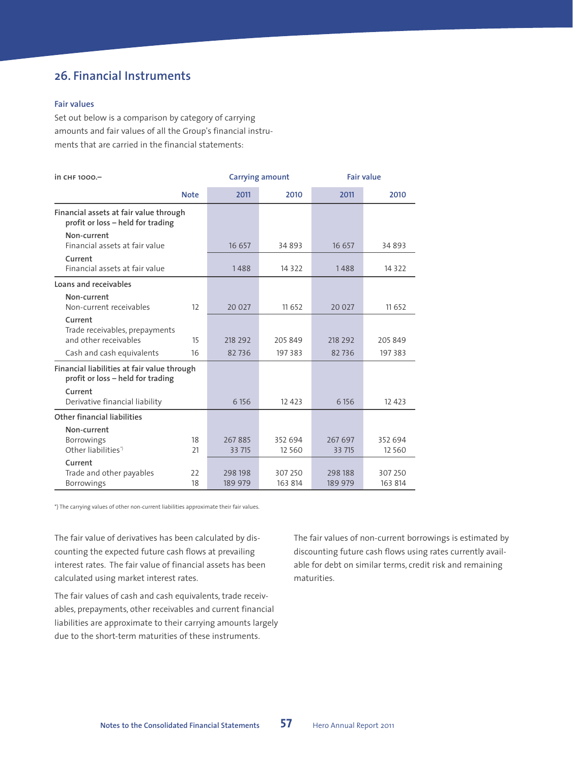## 26. Financial Instruments

### Fair values

Set out below is a comparison by category of carrying amounts and fair values of all the Group's financial instruments that are carried in the financial statements:

| in CHF 1000.– | | Carrying amount | | Fair value | |
|---|---|---|---|---|---|
| | Note | 2011 | 2010 | 2011 | 2010 |
| **Financial assets at fair value through profit or loss – held for trading** | | | | | |
| Non-current | | | | | |
| Financial assets at fair value | | 16 657 | 34 893 | 16 657 | 34 893 |
| Current | | | | | |
| Financial assets at fair value | | 1 488 | 14 322 | 1 488 | 14 322 |
| **Loans and receivables** | | | | | |
| Non-current | | | | | |
| Non-current receivables | 12 | 20 027 | 11 652 | 20 027 | 11 652 |
| Current | | | | | |
| Trade receivables, prepayments and other receivables | 15 | 218 292 | 205 849 | 218 292 | 205 849 |
| Cash and cash equivalents | 16 | 82 736 | 197 383 | 82 736 | 197 383 |
| **Financial liabilities at fair value through profit or loss – held for trading** | | | | | |
| Current | | | | | |
| Derivative financial liability | | 6 156 | 12 423 | 6 156 | 12 423 |
| **Other financial liabilities** | | | | | |
| Non-current | | | | | |
| Borrowings | 18 | 267 885 | 352 694 | 267 697 | 352 694 |
| Other liabilities*) | 21 | 33 715 | 12 560 | 33 715 | 12 560 |
| Current | | | | | |
| Trade and other payables | 22 | 298 198 | 307 250 | 298 188 | 307 250 |
| Borrowings | 18 | 189 979 | 163 814 | 189 979 | 163 814 |

*) The carrying values of other non-current liabilities approximate their fair values.

The fair value of derivatives has been calculated by discounting the expected future cash flows at prevailing interest rates. The fair value of financial assets has been calculated using market interest rates.

The fair values of cash and cash equivalents, trade receivables, prepayments, other receivables and current financial liabilities are approximate to their carrying amounts largely due to the short-term maturities of these instruments.

The fair values of non-current borrowings is estimated by discounting future cash flows using rates currently available for debt on similar terms, credit risk and remaining maturities.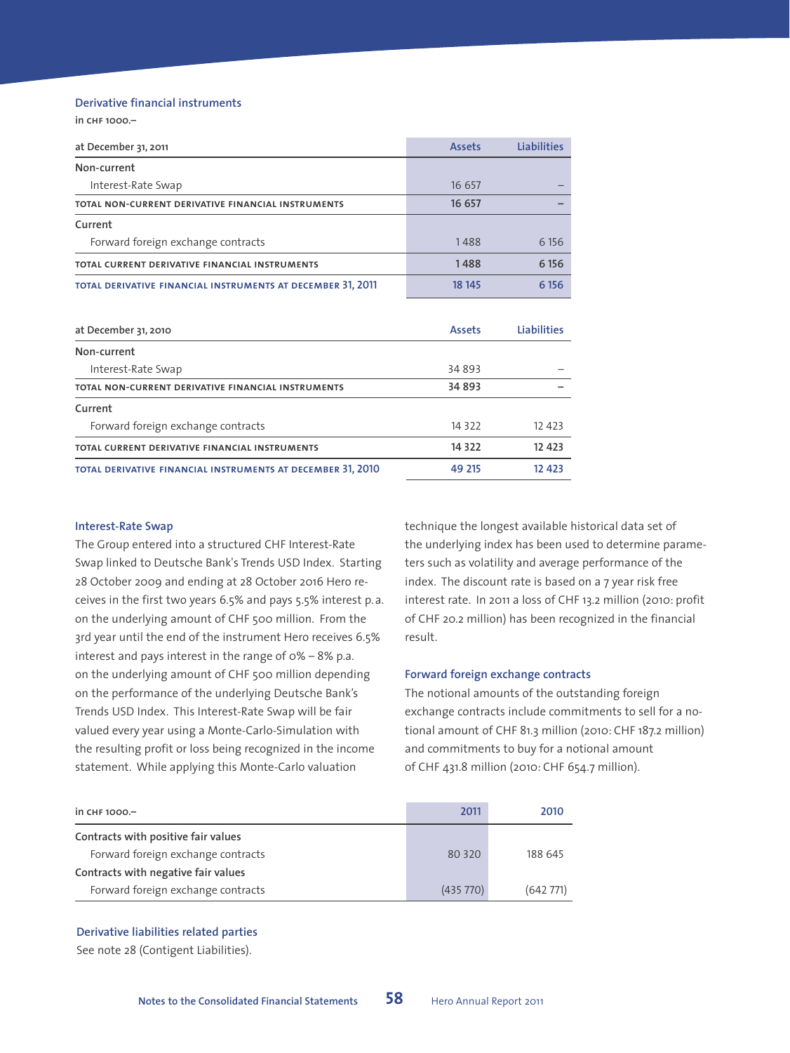## Derivative financial instruments

in CHF 1000.–

| at December 31, 2011 | Assets | Liabilities |
|---|---|---|
| **Non-current** | | |
| Interest-Rate Swap | 16 657 | – |
| **TOTAL NON-CURRENT DERIVATIVE FINANCIAL INSTRUMENTS** | **16 657** | **–** |
| **Current** | | |
| Forward foreign exchange contracts | 1 488 | 6 156 |
| **TOTAL CURRENT DERIVATIVE FINANCIAL INSTRUMENTS** | **1 488** | **6 156** |
| **TOTAL DERIVATIVE FINANCIAL INSTRUMENTS AT DECEMBER 31, 2011** | **18 145** | **6 156** |

| at December 31, 2010 | Assets | Liabilities |
|---|---|---|
| **Non-current** | | |
| Interest-Rate Swap | 34 893 | – |
| **TOTAL NON-CURRENT DERIVATIVE FINANCIAL INSTRUMENTS** | **34 893** | **–** |
| **Current** | | |
| Forward foreign exchange contracts | 14 322 | 12 423 |
| **TOTAL CURRENT DERIVATIVE FINANCIAL INSTRUMENTS** | **14 322** | **12 423** |
| **TOTAL DERIVATIVE FINANCIAL INSTRUMENTS AT DECEMBER 31, 2010** | **49 215** | **12 423** |

### Interest-Rate Swap

The Group entered into a structured CHF Interest-Rate Swap linked to Deutsche Bank's Trends USD Index. Starting 28 October 2009 and ending at 28 October 2016 Hero receives in the first two years 6.5% and pays 5.5% interest p.a. on the underlying amount of CHF 500 million. From the 3rd year until the end of the instrument Hero receives 6.5% interest and pays interest in the range of 0% – 8% p.a. on the underlying amount of CHF 500 million depending on the performance of the underlying Deutsche Bank's Trends USD Index. This Interest-Rate Swap will be fair valued every year using a Monte-Carlo-Simulation with the resulting profit or loss being recognized in the income statement. While applying this Monte-Carlo valuation technique the longest available historical data set of the underlying index has been used to determine parameters such as volatility and average performance of the index. The discount rate is based on a 7 year risk free interest rate. In 2011 a loss of CHF 13.2 million (2010: profit of CHF 20.2 million) has been recognized in the financial result.

### Forward foreign exchange contracts

The notional amounts of the outstanding foreign exchange contracts include commitments to sell for a notional amount of CHF 81.3 million (2010: CHF 187.2 million) and commitments to buy for a notional amount of CHF 431.8 million (2010: CHF 654.7 million).

| in CHF 1000.– | 2011 | 2010 |
|---|---|---|
| **Contracts with positive fair values** | | |
| Forward foreign exchange contracts | 80 320 | 188 645 |
| **Contracts with negative fair values** | | |
| Forward foreign exchange contracts | (435 770) | (642 771) |

### Derivative liabilities related parties

See note 28 (Contigent Liabilities).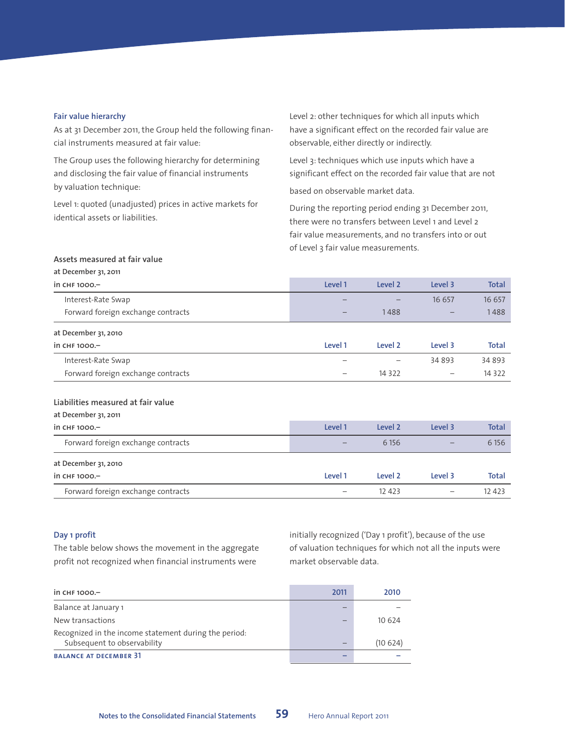### Fair value hierarchy

As at 31 December 2011, the Group held the following financial instruments measured at fair value:

The Group uses the following hierarchy for determining and disclosing the fair value of financial instruments by valuation technique:

Level 1: quoted (unadjusted) prices in active markets for identical assets or liabilities.

Level 2: other techniques for which all inputs which have a significant effect on the recorded fair value are observable, either directly or indirectly.

Level 3: techniques which use inputs which have a significant effect on the recorded fair value that are not

based on observable market data.

During the reporting period ending 31 December 2011, there were no transfers between Level 1 and Level 2 fair value measurements, and no transfers into or out of Level 3 fair value measurements.

**Assets measured at fair value**

**at December 31, 2011**

| in CHF 1000.– | Level 1 | Level 2 | Level 3 | Total |
|---|---|---|---|---|
| Interest-Rate Swap | – | – | 16 657 | 16 657 |
| Forward foreign exchange contracts | – | 1 488 | – | 1 488 |

**at December 31, 2010**

| in CHF 1000.– | Level 1 | Level 2 | Level 3 | Total |
|---|---|---|---|---|
| Interest-Rate Swap | – | – | 34 893 | 34 893 |
| Forward foreign exchange contracts | – | 14 322 | – | 14 322 |

**Liabilities measured at fair value**

**at December 31, 2011**

| in CHF 1000.– | Level 1 | Level 2 | Level 3 | Total |
|---|---|---|---|---|
| Forward foreign exchange contracts | – | 6 156 | – | 6 156 |

**at December 31, 2010**

| in CHF 1000.– | Level 1 | Level 2 | Level 3 | Total |
|---|---|---|---|---|
| Forward foreign exchange contracts | – | 12 423 | – | 12 423 |

### Day 1 profit

The table below shows the movement in the aggregate profit not recognized when financial instruments were initially recognized ('Day 1 profit'), because of the use of valuation techniques for which not all the inputs were market observable data.

| in CHF 1000.– | 2011 | 2010 |
|---|---|---|
| Balance at January 1 | – | – |
| New transactions | – | 10 624 |
| Recognized in the income statement during the period: Subsequent to observability | – | (10 624) |
| **BALANCE AT DECEMBER 31** | **–** | **–** |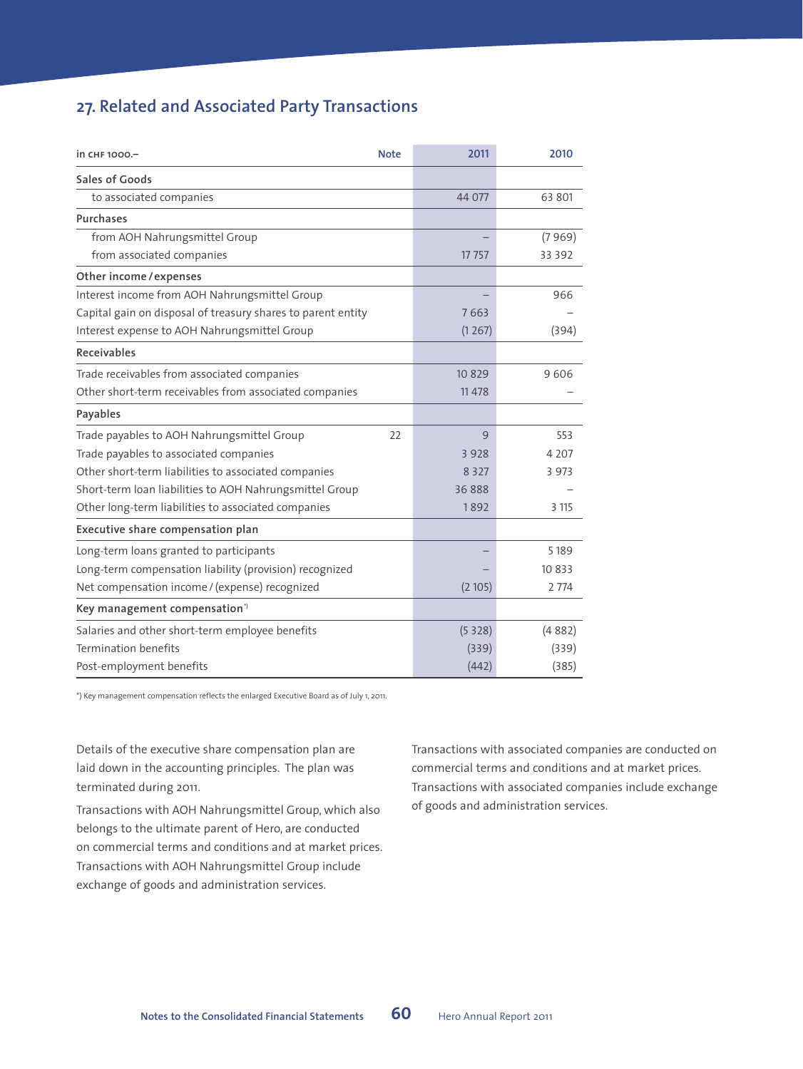## 27. Related and Associated Party Transactions

| in CHF 1000.– | Note | 2011 | 2010 |
|---|---|---|---|
| **Sales of Goods** | | | |
| to associated companies | | 44 077 | 63 801 |
| **Purchases** | | | |
| from AOH Nahrungsmittel Group | | – | (7 969) |
| from associated companies | | 17 757 | 33 392 |
| **Other income / expenses** | | | |
| Interest income from AOH Nahrungsmittel Group | | – | 966 |
| Capital gain on disposal of treasury shares to parent entity | | 7 663 | – |
| Interest expense to AOH Nahrungsmittel Group | | (1 267) | (394) |
| **Receivables** | | | |
| Trade receivables from associated companies | | 10 829 | 9 606 |
| Other short-term receivables from associated companies | | 11 478 | – |
| **Payables** | | | |
| Trade payables to AOH Nahrungsmittel Group | 22 | 9 | 553 |
| Trade payables to associated companies | | 3 928 | 4 207 |
| Other short-term liabilities to associated companies | | 8 327 | 3 973 |
| Short-term loan liabilities to AOH Nahrungsmittel Group | | 36 888 | – |
| Other long-term liabilities to associated companies | | 1 892 | 3 115 |
| **Executive share compensation plan** | | | |
| Long-term loans granted to participants | | – | 5 189 |
| Long-term compensation liability (provision) recognized | | – | 10 833 |
| Net compensation income / (expense) recognized | | (2 105) | 2 774 |
| **Key management compensation*)** | | | |
| Salaries and other short-term employee benefits | | (5 328) | (4 882) |
| Termination benefits | | (339) | (339) |
| Post-employment benefits | | (442) | (385) |

*) Key management compensation reflects the enlarged Executive Board as of July 1, 2011.

Details of the executive share compensation plan are laid down in the accounting principles. The plan was terminated during 2011.

Transactions with AOH Nahrungsmittel Group, which also belongs to the ultimate parent of Hero, are conducted on commercial terms and conditions and at market prices. Transactions with AOH Nahrungsmittel Group include exchange of goods and administration services.

Transactions with associated companies are conducted on commercial terms and conditions and at market prices. Transactions with associated companies include exchange of goods and administration services.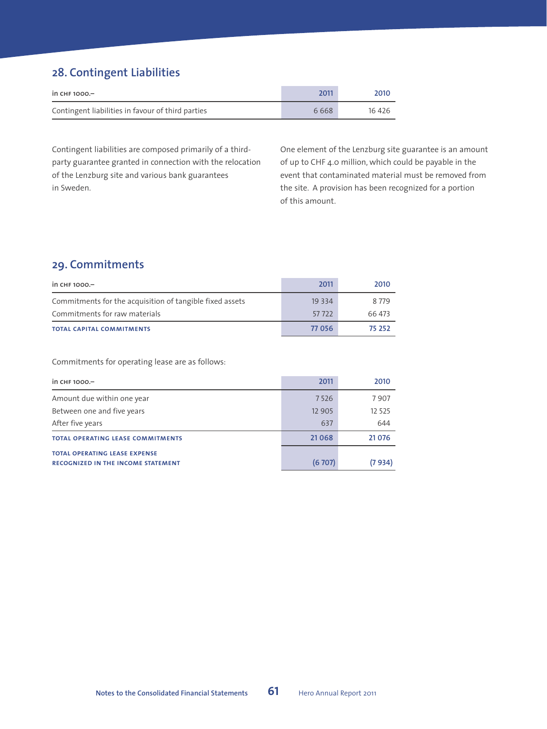## 28. Contingent Liabilities

| in CHF 1000.– | 2011 | 2010 |
|---|---|---|
| Contingent liabilities in favour of third parties | 6 668 | 16 426 |

Contingent liabilities are composed primarily of a third-party guarantee granted in connection with the relocation of the Lenzburg site and various bank guarantees in Sweden.

One element of the Lenzburg site guarantee is an amount of up to CHF 4.0 million, which could be payable in the event that contaminated material must be removed from the site. A provision has been recognized for a portion of this amount.

## 29. Commitments

| in CHF 1000.– | 2011 | 2010 |
|---|---|---|
| Commitments for the acquisition of tangible fixed assets | 19 334 | 8 779 |
| Commitments for raw materials | 57 722 | 66 473 |
| **TOTAL CAPITAL COMMITMENTS** | **77 056** | **75 252** |

Commitments for operating lease are as follows:

| in CHF 1000.– | 2011 | 2010 |
|---|---|---|
| Amount due within one year | 7 526 | 7 907 |
| Between one and five years | 12 905 | 12 525 |
| After five years | 637 | 644 |
| **TOTAL OPERATING LEASE COMMITMENTS** | **21 068** | **21 076** |
| **TOTAL OPERATING LEASE EXPENSE RECOGNIZED IN THE INCOME STATEMENT** | **(6 707)** | **(7 934)** |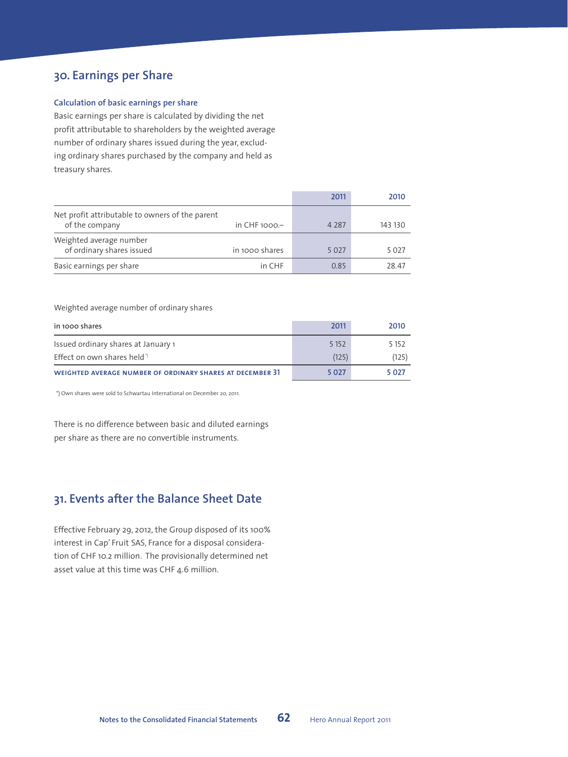## 30. Earnings per Share

### Calculation of basic earnings per share

Basic earnings per share is calculated by dividing the net profit attributable to shareholders by the weighted average number of ordinary shares issued during the year, excluding ordinary shares purchased by the company and held as treasury shares.

| | | 2011 | 2010 |
|---|---|---|---|
| Net profit attributable to owners of the parent of the company | in CHF 1000.– | 4 287 | 143 130 |
| Weighted average number of ordinary shares issued | in 1000 shares | 5 027 | 5 027 |
| Basic earnings per share | in CHF | 0.85 | 28.47 |

Weighted average number of ordinary shares

| in 1000 shares | 2011 | 2010 |
|---|---|---|
| Issued ordinary shares at January 1 | 5 152 | 5 152 |
| Effect on own shares held *) | (125) | (125) |
| **WEIGHTED AVERAGE NUMBER OF ORDINARY SHARES AT DECEMBER 31** | **5 027** | **5 027** |

*) Own shares were sold to Schwartau International on December 20, 2011.

There is no difference between basic and diluted earnings per share as there are no convertible instruments.

## 31. Events after the Balance Sheet Date

Effective February 29, 2012, the Group disposed of its 100% interest in Cap' Fruit SAS, France for a disposal consideration of CHF 10.2 million. The provisionally determined net asset value at this time was CHF 4.6 million.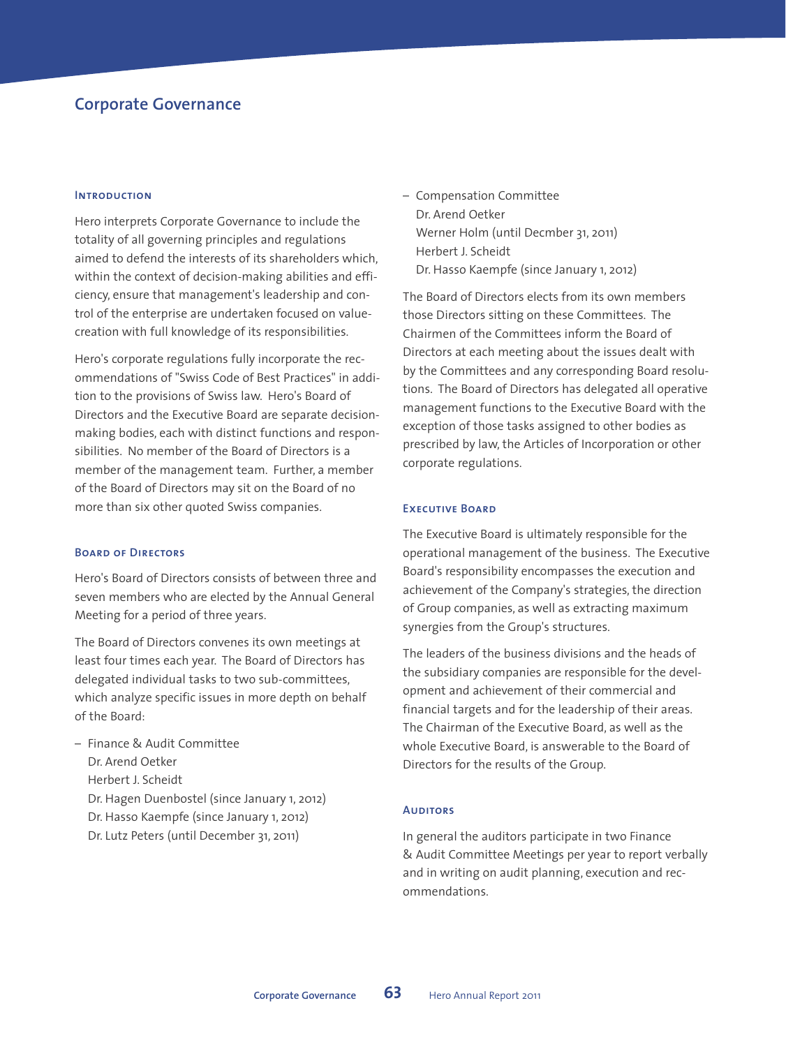# Corporate Governance

## Introduction

Hero interprets Corporate Governance to include the totality of all governing principles and regulations aimed to defend the interests of its shareholders which, within the context of decision-making abilities and efficiency, ensure that management's leadership and control of the enterprise are undertaken focused on value-creation with full knowledge of its responsibilities.

Hero's corporate regulations fully incorporate the recommendations of "Swiss Code of Best Practices" in addition to the provisions of Swiss law. Hero's Board of Directors and the Executive Board are separate decision-making bodies, each with distinct functions and responsibilities. No member of the Board of Directors is a member of the management team. Further, a member of the Board of Directors may sit on the Board of no more than six other quoted Swiss companies.

## Board of Directors

Hero's Board of Directors consists of between three and seven members who are elected by the Annual General Meeting for a period of three years.

The Board of Directors convenes its own meetings at least four times each year. The Board of Directors has delegated individual tasks to two sub-committees, which analyze specific issues in more depth on behalf of the Board:

– Finance & Audit Committee
  Dr. Arend Oetker
  Herbert J. Scheidt
  Dr. Hagen Duenbostel (since January 1, 2012)
  Dr. Hasso Kaempfe (since January 1, 2012)
  Dr. Lutz Peters (until December 31, 2011)

– Compensation Committee
  Dr. Arend Oetker
  Werner Holm (until Decmber 31, 2011)
  Herbert J. Scheidt
  Dr. Hasso Kaempfe (since January 1, 2012)

The Board of Directors elects from its own members those Directors sitting on these Committees. The Chairmen of the Committees inform the Board of Directors at each meeting about the issues dealt with by the Committees and any corresponding Board resolutions. The Board of Directors has delegated all operative management functions to the Executive Board with the exception of those tasks assigned to other bodies as prescribed by law, the Articles of Incorporation or other corporate regulations.

## Executive Board

The Executive Board is ultimately responsible for the operational management of the business. The Executive Board's responsibility encompasses the execution and achievement of the Company's strategies, the direction of Group companies, as well as extracting maximum synergies from the Group's structures.

The leaders of the business divisions and the heads of the subsidiary companies are responsible for the development and achievement of their commercial and financial targets and for the leadership of their areas. The Chairman of the Executive Board, as well as the whole Executive Board, is answerable to the Board of Directors for the results of the Group.

## Auditors

In general the auditors participate in two Finance & Audit Committee Meetings per year to report verbally and in writing on audit planning, execution and recommendations.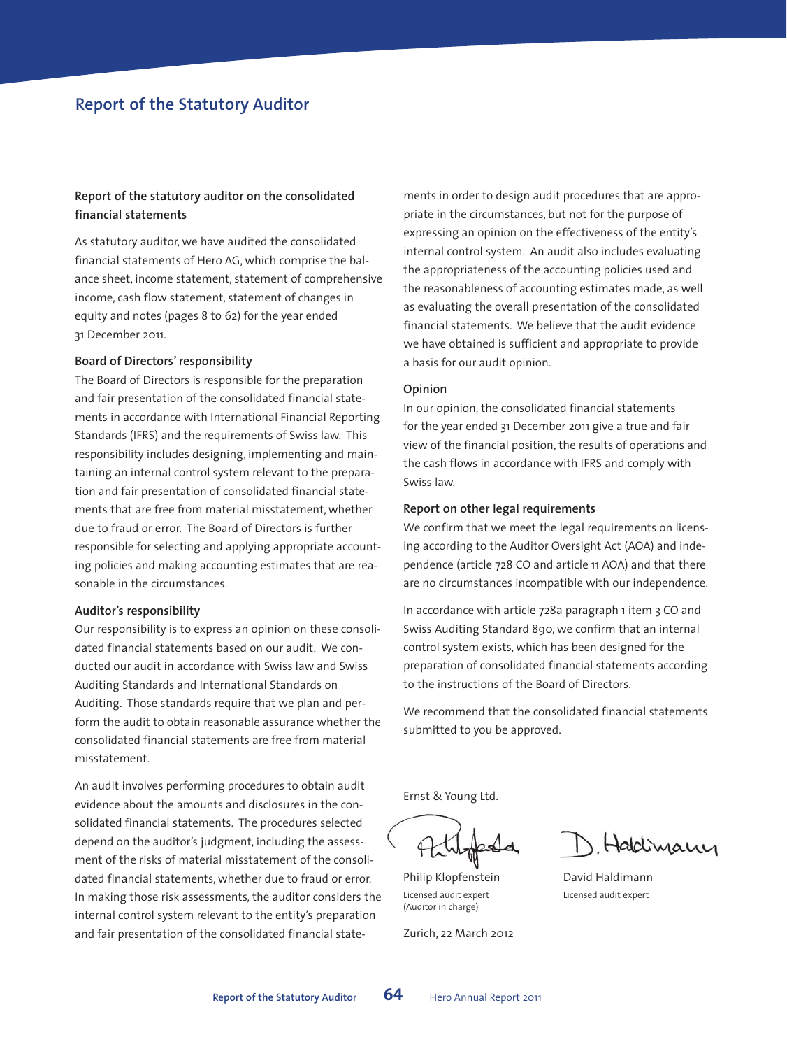# Report of the Statutory Auditor

### Report of the statutory auditor on the consolidated financial statements

As statutory auditor, we have audited the consolidated financial statements of Hero AG, which comprise the balance sheet, income statement, statement of comprehensive income, cash flow statement, statement of changes in equity and notes (pages 8 to 62) for the year ended 31 December 2011.

**Board of Directors' responsibility**

The Board of Directors is responsible for the preparation and fair presentation of the consolidated financial statements in accordance with International Financial Reporting Standards (IFRS) and the requirements of Swiss law. This responsibility includes designing, implementing and maintaining an internal control system relevant to the preparation and fair presentation of consolidated financial statements that are free from material misstatement, whether due to fraud or error. The Board of Directors is further responsible for selecting and applying appropriate accounting policies and making accounting estimates that are reasonable in the circumstances.

**Auditor's responsibility**

Our responsibility is to express an opinion on these consolidated financial statements based on our audit. We conducted our audit in accordance with Swiss law and Swiss Auditing Standards and International Standards on Auditing. Those standards require that we plan and perform the audit to obtain reasonable assurance whether the consolidated financial statements are free from material misstatement.

An audit involves performing procedures to obtain audit evidence about the amounts and disclosures in the consolidated financial statements. The procedures selected depend on the auditor's judgment, including the assessment of the risks of material misstatement of the consolidated financial statements, whether due to fraud or error. In making those risk assessments, the auditor considers the internal control system relevant to the entity's preparation and fair presentation of the consolidated financial statements in order to design audit procedures that are appropriate in the circumstances, but not for the purpose of expressing an opinion on the effectiveness of the entity's internal control system. An audit also includes evaluating the appropriateness of the accounting policies used and the reasonableness of accounting estimates made, as well as evaluating the overall presentation of the consolidated financial statements. We believe that the audit evidence we have obtained is sufficient and appropriate to provide a basis for our audit opinion.

**Opinion**

In our opinion, the consolidated financial statements for the year ended 31 December 2011 give a true and fair view of the financial position, the results of operations and the cash flows in accordance with IFRS and comply with Swiss law.

**Report on other legal requirements**

We confirm that we meet the legal requirements on licensing according to the Auditor Oversight Act (AOA) and independence (article 728 CO and article 11 AOA) and that there are no circumstances incompatible with our independence.

In accordance with article 728a paragraph 1 item 3 CO and Swiss Auditing Standard 890, we confirm that an internal control system exists, which has been designed for the preparation of consolidated financial statements according to the instructions of the Board of Directors.

We recommend that the consolidated financial statements submitted to you be approved.

Ernst & Young Ltd.

Philip Klopfenstein
Licensed audit expert
(Auditor in charge)

David Haldimann
Licensed audit expert

Zurich, 22 March 2012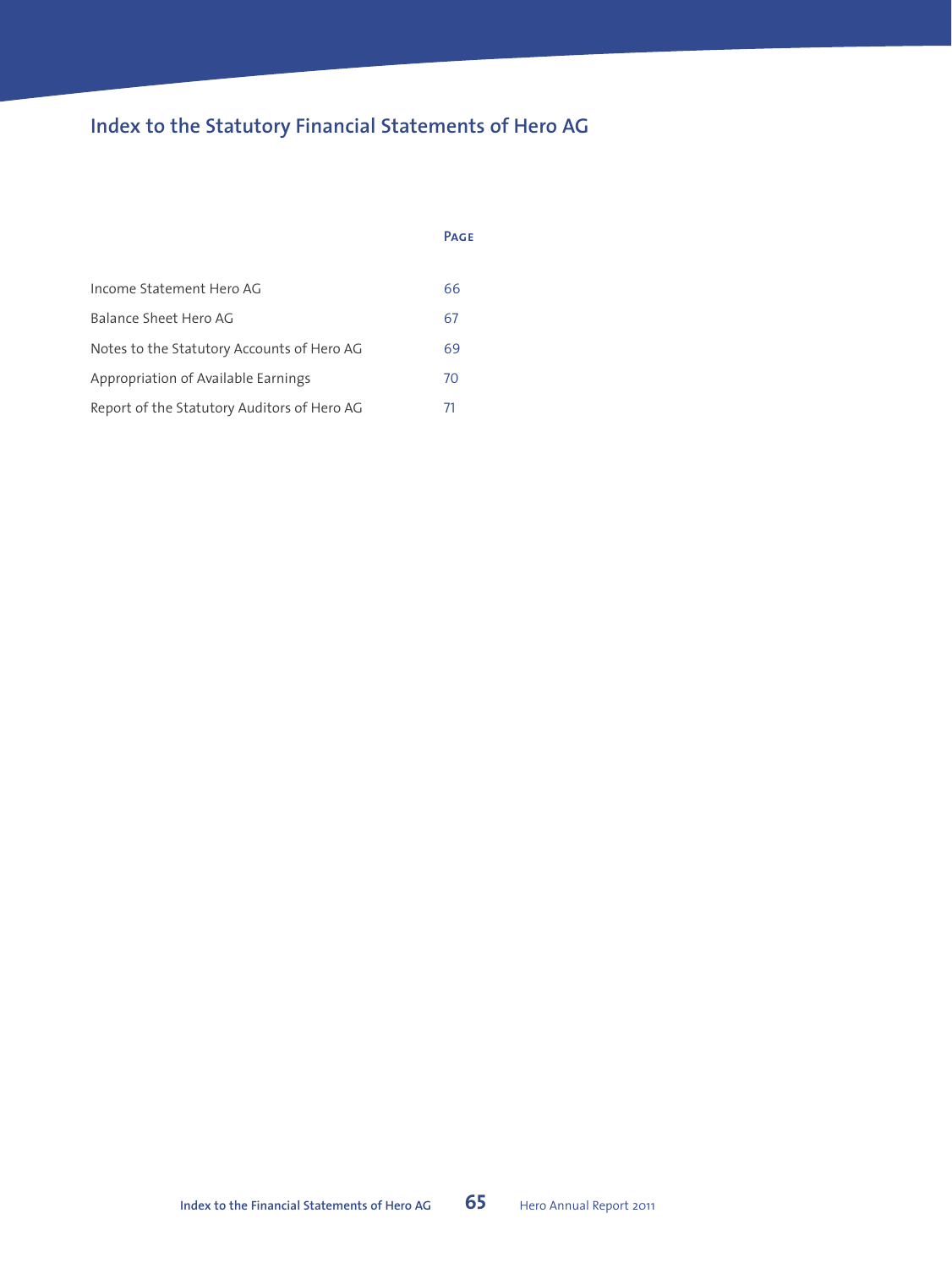# Index to the Statutory Financial Statements of Hero AG

| | Page |
|---|---|
| Income Statement Hero AG | 66 |
| Balance Sheet Hero AG | 67 |
| Notes to the Statutory Accounts of Hero AG | 69 |
| Appropriation of Available Earnings | 70 |
| Report of the Statutory Auditors of Hero AG | 71 |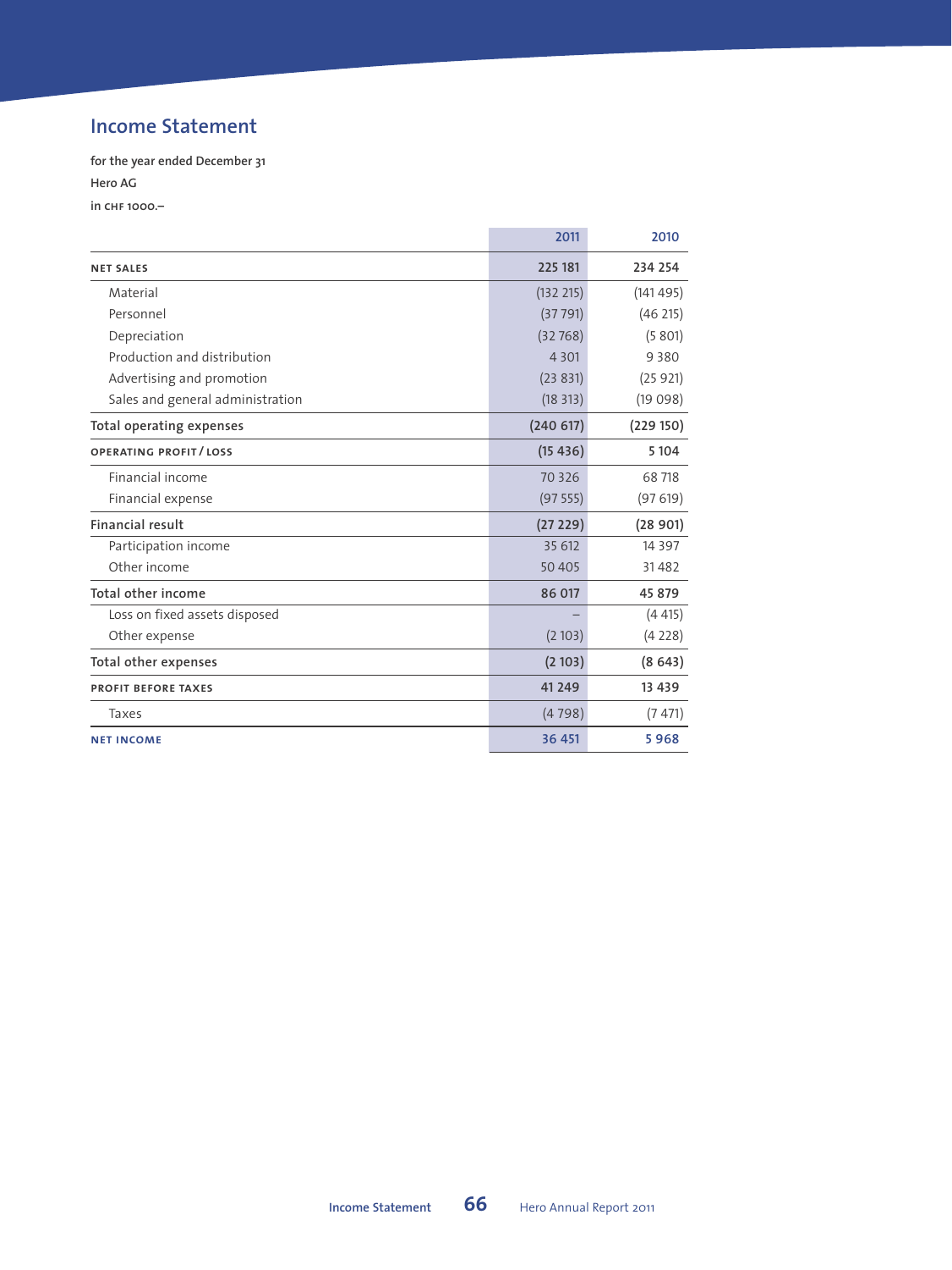# Income Statement

for the year ended December 31

Hero AG

in CHF 1000.–

| | 2011 | 2010 |
|---|---|---|
| **NET SALES** | 225 181 | 234 254 |
| Material | (132 215) | (141 495) |
| Personnel | (37 791) | (46 215) |
| Depreciation | (32 768) | (5 801) |
| Production and distribution | 4 301 | 9 380 |
| Advertising and promotion | (23 831) | (25 921) |
| Sales and general administration | (18 313) | (19 098) |
| **Total operating expenses** | **(240 617)** | **(229 150)** |
| **OPERATING PROFIT / LOSS** | **(15 436)** | **5 104** |
| Financial income | 70 326 | 68 718 |
| Financial expense | (97 555) | (97 619) |
| **Financial result** | **(27 229)** | **(28 901)** |
| Participation income | 35 612 | 14 397 |
| Other income | 50 405 | 31 482 |
| **Total other income** | **86 017** | **45 879** |
| Loss on fixed assets disposed | – | (4 415) |
| Other expense | (2 103) | (4 228) |
| **Total other expenses** | **(2 103)** | **(8 643)** |
| **PROFIT BEFORE TAXES** | **41 249** | **13 439** |
| Taxes | (4 798) | (7 471) |
| **NET INCOME** | **36 451** | **5 968** |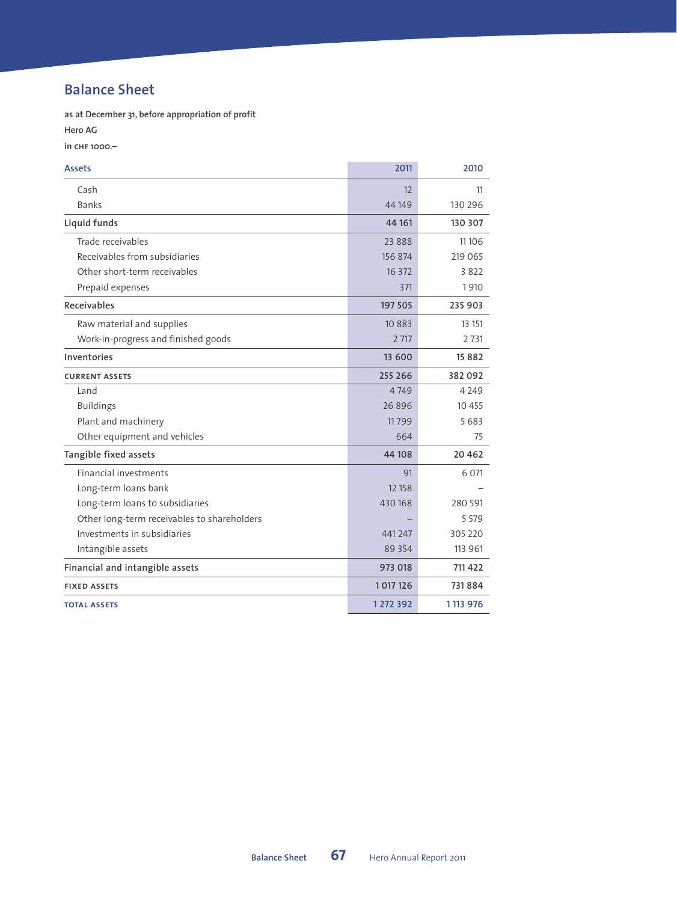# Balance Sheet

as at December 31, before appropriation of profit

Hero AG

in CHF 1000.–

| Assets | 2011 | 2010 |
|---|---|---|
| Cash | 12 | 11 |
| Banks | 44 149 | 130 296 |
| **Liquid funds** | **44 161** | **130 307** |
| Trade receivables | 23 888 | 11 106 |
| Receivables from subsidiaries | 156 874 | 219 065 |
| Other short-term receivables | 16 372 | 3 822 |
| Prepaid expenses | 371 | 1 910 |
| **Receivables** | **197 505** | **235 903** |
| Raw material and supplies | 10 883 | 13 151 |
| Work-in-progress and finished goods | 2 717 | 2 731 |
| **Inventories** | **13 600** | **15 882** |
| **CURRENT ASSETS** | **255 266** | **382 092** |
| Land | 4 749 | 4 249 |
| Buildings | 26 896 | 10 455 |
| Plant and machinery | 11 799 | 5 683 |
| Other equipment and vehicles | 664 | 75 |
| **Tangible fixed assets** | **44 108** | **20 462** |
| Financial investments | 91 | 6 071 |
| Long-term loans bank | 12 158 | – |
| Long-term loans to subsidiaries | 430 168 | 280 591 |
| Other long-term receivables to shareholders | – | 5 579 |
| Investments in subsidiaries | 441 247 | 305 220 |
| Intangible assets | 89 354 | 113 961 |
| **Financial and intangible assets** | **973 018** | **711 422** |
| **FIXED ASSETS** | **1 017 126** | **731 884** |
| **TOTAL ASSETS** | **1 272 392** | **1 113 976** |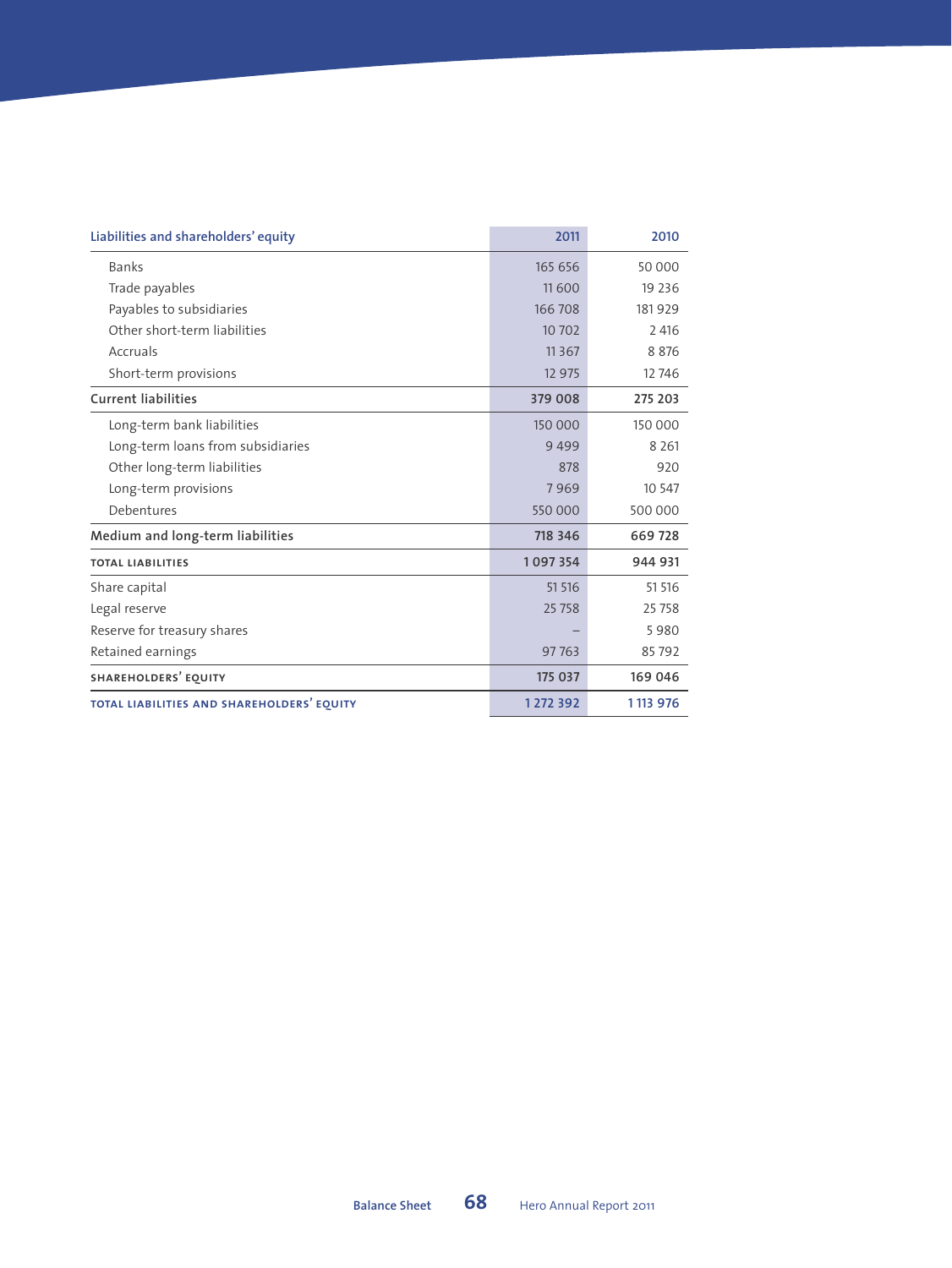| Liabilities and shareholders' equity | 2011 | 2010 |
|---|---|---|
| Banks | 165 656 | 50 000 |
| Trade payables | 11 600 | 19 236 |
| Payables to subsidiaries | 166 708 | 181 929 |
| Other short-term liabilities | 10 702 | 2 416 |
| Accruals | 11 367 | 8 876 |
| Short-term provisions | 12 975 | 12 746 |
| **Current liabilities** | **379 008** | **275 203** |
| Long-term bank liabilities | 150 000 | 150 000 |
| Long-term loans from subsidiaries | 9 499 | 8 261 |
| Other long-term liabilities | 878 | 920 |
| Long-term provisions | 7 969 | 10 547 |
| Debentures | 550 000 | 500 000 |
| **Medium and long-term liabilities** | **718 346** | **669 728** |
| **TOTAL LIABILITIES** | **1 097 354** | **944 931** |
| Share capital | 51 516 | 51 516 |
| Legal reserve | 25 758 | 25 758 |
| Reserve for treasury shares | – | 5 980 |
| Retained earnings | 97 763 | 85 792 |
| **SHAREHOLDERS' EQUITY** | **175 037** | **169 046** |
| **TOTAL LIABILITIES AND SHAREHOLDERS' EQUITY** | **1 272 392** | **1 113 976** |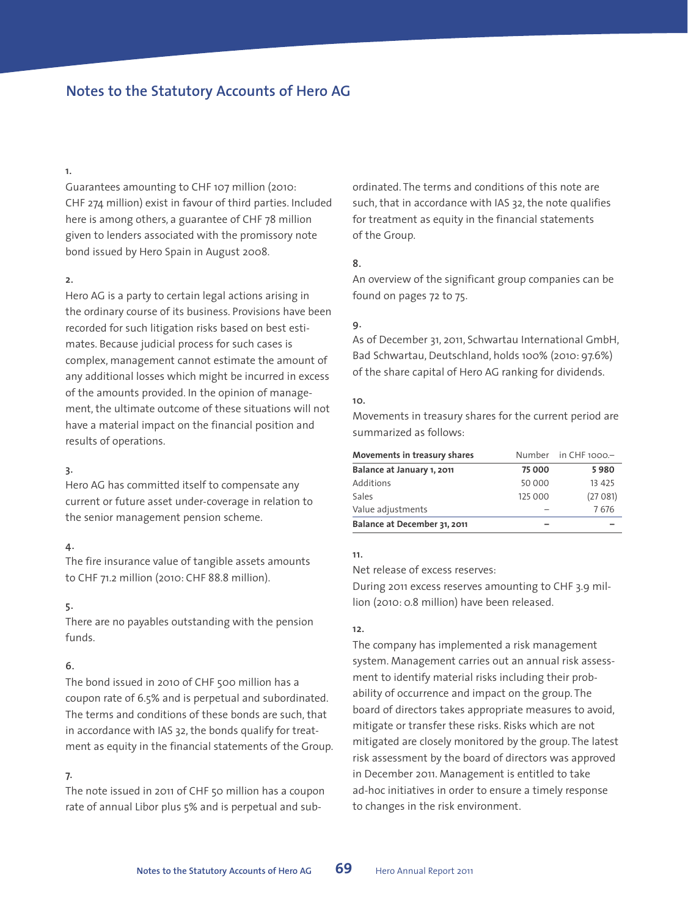## Notes to the Statutory Accounts of Hero AG

**1.**

Guarantees amounting to CHF 107 million (2010: CHF 274 million) exist in favour of third parties. Included here is among others, a guarantee of CHF 78 million given to lenders associated with the promissory note bond issued by Hero Spain in August 2008.

**2.**

Hero AG is a party to certain legal actions arising in the ordinary course of its business. Provisions have been recorded for such litigation risks based on best estimates. Because judicial process for such cases is complex, management cannot estimate the amount of any additional losses which might be incurred in excess of the amounts provided. In the opinion of management, the ultimate outcome of these situations will not have a material impact on the financial position and results of operations.

**3.**

Hero AG has committed itself to compensate any current or future asset under-coverage in relation to the senior management pension scheme.

**4.**

The fire insurance value of tangible assets amounts to CHF 71.2 million (2010: CHF 88.8 million).

**5.**

There are no payables outstanding with the pension funds.

**6.**

The bond issued in 2010 of CHF 500 million has a coupon rate of 6.5% and is perpetual and subordinated. The terms and conditions of these bonds are such, that in accordance with IAS 32, the bonds qualify for treatment as equity in the financial statements of the Group.

**7.**

The note issued in 2011 of CHF 50 million has a coupon rate of annual Libor plus 5% and is perpetual and subordinated. The terms and conditions of this note are such, that in accordance with IAS 32, the note qualifies for treatment as equity in the financial statements of the Group.

**8.**

An overview of the significant group companies can be found on pages 72 to 75.

**9.**

As of December 31, 2011, Schwartau International GmbH, Bad Schwartau, Deutschland, holds 100% (2010: 97.6%) of the share capital of Hero AG ranking for dividends.

**10.**

Movements in treasury shares for the current period are summarized as follows:

| Movements in treasury shares | Number | in CHF 1000.– |
|---|---|---|
| **Balance at January 1, 2011** | **75 000** | **5 980** |
| Additions | 50 000 | 13 425 |
| Sales | 125 000 | (27 081) |
| Value adjustments | – | 7 676 |
| **Balance at December 31, 2011** | **–** | **–** |

**11.**

Net release of excess reserves:
During 2011 excess reserves amounting to CHF 3.9 million (2010: 0.8 million) have been released.

**12.**

The company has implemented a risk management system. Management carries out an annual risk assessment to identify material risks including their probability of occurrence and impact on the group. The board of directors takes appropriate measures to avoid, mitigate or transfer these risks. Risks which are not mitigated are closely monitored by the group. The latest risk assessment by the board of directors was approved in December 2011. Management is entitled to take ad-hoc initiatives in order to ensure a timely response to changes in the risk environment.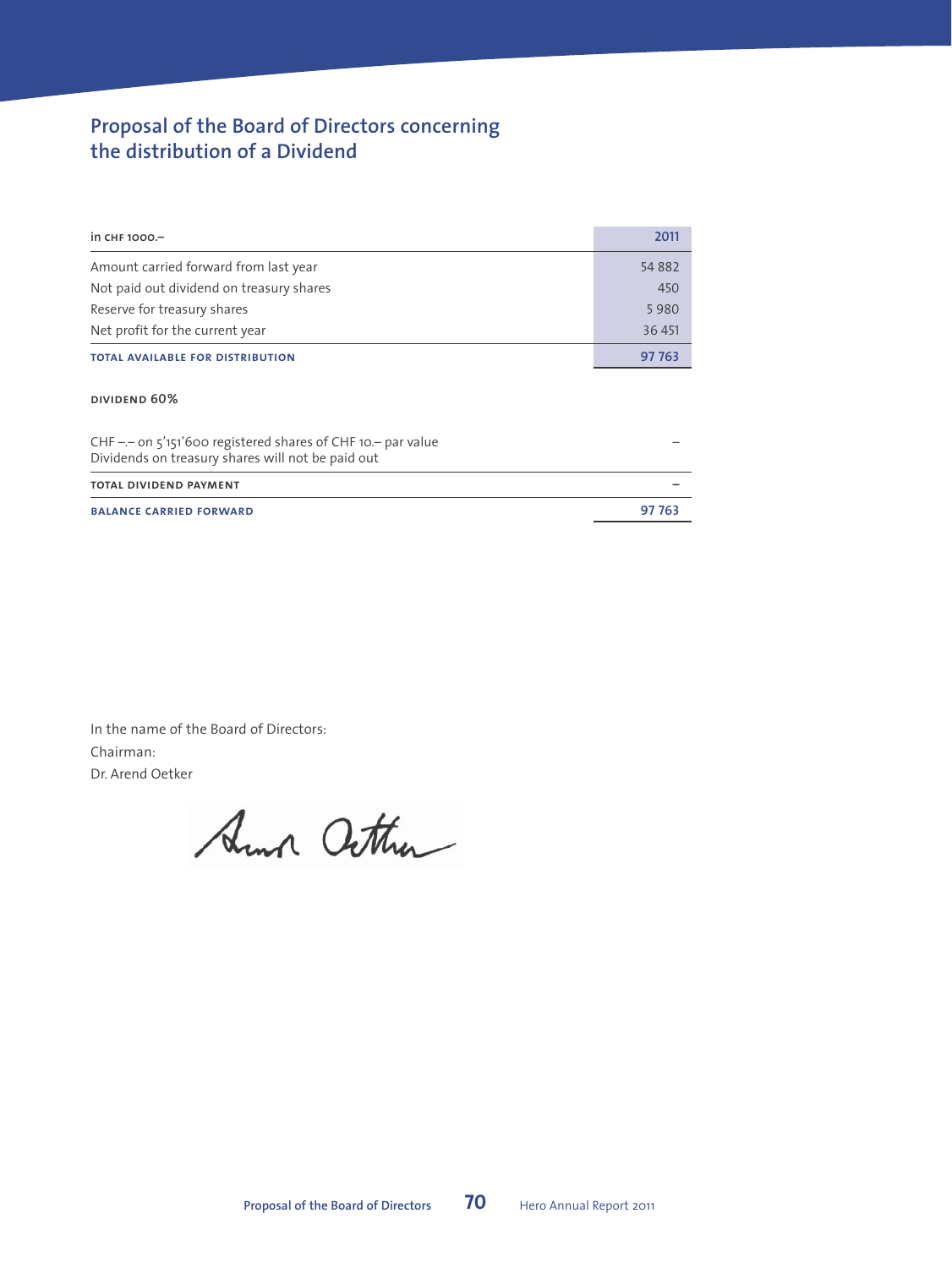# Proposal of the Board of Directors concerning the distribution of a Dividend

| in CHF 1000.– | 2011 |
|---|---|
| Amount carried forward from last year | 54 882 |
| Not paid out dividend on treasury shares | 450 |
| Reserve for treasury shares | 5 980 |
| Net profit for the current year | 36 451 |
| **TOTAL AVAILABLE FOR DISTRIBUTION** | **97 763** |
| **DIVIDEND 60%** | |
| CHF –.– on 5'151'600 registered shares of CHF 10.– par value<br>Dividends on treasury shares will not be paid out | – |
| **TOTAL DIVIDEND PAYMENT** | **–** |
| **BALANCE CARRIED FORWARD** | **97 763** |

In the name of the Board of Directors:
Chairman:
Dr. Arend Oetker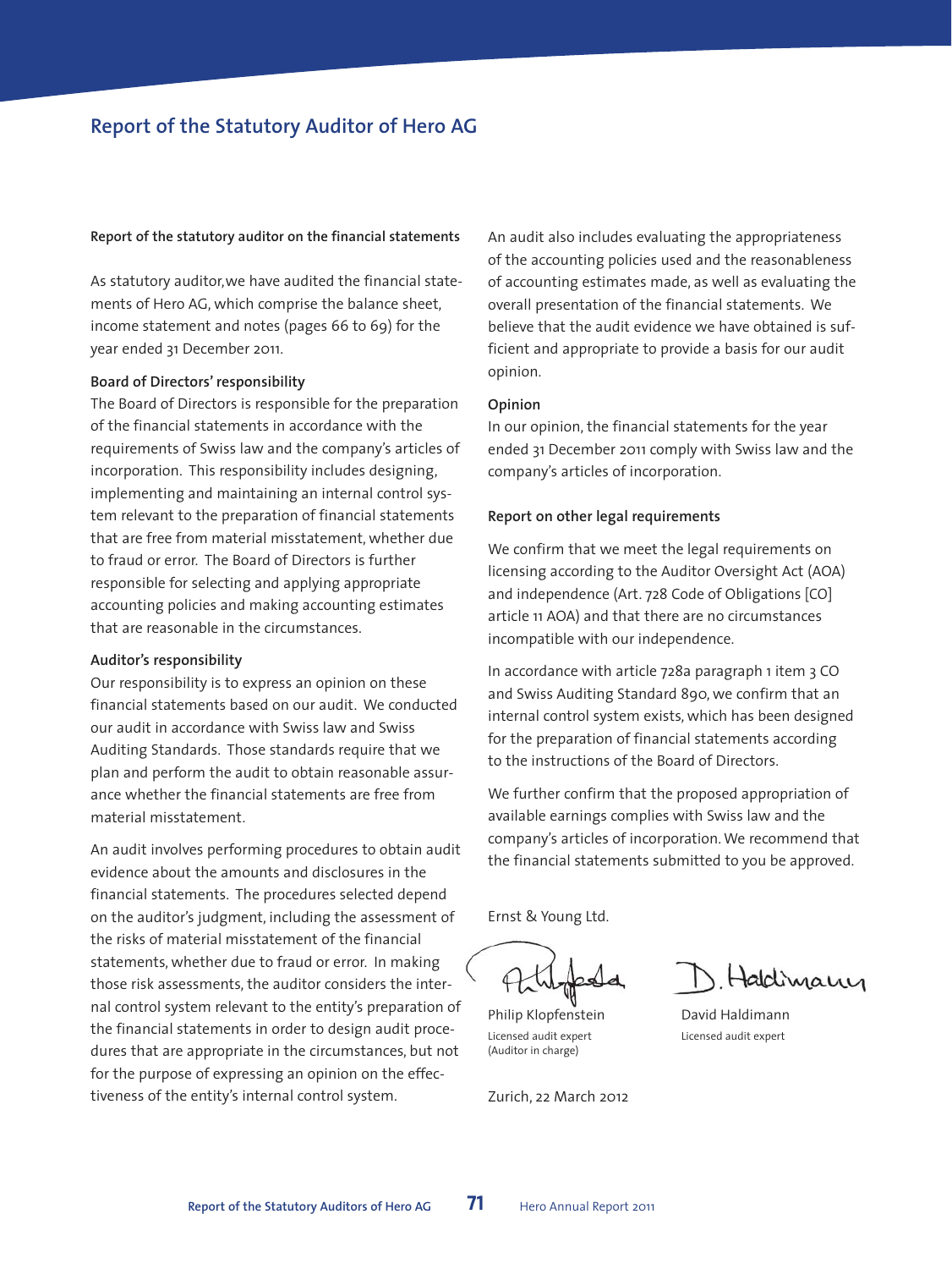# Report of the Statutory Auditor of Hero AG

**Report of the statutory auditor on the financial statements**

As statutory auditor,we have audited the financial statements of Hero AG, which comprise the balance sheet, income statement and notes (pages 66 to 69) for the year ended 31 December 2011.

**Board of Directors' responsibility**

The Board of Directors is responsible for the preparation of the financial statements in accordance with the requirements of Swiss law and the company's articles of incorporation. This responsibility includes designing, implementing and maintaining an internal control system relevant to the preparation of financial statements that are free from material misstatement, whether due to fraud or error. The Board of Directors is further responsible for selecting and applying appropriate accounting policies and making accounting estimates that are reasonable in the circumstances.

**Auditor's responsibility**

Our responsibility is to express an opinion on these financial statements based on our audit. We conducted our audit in accordance with Swiss law and Swiss Auditing Standards. Those standards require that we plan and perform the audit to obtain reasonable assurance whether the financial statements are free from material misstatement.

An audit involves performing procedures to obtain audit evidence about the amounts and disclosures in the financial statements. The procedures selected depend on the auditor's judgment, including the assessment of the risks of material misstatement of the financial statements, whether due to fraud or error. In making those risk assessments, the auditor considers the internal control system relevant to the entity's preparation of the financial statements in order to design audit procedures that are appropriate in the circumstances, but not for the purpose of expressing an opinion on the effectiveness of the entity's internal control system.

An audit also includes evaluating the appropriateness of the accounting policies used and the reasonableness of accounting estimates made, as well as evaluating the overall presentation of the financial statements. We believe that the audit evidence we have obtained is sufficient and appropriate to provide a basis for our audit opinion.

**Opinion**

In our opinion, the financial statements for the year ended 31 December 2011 comply with Swiss law and the company's articles of incorporation.

**Report on other legal requirements**

We confirm that we meet the legal requirements on licensing according to the Auditor Oversight Act (AOA) and independence (Art. 728 Code of Obligations [CO] article 11 AOA) and that there are no circumstances incompatible with our independence.

In accordance with article 728a paragraph 1 item 3 CO and Swiss Auditing Standard 890, we confirm that an internal control system exists, which has been designed for the preparation of financial statements according to the instructions of the Board of Directors.

We further confirm that the proposed appropriation of available earnings complies with Swiss law and the company's articles of incorporation. We recommend that the financial statements submitted to you be approved.

Ernst & Young Ltd.

Philip Klopfenstein
Licensed audit expert
(Auditor in charge)

David Haldimann
Licensed audit expert

Zurich, 22 March 2012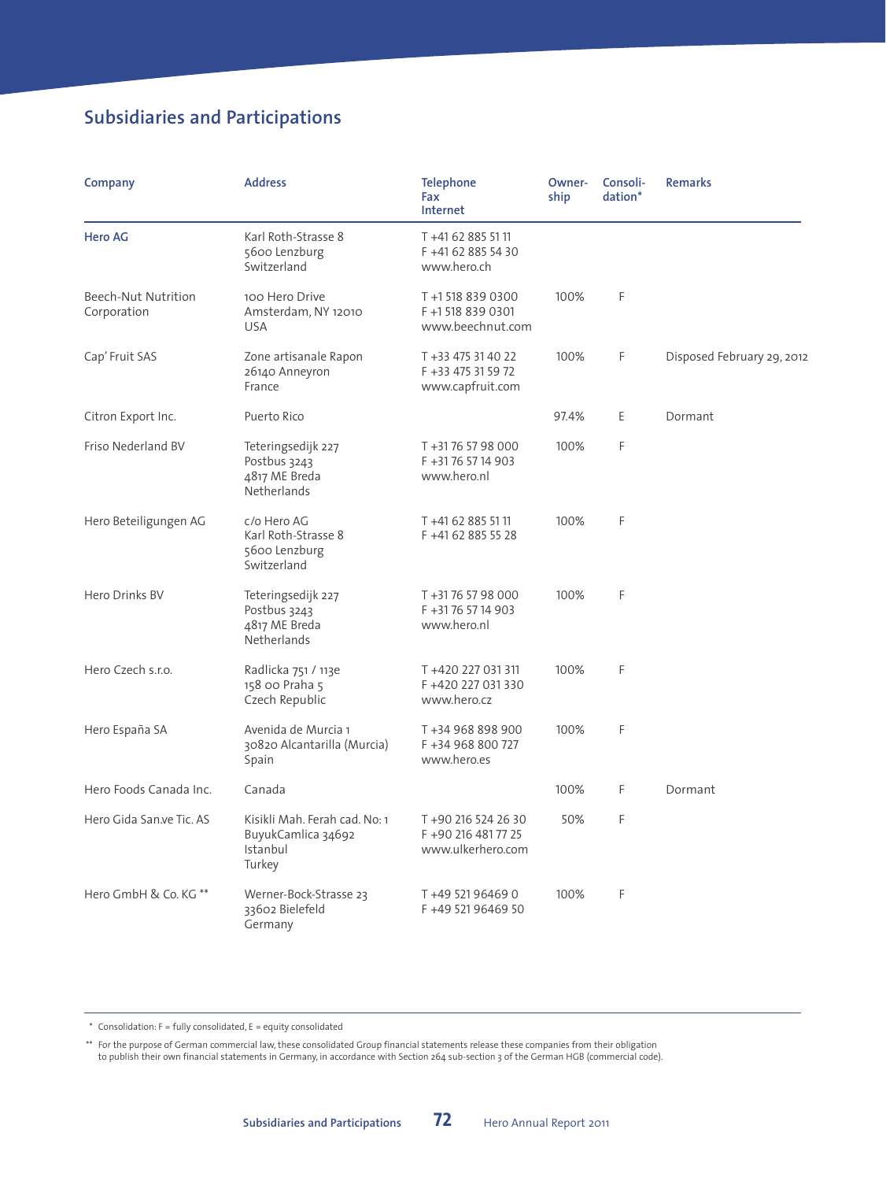## Subsidiaries and Participations

| Company | Address | Telephone<br>Fax<br>Internet | Owner-ship | Consoli-dation* | Remarks |
|---|---|---|---|---|---|
| **Hero AG** | Karl Roth-Strasse 8<br>5600 Lenzburg<br>Switzerland | T +41 62 885 51 11<br>F +41 62 885 54 30<br>www.hero.ch | | | |
| Beech-Nut Nutrition Corporation | 100 Hero Drive<br>Amsterdam, NY 12010<br>USA | T +1 518 839 0300<br>F +1 518 839 0301<br>www.beechnut.com | 100% | F | |
| Cap' Fruit SAS | Zone artisanale Rapon<br>26140 Anneyron<br>France | T +33 475 31 40 22<br>F +33 475 31 59 72<br>www.capfruit.com | 100% | F | Disposed February 29, 2012 |
| Citron Export Inc. | Puerto Rico | | 97.4% | E | Dormant |
| Friso Nederland BV | Teteringsedijk 227<br>Postbus 3243<br>4817 ME Breda<br>Netherlands | T +31 76 57 98 000<br>F +31 76 57 14 903<br>www.hero.nl | 100% | F | |
| Hero Beteiligungen AG | c/o Hero AG<br>Karl Roth-Strasse 8<br>5600 Lenzburg<br>Switzerland | T +41 62 885 51 11<br>F +41 62 885 55 28 | 100% | F | |
| Hero Drinks BV | Teteringsedijk 227<br>Postbus 3243<br>4817 ME Breda<br>Netherlands | T +31 76 57 98 000<br>F +31 76 57 14 903<br>www.hero.nl | 100% | F | |
| Hero Czech s.r.o. | Radlicka 751 / 113e<br>158 00 Praha 5<br>Czech Republic | T +420 227 031 311<br>F +420 227 031 330<br>www.hero.cz | 100% | F | |
| Hero España SA | Avenida de Murcia 1<br>30820 Alcantarilla (Murcia)<br>Spain | T +34 968 898 900<br>F +34 968 800 727<br>www.hero.es | 100% | F | |
| Hero Foods Canada Inc. | Canada | | 100% | F | Dormant |
| Hero Gida San.ve Tic. AS | Kisikli Mah. Ferah cad. No: 1<br>BuyukCamlica 34692<br>Istanbul<br>Turkey | T +90 216 524 26 30<br>F +90 216 481 77 25<br>www.ulkerhero.com | 50% | F | |
| Hero GmbH & Co. KG ** | Werner-Bock-Strasse 23<br>33602 Bielefeld<br>Germany | T +49 521 96469 0<br>F +49 521 96469 50 | 100% | F | |

\* Consolidation: F = fully consolidated, E = equity consolidated

\*\* For the purpose of German commercial law, these consolidated Group financial statements release these companies from their obligation to publish their own financial statements in Germany, in accordance with Section 264 sub-section 3 of the German HGB (commercial code).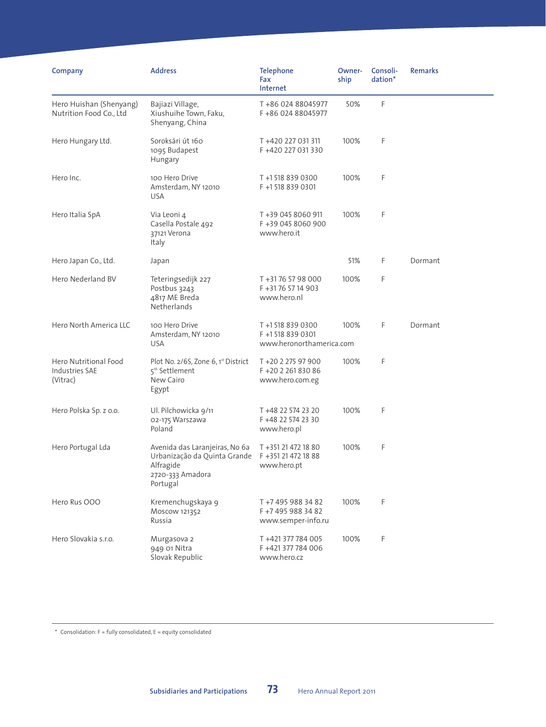| Company | Address | Telephone<br>Fax<br>Internet | Owner-ship | Consoli-dation* | Remarks |
|---|---|---|---|---|---|
| Hero Huishan (Shenyang) Nutrition Food Co., Ltd | Bajiazi Village,<br>Xiushuihe Town, Faku,<br>Shenyang, China | T +86 024 88045977<br>F +86 024 88045977 | 50% | F | |
| Hero Hungary Ltd. | Soroksári út 160<br>1095 Budapest<br>Hungary | T +420 227 031 311<br>F +420 227 031 330 | 100% | F | |
| Hero Inc. | 100 Hero Drive<br>Amsterdam, NY 12010<br>USA | T +1 518 839 0300<br>F +1 518 839 0301 | 100% | F | |
| Hero Italia SpA | Via Leoni 4<br>Casella Postale 492<br>37121 Verona<br>Italy | T +39 045 8060 911<br>F +39 045 8060 900<br>www.hero.it | 100% | F | |
| Hero Japan Co., Ltd. | Japan | | 51% | F | Dormant |
| Hero Nederland BV | Teteringsedijk 227<br>Postbus 3243<br>4817 ME Breda<br>Netherlands | T +31 76 57 98 000<br>F +31 76 57 14 903<br>www.hero.nl | 100% | F | |
| Hero North America LLC | 100 Hero Drive<br>Amsterdam, NY 12010<br>USA | T +1 518 839 0300<br>F +1 518 839 0301<br>www.heronorthamerica.com | 100% | F | Dormant |
| Hero Nutritional Food Industries SAE (Vitrac) | Plot No. 2/6S, Zone 6, 1st District<br>5th Settlement<br>New Cairo<br>Egypt | T +20 2 275 97 900<br>F +20 2 261 830 86<br>www.hero.com.eg | 100% | F | |
| Hero Polska Sp. z o.o. | Ul. Pilchowicka 9/11<br>02-175 Warszawa<br>Poland | T +48 22 574 23 20<br>F +48 22 574 23 30<br>www.hero.pl | 100% | F | |
| Hero Portugal Lda | Avenida das Laranjeiras, No 6a<br>Urbanização da Quinta Grande<br>Alfragide<br>2720-333 Amadora<br>Portugal | T +351 21 472 18 80<br>F +351 21 472 18 88<br>www.hero.pt | 100% | F | |
| Hero Rus OOO | Kremenchugskaya 9<br>Moscow 121352<br>Russia | T +7 495 988 34 82<br>F +7 495 988 34 82<br>www.semper-info.ru | 100% | F | |
| Hero Slovakia s.r.o. | Murgasova 2<br>949 01 Nitra<br>Slovak Republic | T +421 377 784 005<br>F +421 377 784 006<br>www.hero.cz | 100% | F | |

* Consolidation: F = fully consolidated, E = equity consolidated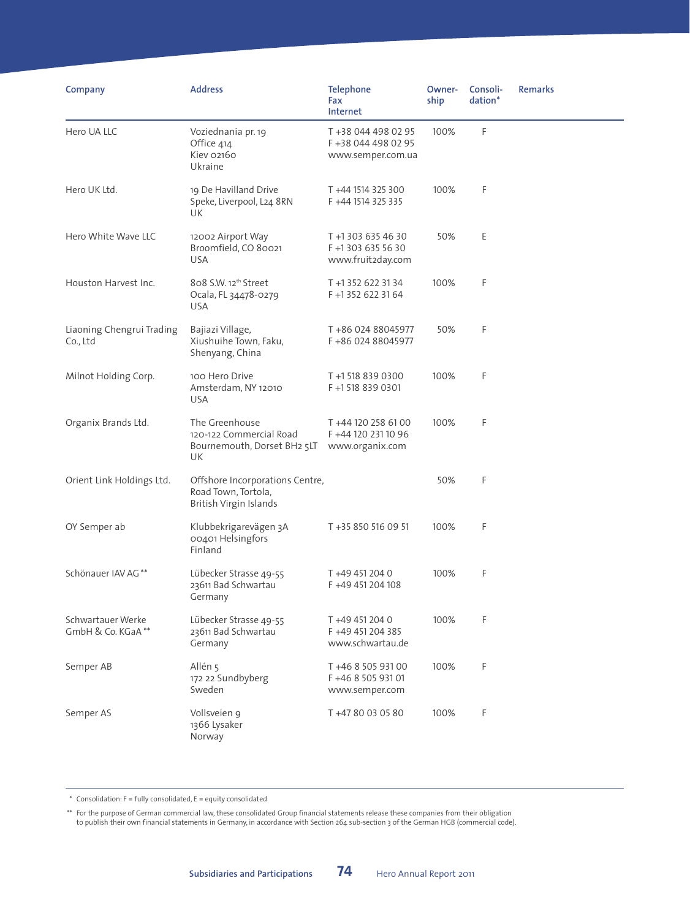| Company | Address | Telephone<br>Fax<br>Internet | Owner-ship | Consoli-dation* | Remarks |
|---|---|---|---|---|---|
| Hero UA LLC | Voziednania pr. 19<br>Office 414<br>Kiev 02160<br>Ukraine | T +38 044 498 02 95<br>F +38 044 498 02 95<br>www.semper.com.ua | 100% | F | |
| Hero UK Ltd. | 19 De Havilland Drive<br>Speke, Liverpool, L24 8RN<br>UK | T +44 1514 325 300<br>F +44 1514 325 335 | 100% | F | |
| Hero White Wave LLC | 12002 Airport Way<br>Broomfield, CO 80021<br>USA | T +1 303 635 46 30<br>F +1 303 635 56 30<br>www.fruit2day.com | 50% | E | |
| Houston Harvest Inc. | 808 S.W. 12th Street<br>Ocala, FL 34478-0279<br>USA | T +1 352 622 31 34<br>F +1 352 622 31 64 | 100% | F | |
| Liaoning Chengrui Trading Co., Ltd | Bajiazi Village,<br>Xiushuihe Town, Faku,<br>Shenyang, China | T +86 024 88045977<br>F +86 024 88045977 | 50% | F | |
| Milnot Holding Corp. | 100 Hero Drive<br>Amsterdam, NY 12010<br>USA | T +1 518 839 0300<br>F +1 518 839 0301 | 100% | F | |
| Organix Brands Ltd. | The Greenhouse<br>120-122 Commercial Road<br>Bournemouth, Dorset BH2 5LT<br>UK | T +44 120 258 61 00<br>F +44 120 231 10 96<br>www.organix.com | 100% | F | |
| Orient Link Holdings Ltd. | Offshore Incorporations Centre,<br>Road Town, Tortola,<br>British Virgin Islands | | 50% | F | |
| OY Semper ab | Klubbekrigarevägen 3A<br>00401 Helsingfors<br>Finland | T +35 850 516 09 51 | 100% | F | |
| Schönauer IAV AG ** | Lübecker Strasse 49-55<br>23611 Bad Schwartau<br>Germany | T +49 451 204 0<br>F +49 451 204 108 | 100% | F | |
| Schwartauer Werke GmbH & Co. KGaA ** | Lübecker Strasse 49-55<br>23611 Bad Schwartau<br>Germany | T +49 451 204 0<br>F +49 451 204 385<br>www.schwartau.de | 100% | F | |
| Semper AB | Allén 5<br>172 22 Sundbyberg<br>Sweden | T +46 8 505 931 00<br>F +46 8 505 931 01<br>www.semper.com | 100% | F | |
| Semper AS | Vollsveien 9<br>1366 Lysaker<br>Norway | T +47 80 03 05 80 | 100% | F | |

\* Consolidation: F = fully consolidated, E = equity consolidated

\*\* For the purpose of German commercial law, these consolidated Group financial statements release these companies from their obligation to publish their own financial statements in Germany, in accordance with Section 264 sub-section 3 of the German HGB (commercial code).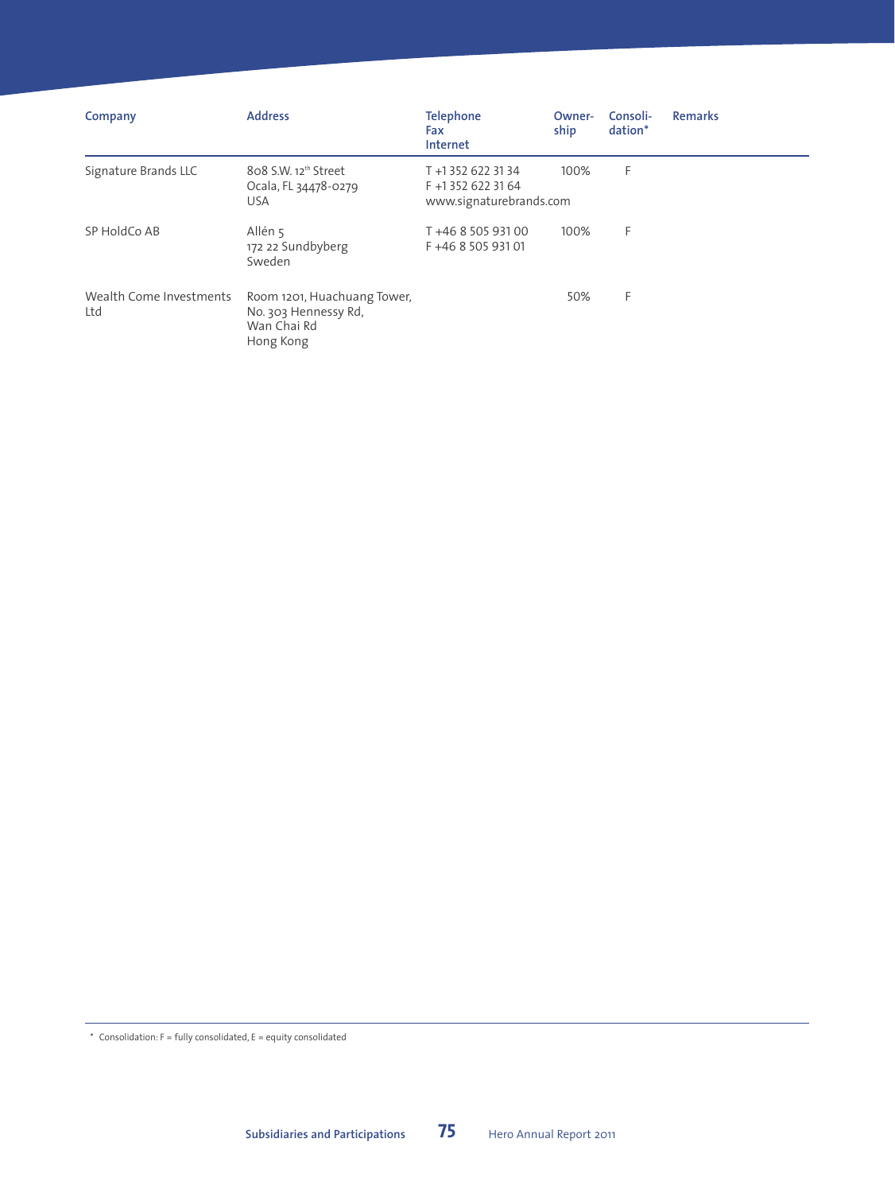| Company | Address | Telephone<br>Fax<br>Internet | Owner-ship | Consoli-dation* | Remarks |
|---|---|---|---|---|---|
| Signature Brands LLC | 808 S.W. 12th Street<br>Ocala, FL 34478-0279<br>USA | T +1 352 622 31 34<br>F +1 352 622 31 64<br>www.signaturebrands.com | 100% | F | |
| SP HoldCo AB | Allén 5<br>172 22 Sundbyberg<br>Sweden | T +46 8 505 931 00<br>F +46 8 505 931 01 | 100% | F | |
| Wealth Come Investments Ltd | Room 1201, Huachuang Tower,<br>No. 303 Hennessy Rd,<br>Wan Chai Rd<br>Hong Kong | | 50% | F | |

* Consolidation: F = fully consolidated, E = equity consolidated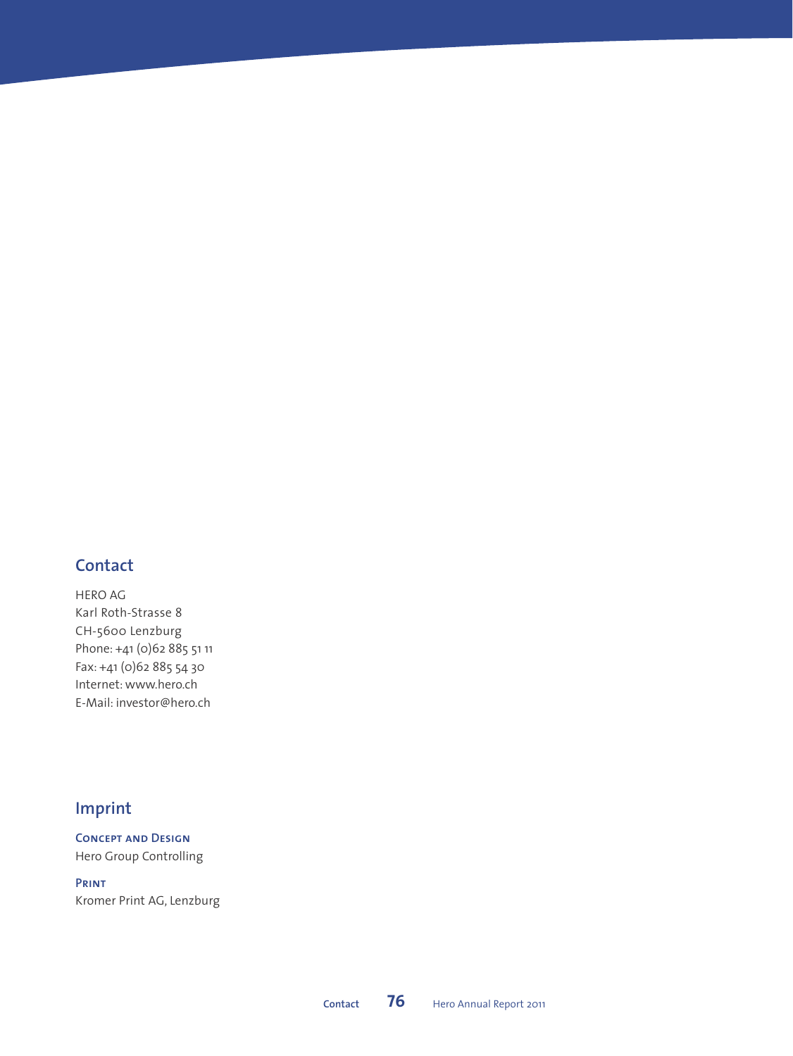## Contact

HERO AG
Karl Roth-Strasse 8
CH-5600 Lenzburg
Phone: +41 (0)62 885 51 11
Fax: +41 (0)62 885 54 30
Internet: www.hero.ch
E-Mail: investor@hero.ch

## Imprint

**Concept and Design**
Hero Group Controlling

**Print**
Kromer Print AG, Lenzburg